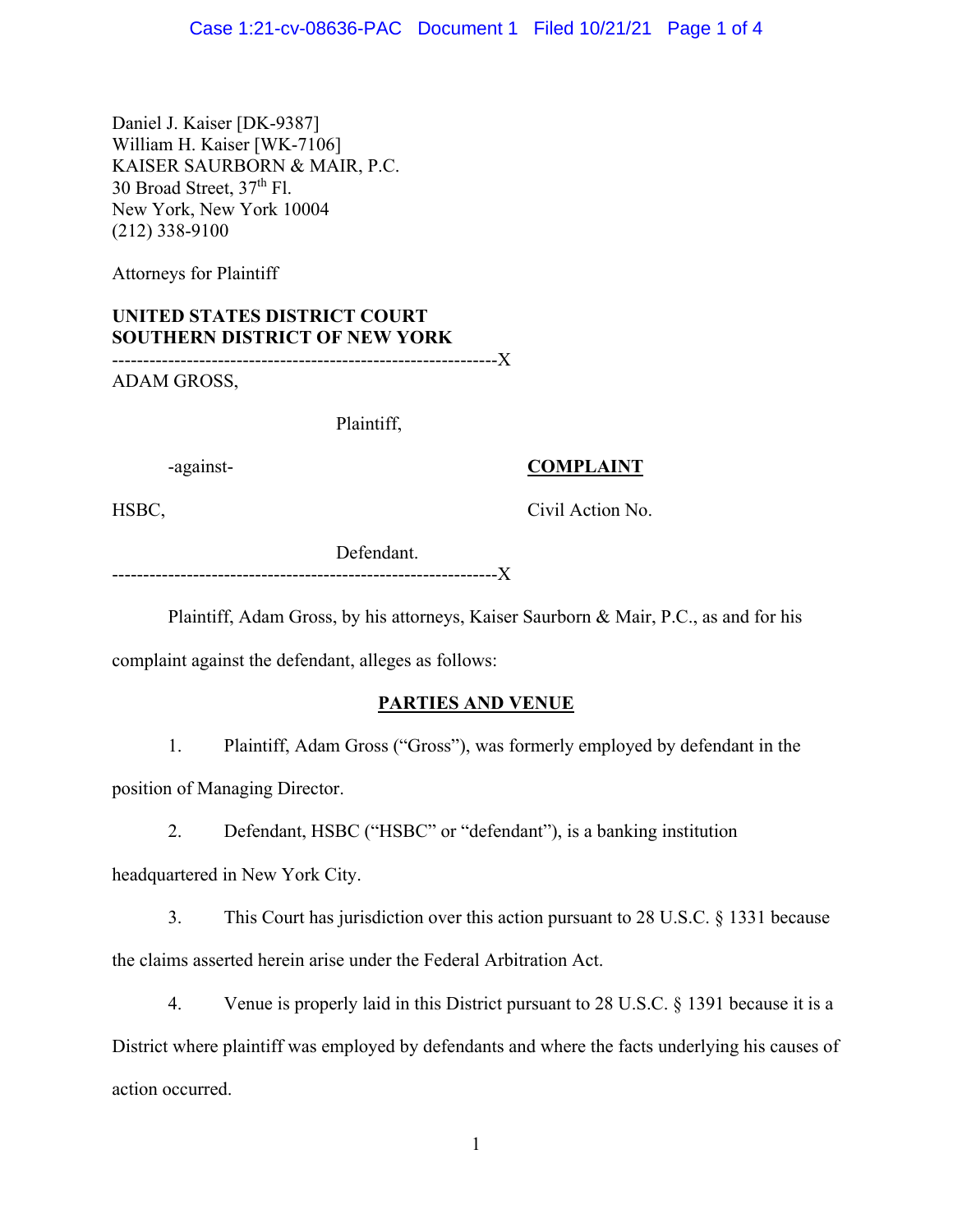Daniel J. Kaiser [DK-9387]
William H. Kaiser [WK-7106]
KAISER SAURBORN & MAIR, P.C.
30 Broad Street, 37th Fl.
New York, New York 10004
(212) 338-9100

Attorneys for Plaintiff

**UNITED STATES DISTRICT COURT**
**SOUTHERN DISTRICT OF NEW YORK**

--------------------------------------------------------------X

ADAM GROSS,

Plaintiff,

-against-

HSBC,

Defendant.

--------------------------------------------------------------X

**COMPLAINT**

Civil Action No.

Plaintiff, Adam Gross, by his attorneys, Kaiser Saurborn & Mair, P.C., as and for his complaint against the defendant, alleges as follows:

## PARTIES AND VENUE

1. Plaintiff, Adam Gross ("Gross"), was formerly employed by defendant in the position of Managing Director.

2. Defendant, HSBC ("HSBC" or "defendant"), is a banking institution headquartered in New York City.

3. This Court has jurisdiction over this action pursuant to 28 U.S.C. § 1331 because the claims asserted herein arise under the Federal Arbitration Act.

4. Venue is properly laid in this District pursuant to 28 U.S.C. § 1391 because it is a District where plaintiff was employed by defendants and where the facts underlying his causes of action occurred.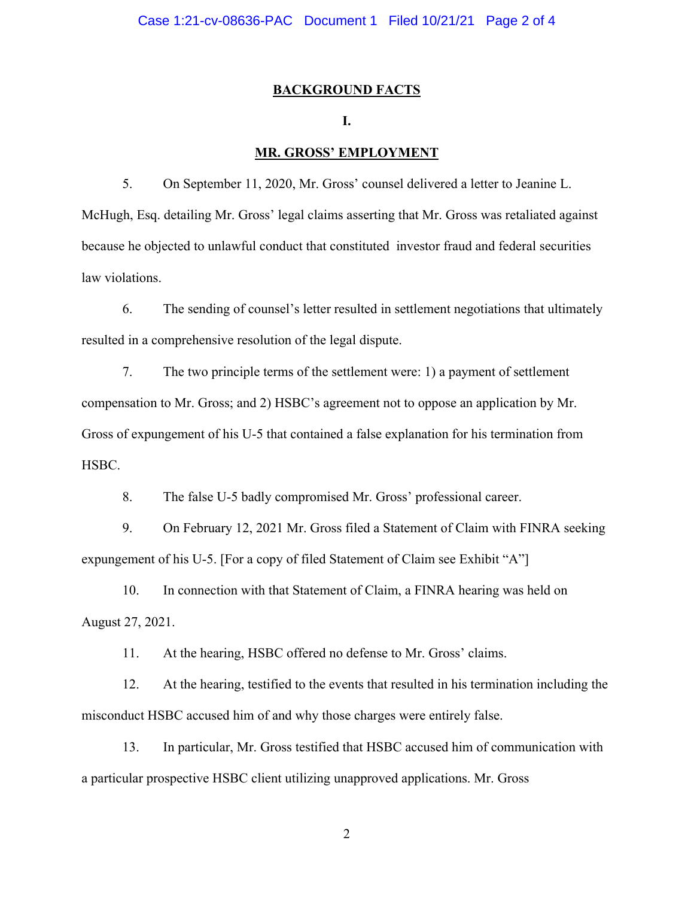## BACKGROUND FACTS

### I.

### MR. GROSS' EMPLOYMENT

5. On September 11, 2020, Mr. Gross' counsel delivered a letter to Jeanine L. McHugh, Esq. detailing Mr. Gross' legal claims asserting that Mr. Gross was retaliated against because he objected to unlawful conduct that constituted investor fraud and federal securities law violations.

6. The sending of counsel's letter resulted in settlement negotiations that ultimately resulted in a comprehensive resolution of the legal dispute.

7. The two principle terms of the settlement were: 1) a payment of settlement compensation to Mr. Gross; and 2) HSBC's agreement not to oppose an application by Mr. Gross of expungement of his U-5 that contained a false explanation for his termination from HSBC.

8. The false U-5 badly compromised Mr. Gross' professional career.

9. On February 12, 2021 Mr. Gross filed a Statement of Claim with FINRA seeking expungement of his U-5. [For a copy of filed Statement of Claim see Exhibit "A"]

10. In connection with that Statement of Claim, a FINRA hearing was held on August 27, 2021.

11. At the hearing, HSBC offered no defense to Mr. Gross' claims.

12. At the hearing, testified to the events that resulted in his termination including the misconduct HSBC accused him of and why those charges were entirely false.

13. In particular, Mr. Gross testified that HSBC accused him of communication with a particular prospective HSBC client utilizing unapproved applications. Mr. Gross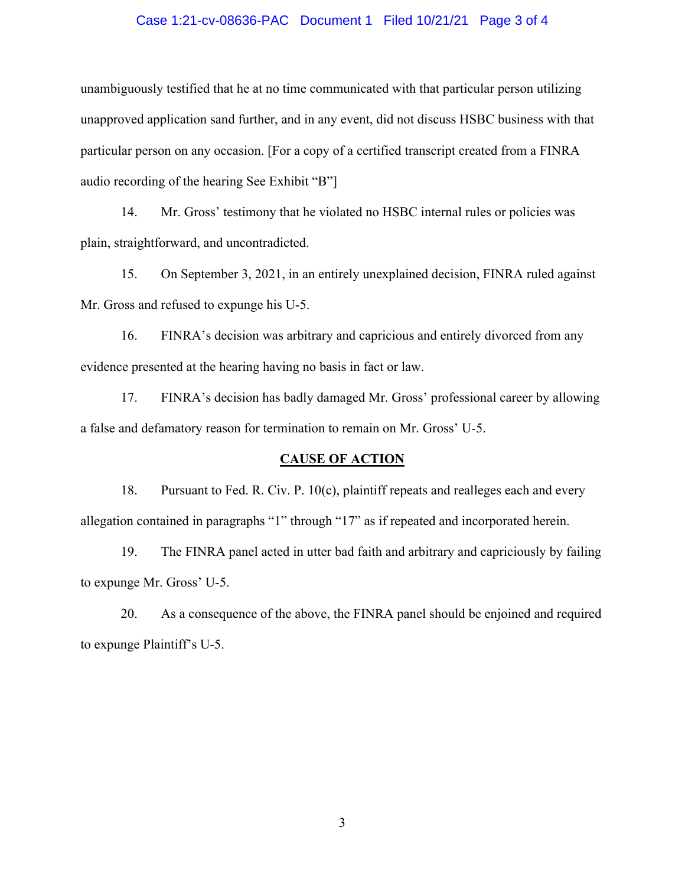unambiguously testified that he at no time communicated with that particular person utilizing unapproved application sand further, and in any event, did not discuss HSBC business with that particular person on any occasion. [For a copy of a certified transcript created from a FINRA audio recording of the hearing See Exhibit "B"]

14. Mr. Gross' testimony that he violated no HSBC internal rules or policies was plain, straightforward, and uncontradicted.

15. On September 3, 2021, in an entirely unexplained decision, FINRA ruled against Mr. Gross and refused to expunge his U-5.

16. FINRA's decision was arbitrary and capricious and entirely divorced from any evidence presented at the hearing having no basis in fact or law.

17. FINRA's decision has badly damaged Mr. Gross' professional career by allowing a false and defamatory reason for termination to remain on Mr. Gross' U-5.

## CAUSE OF ACTION

18. Pursuant to Fed. R. Civ. P. 10(c), plaintiff repeats and realleges each and every allegation contained in paragraphs "1" through "17" as if repeated and incorporated herein.

19. The FINRA panel acted in utter bad faith and arbitrary and capriciously by failing to expunge Mr. Gross' U-5.

20. As a consequence of the above, the FINRA panel should be enjoined and required to expunge Plaintiff's U-5.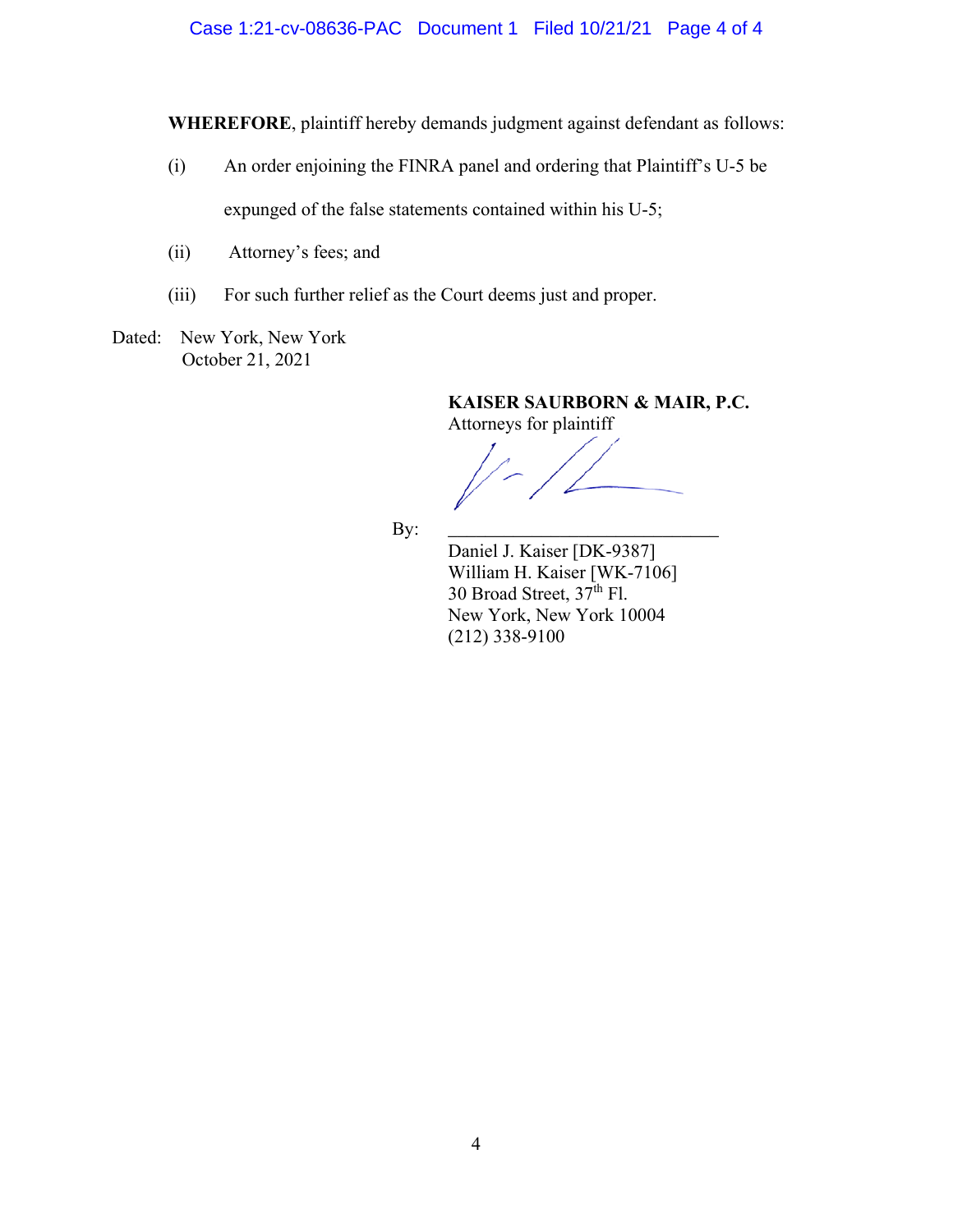**WHEREFORE**, plaintiff hereby demands judgment against defendant as follows:

(i) An order enjoining the FINRA panel and ordering that Plaintiff's U-5 be expunged of the false statements contained within his U-5;

(ii) Attorney's fees; and

(iii) For such further relief as the Court deems just and proper.

Dated: New York, New York
October 21, 2021

**KAISER SAURBORN & MAIR, P.C.**
Attorneys for plaintiff

By: ______________________________
Daniel J. Kaiser [DK-9387]
William H. Kaiser [WK-7106]
30 Broad Street, 37th Fl.
New York, New York 10004
(212) 338-9100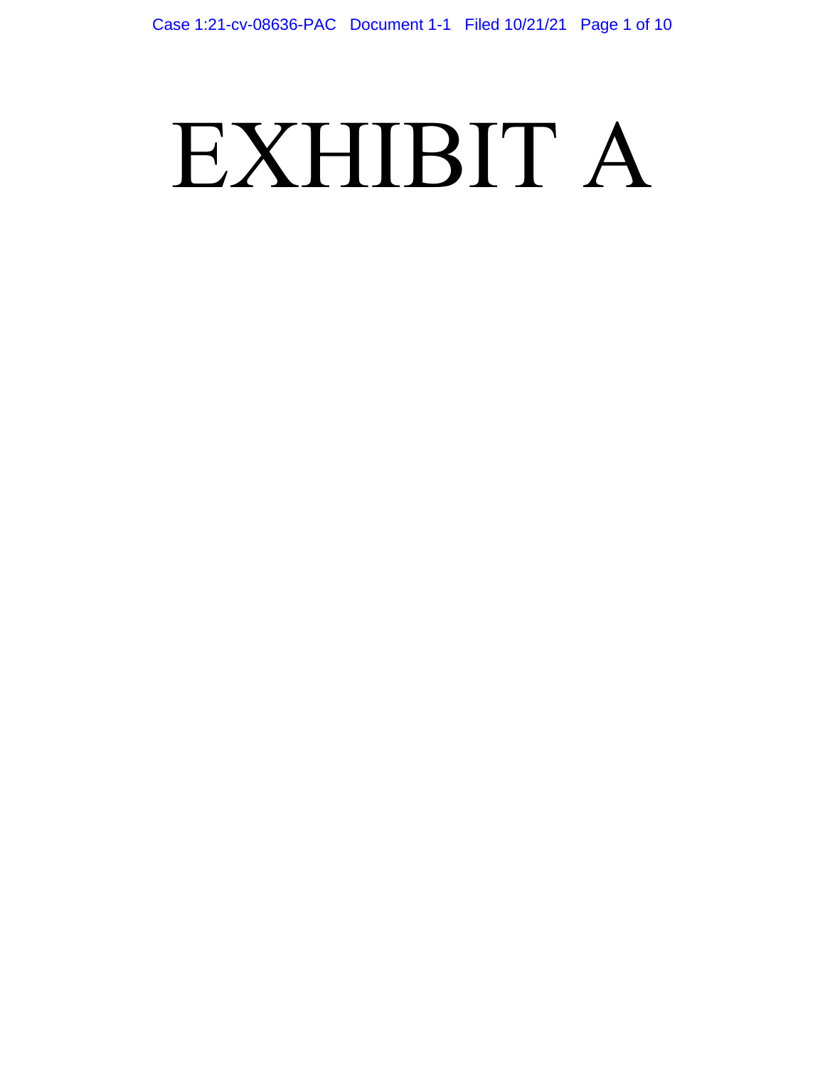# EXHIBIT A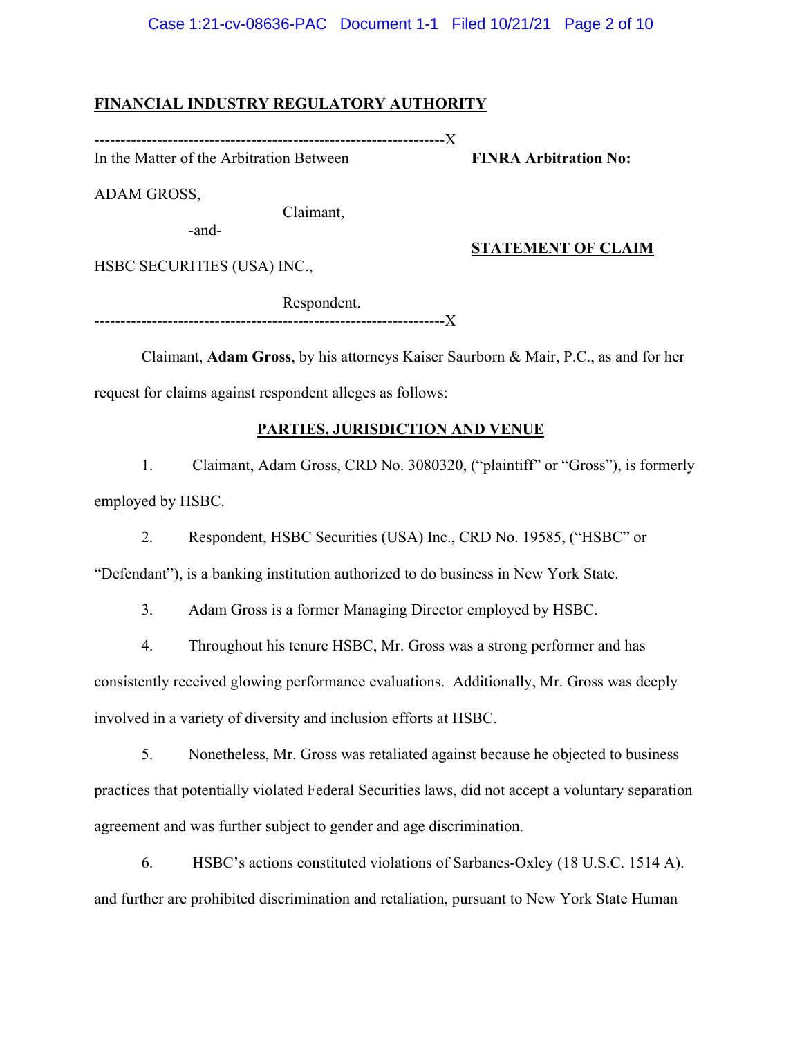**FINANCIAL INDUSTRY REGULATORY AUTHORITY**

---------------------------------------------------------------------X

In the Matter of the Arbitration Between **FINRA Arbitration No:**

ADAM GROSS,

Claimant,

-and-

**STATEMENT OF CLAIM**

HSBC SECURITIES (USA) INC.,

Respondent.

---------------------------------------------------------------------X

Claimant, **Adam Gross**, by his attorneys Kaiser Saurborn & Mair, P.C., as and for her request for claims against respondent alleges as follows:

## PARTIES, JURISDICTION AND VENUE

1. Claimant, Adam Gross, CRD No. 3080320, ("plaintiff" or "Gross"), is formerly employed by HSBC.

2. Respondent, HSBC Securities (USA) Inc., CRD No. 19585, ("HSBC" or "Defendant"), is a banking institution authorized to do business in New York State.

3. Adam Gross is a former Managing Director employed by HSBC.

4. Throughout his tenure HSBC, Mr. Gross was a strong performer and has consistently received glowing performance evaluations. Additionally, Mr. Gross was deeply involved in a variety of diversity and inclusion efforts at HSBC.

5. Nonetheless, Mr. Gross was retaliated against because he objected to business practices that potentially violated Federal Securities laws, did not accept a voluntary separation agreement and was further subject to gender and age discrimination.

6. HSBC's actions constituted violations of Sarbanes-Oxley (18 U.S.C. 1514 A). and further are prohibited discrimination and retaliation, pursuant to New York State Human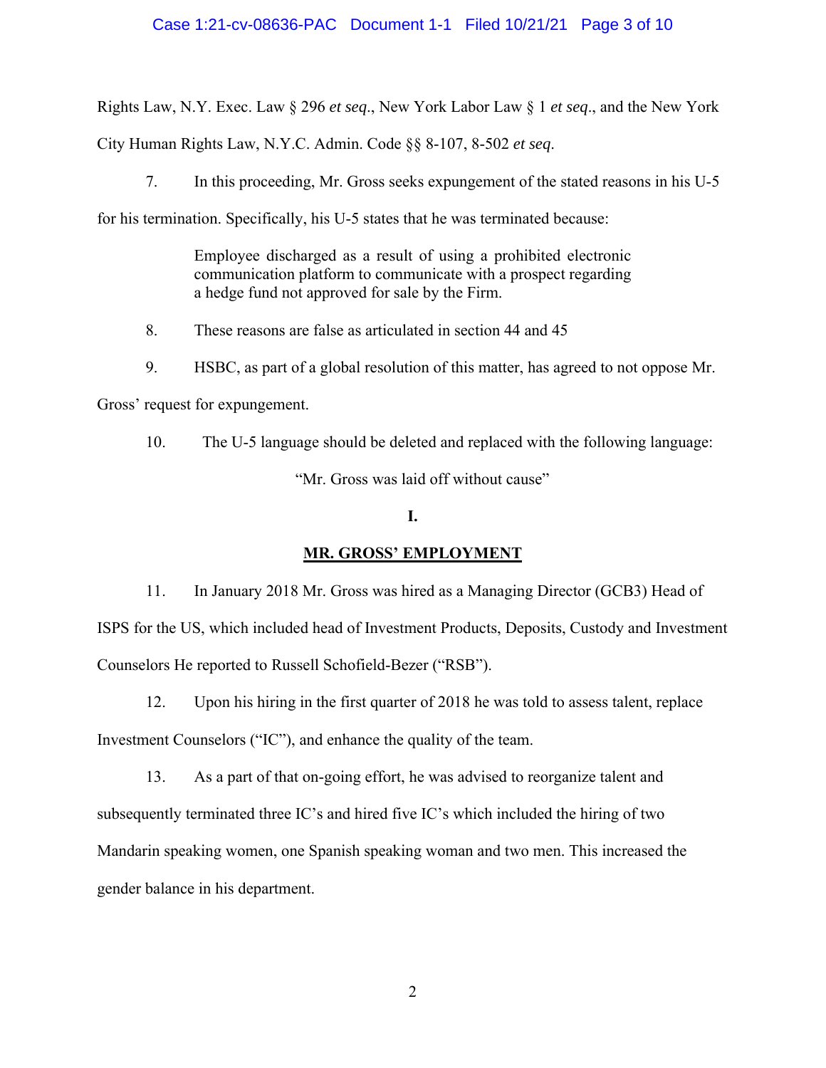Rights Law, N.Y. Exec. Law § 296 *et seq*., New York Labor Law § 1 *et seq*., and the New York City Human Rights Law, N.Y.C. Admin. Code §§ 8-107, 8-502 *et seq*.

7. In this proceeding, Mr. Gross seeks expungement of the stated reasons in his U-5 for his termination. Specifically, his U-5 states that he was terminated because:

> Employee discharged as a result of using a prohibited electronic communication platform to communicate with a prospect regarding a hedge fund not approved for sale by the Firm.

8. These reasons are false as articulated in section 44 and 45

9. HSBC, as part of a global resolution of this matter, has agreed to not oppose Mr. Gross' request for expungement.

10. The U-5 language should be deleted and replaced with the following language:

"Mr. Gross was laid off without cause"

## I.

## MR. GROSS' EMPLOYMENT

11. In January 2018 Mr. Gross was hired as a Managing Director (GCB3) Head of ISPS for the US, which included head of Investment Products, Deposits, Custody and Investment Counselors He reported to Russell Schofield-Bezer ("RSB").

12. Upon his hiring in the first quarter of 2018 he was told to assess talent, replace Investment Counselors ("IC"), and enhance the quality of the team.

13. As a part of that on-going effort, he was advised to reorganize talent and subsequently terminated three IC's and hired five IC's which included the hiring of two Mandarin speaking women, one Spanish speaking woman and two men. This increased the gender balance in his department.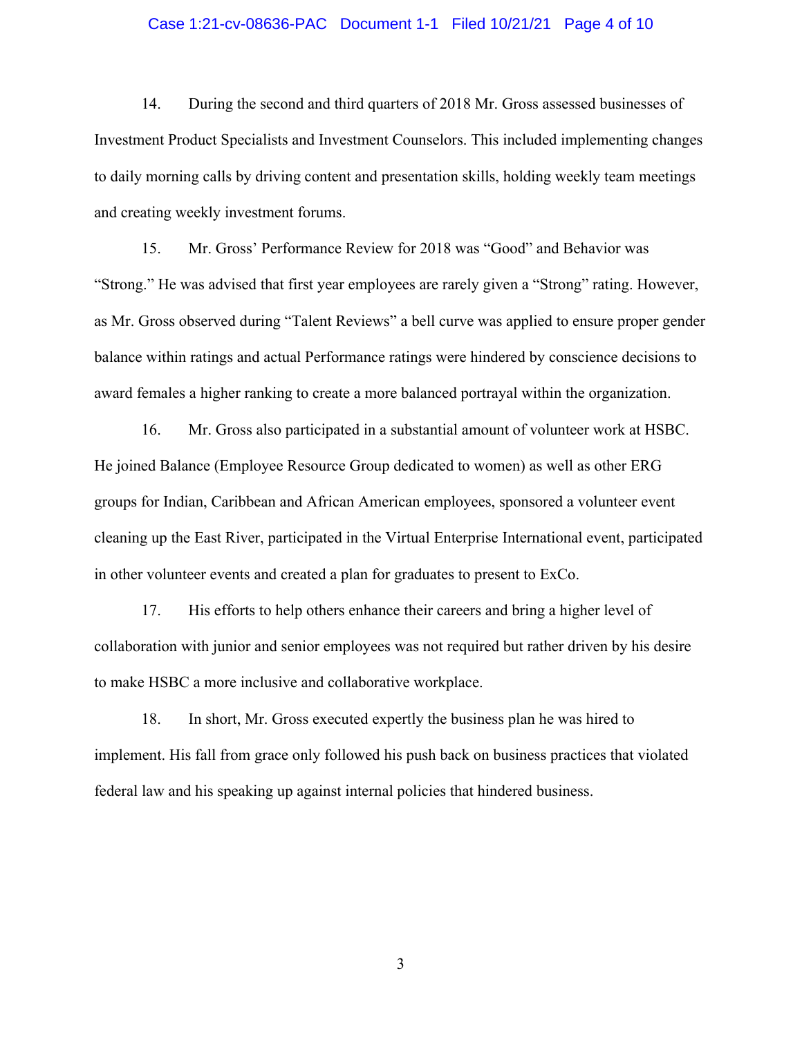14. During the second and third quarters of 2018 Mr. Gross assessed businesses of Investment Product Specialists and Investment Counselors. This included implementing changes to daily morning calls by driving content and presentation skills, holding weekly team meetings and creating weekly investment forums.

15. Mr. Gross' Performance Review for 2018 was "Good" and Behavior was "Strong." He was advised that first year employees are rarely given a "Strong" rating. However, as Mr. Gross observed during "Talent Reviews" a bell curve was applied to ensure proper gender balance within ratings and actual Performance ratings were hindered by conscience decisions to award females a higher ranking to create a more balanced portrayal within the organization.

16. Mr. Gross also participated in a substantial amount of volunteer work at HSBC. He joined Balance (Employee Resource Group dedicated to women) as well as other ERG groups for Indian, Caribbean and African American employees, sponsored a volunteer event cleaning up the East River, participated in the Virtual Enterprise International event, participated in other volunteer events and created a plan for graduates to present to ExCo.

17. His efforts to help others enhance their careers and bring a higher level of collaboration with junior and senior employees was not required but rather driven by his desire to make HSBC a more inclusive and collaborative workplace.

18. In short, Mr. Gross executed expertly the business plan he was hired to implement. His fall from grace only followed his push back on business practices that violated federal law and his speaking up against internal policies that hindered business.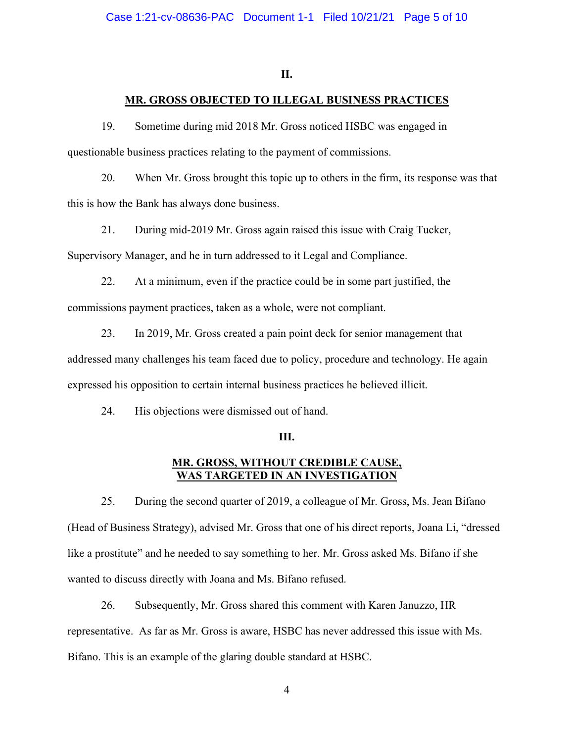## II.

## MR. GROSS OBJECTED TO ILLEGAL BUSINESS PRACTICES

19. Sometime during mid 2018 Mr. Gross noticed HSBC was engaged in questionable business practices relating to the payment of commissions.

20. When Mr. Gross brought this topic up to others in the firm, its response was that this is how the Bank has always done business.

21. During mid-2019 Mr. Gross again raised this issue with Craig Tucker, Supervisory Manager, and he in turn addressed to it Legal and Compliance.

22. At a minimum, even if the practice could be in some part justified, the commissions payment practices, taken as a whole, were not compliant.

23. In 2019, Mr. Gross created a pain point deck for senior management that addressed many challenges his team faced due to policy, procedure and technology. He again expressed his opposition to certain internal business practices he believed illicit.

24. His objections were dismissed out of hand.

## III.

## MR. GROSS, WITHOUT CREDIBLE CAUSE, WAS TARGETED IN AN INVESTIGATION

25. During the second quarter of 2019, a colleague of Mr. Gross, Ms. Jean Bifano (Head of Business Strategy), advised Mr. Gross that one of his direct reports, Joana Li, "dressed like a prostitute" and he needed to say something to her. Mr. Gross asked Ms. Bifano if she wanted to discuss directly with Joana and Ms. Bifano refused.

26. Subsequently, Mr. Gross shared this comment with Karen Januzzo, HR representative. As far as Mr. Gross is aware, HSBC has never addressed this issue with Ms. Bifano. This is an example of the glaring double standard at HSBC.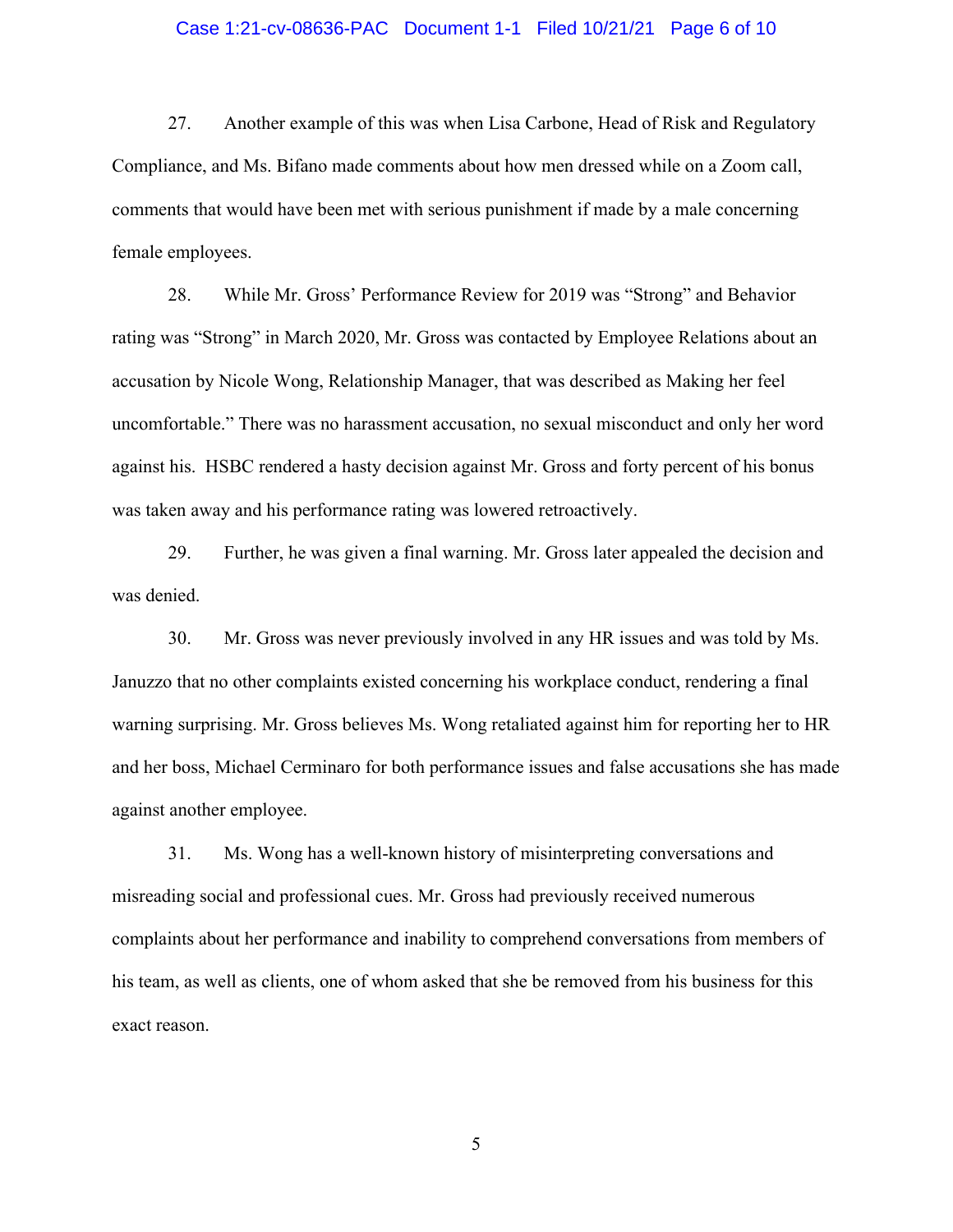27. Another example of this was when Lisa Carbone, Head of Risk and Regulatory Compliance, and Ms. Bifano made comments about how men dressed while on a Zoom call, comments that would have been met with serious punishment if made by a male concerning female employees.

28. While Mr. Gross' Performance Review for 2019 was "Strong" and Behavior rating was "Strong" in March 2020, Mr. Gross was contacted by Employee Relations about an accusation by Nicole Wong, Relationship Manager, that was described as Making her feel uncomfortable." There was no harassment accusation, no sexual misconduct and only her word against his. HSBC rendered a hasty decision against Mr. Gross and forty percent of his bonus was taken away and his performance rating was lowered retroactively.

29. Further, he was given a final warning. Mr. Gross later appealed the decision and was denied.

30. Mr. Gross was never previously involved in any HR issues and was told by Ms. Januzzo that no other complaints existed concerning his workplace conduct, rendering a final warning surprising. Mr. Gross believes Ms. Wong retaliated against him for reporting her to HR and her boss, Michael Cerminaro for both performance issues and false accusations she has made against another employee.

31. Ms. Wong has a well-known history of misinterpreting conversations and misreading social and professional cues. Mr. Gross had previously received numerous complaints about her performance and inability to comprehend conversations from members of his team, as well as clients, one of whom asked that she be removed from his business for this exact reason.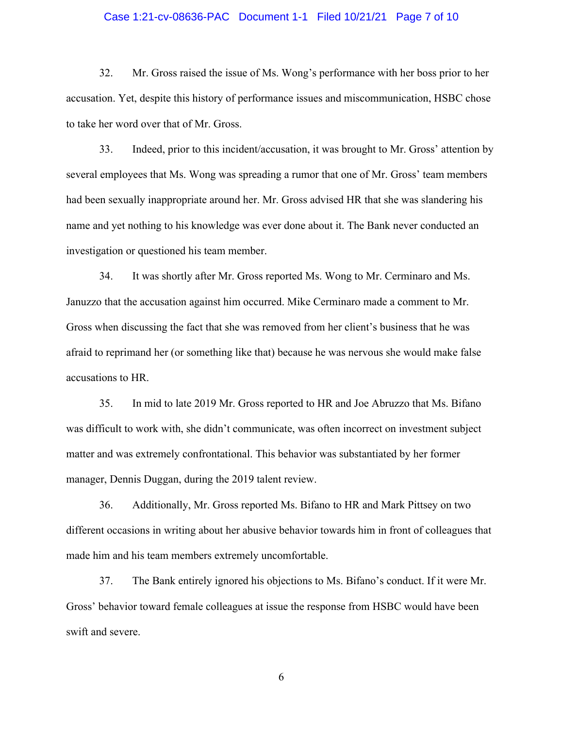32. Mr. Gross raised the issue of Ms. Wong's performance with her boss prior to her accusation. Yet, despite this history of performance issues and miscommunication, HSBC chose to take her word over that of Mr. Gross.

33. Indeed, prior to this incident/accusation, it was brought to Mr. Gross' attention by several employees that Ms. Wong was spreading a rumor that one of Mr. Gross' team members had been sexually inappropriate around her. Mr. Gross advised HR that she was slandering his name and yet nothing to his knowledge was ever done about it. The Bank never conducted an investigation or questioned his team member.

34. It was shortly after Mr. Gross reported Ms. Wong to Mr. Cerminaro and Ms. Januzzo that the accusation against him occurred. Mike Cerminaro made a comment to Mr. Gross when discussing the fact that she was removed from her client's business that he was afraid to reprimand her (or something like that) because he was nervous she would make false accusations to HR.

35. In mid to late 2019 Mr. Gross reported to HR and Joe Abruzzo that Ms. Bifano was difficult to work with, she didn't communicate, was often incorrect on investment subject matter and was extremely confrontational. This behavior was substantiated by her former manager, Dennis Duggan, during the 2019 talent review.

36. Additionally, Mr. Gross reported Ms. Bifano to HR and Mark Pittsey on two different occasions in writing about her abusive behavior towards him in front of colleagues that made him and his team members extremely uncomfortable.

37. The Bank entirely ignored his objections to Ms. Bifano's conduct. If it were Mr. Gross' behavior toward female colleagues at issue the response from HSBC would have been swift and severe.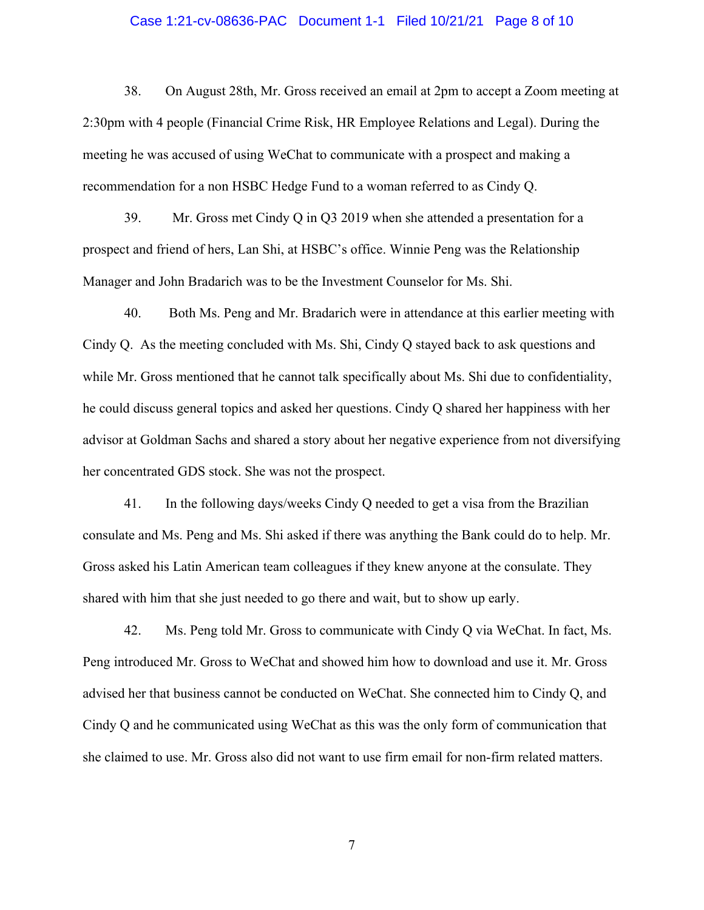38. On August 28th, Mr. Gross received an email at 2pm to accept a Zoom meeting at 2:30pm with 4 people (Financial Crime Risk, HR Employee Relations and Legal). During the meeting he was accused of using WeChat to communicate with a prospect and making a recommendation for a non HSBC Hedge Fund to a woman referred to as Cindy Q.

39. Mr. Gross met Cindy Q in Q3 2019 when she attended a presentation for a prospect and friend of hers, Lan Shi, at HSBC's office. Winnie Peng was the Relationship Manager and John Bradarich was to be the Investment Counselor for Ms. Shi.

40. Both Ms. Peng and Mr. Bradarich were in attendance at this earlier meeting with Cindy Q. As the meeting concluded with Ms. Shi, Cindy Q stayed back to ask questions and while Mr. Gross mentioned that he cannot talk specifically about Ms. Shi due to confidentiality, he could discuss general topics and asked her questions. Cindy Q shared her happiness with her advisor at Goldman Sachs and shared a story about her negative experience from not diversifying her concentrated GDS stock. She was not the prospect.

41. In the following days/weeks Cindy Q needed to get a visa from the Brazilian consulate and Ms. Peng and Ms. Shi asked if there was anything the Bank could do to help. Mr. Gross asked his Latin American team colleagues if they knew anyone at the consulate. They shared with him that she just needed to go there and wait, but to show up early.

42. Ms. Peng told Mr. Gross to communicate with Cindy Q via WeChat. In fact, Ms. Peng introduced Mr. Gross to WeChat and showed him how to download and use it. Mr. Gross advised her that business cannot be conducted on WeChat. She connected him to Cindy Q, and Cindy Q and he communicated using WeChat as this was the only form of communication that she claimed to use. Mr. Gross also did not want to use firm email for non-firm related matters.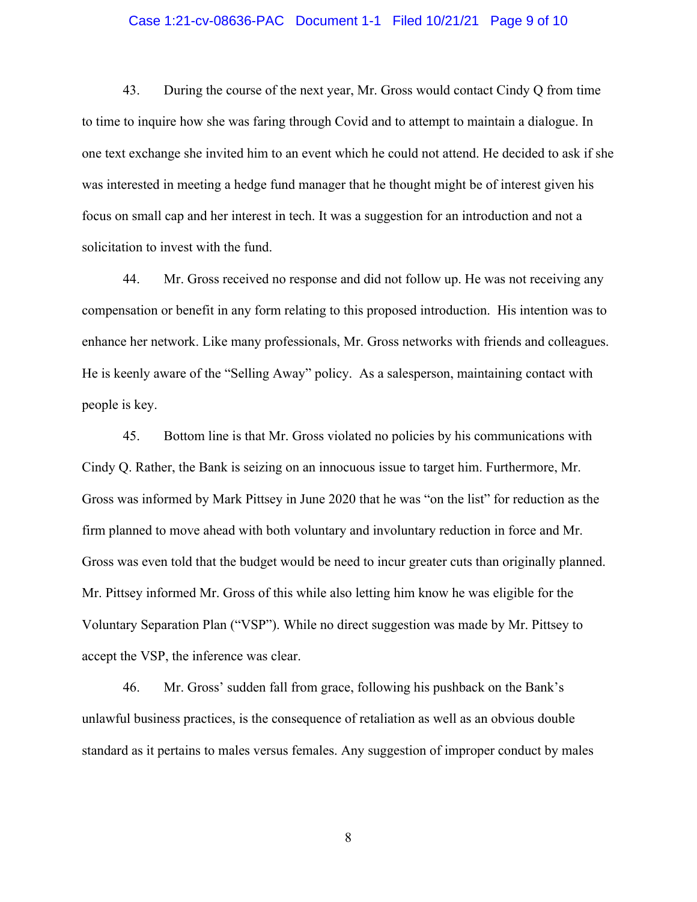43. During the course of the next year, Mr. Gross would contact Cindy Q from time to time to inquire how she was faring through Covid and to attempt to maintain a dialogue. In one text exchange she invited him to an event which he could not attend. He decided to ask if she was interested in meeting a hedge fund manager that he thought might be of interest given his focus on small cap and her interest in tech. It was a suggestion for an introduction and not a solicitation to invest with the fund.

44. Mr. Gross received no response and did not follow up. He was not receiving any compensation or benefit in any form relating to this proposed introduction. His intention was to enhance her network. Like many professionals, Mr. Gross networks with friends and colleagues. He is keenly aware of the "Selling Away" policy. As a salesperson, maintaining contact with people is key.

45. Bottom line is that Mr. Gross violated no policies by his communications with Cindy Q. Rather, the Bank is seizing on an innocuous issue to target him. Furthermore, Mr. Gross was informed by Mark Pittsey in June 2020 that he was "on the list" for reduction as the firm planned to move ahead with both voluntary and involuntary reduction in force and Mr. Gross was even told that the budget would be need to incur greater cuts than originally planned. Mr. Pittsey informed Mr. Gross of this while also letting him know he was eligible for the Voluntary Separation Plan ("VSP"). While no direct suggestion was made by Mr. Pittsey to accept the VSP, the inference was clear.

46. Mr. Gross' sudden fall from grace, following his pushback on the Bank's unlawful business practices, is the consequence of retaliation as well as an obvious double standard as it pertains to males versus females. Any suggestion of improper conduct by males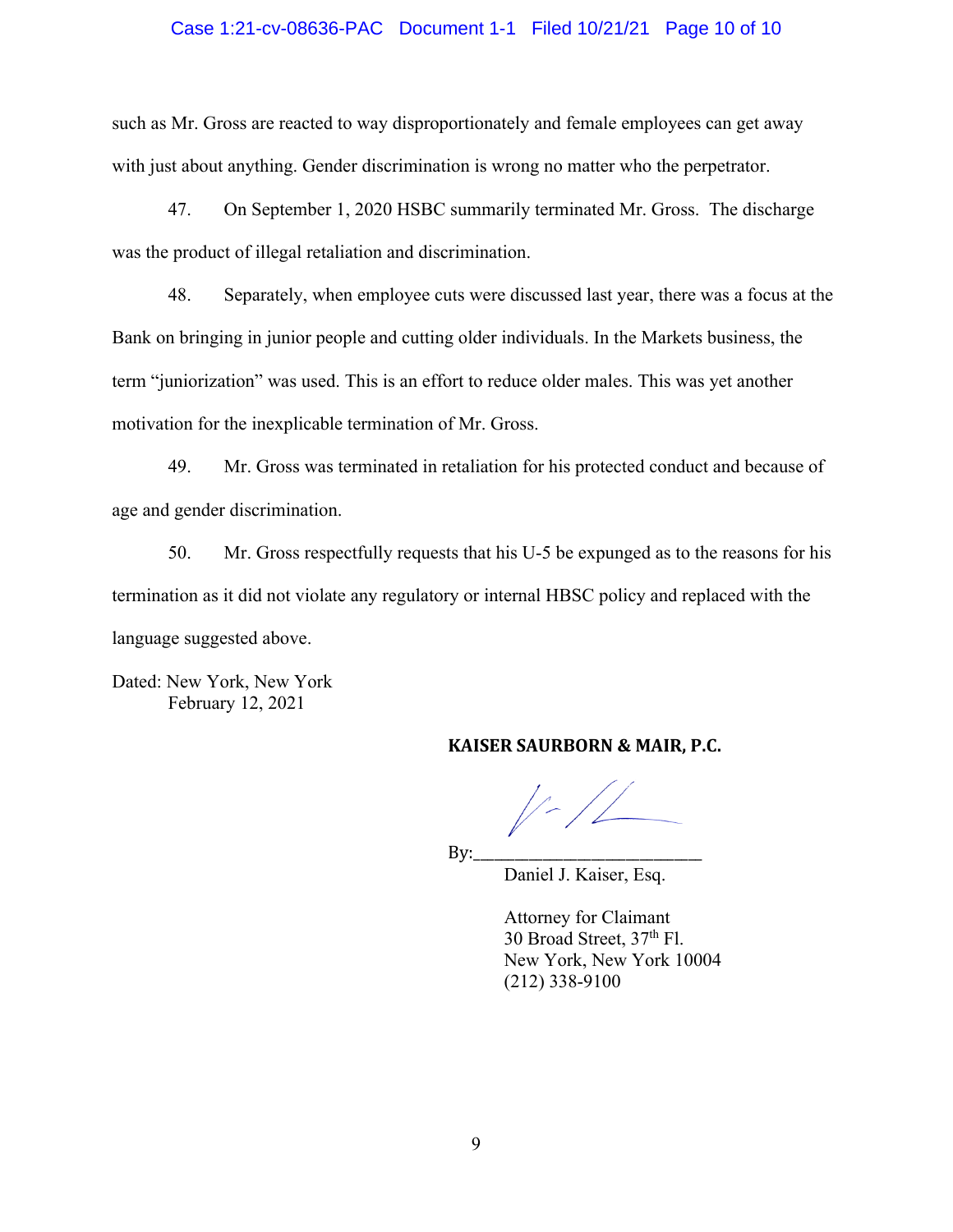such as Mr. Gross are reacted to way disproportionately and female employees can get away with just about anything. Gender discrimination is wrong no matter who the perpetrator.

47. On September 1, 2020 HSBC summarily terminated Mr. Gross. The discharge was the product of illegal retaliation and discrimination.

48. Separately, when employee cuts were discussed last year, there was a focus at the Bank on bringing in junior people and cutting older individuals. In the Markets business, the term "juniorization" was used. This is an effort to reduce older males. This was yet another motivation for the inexplicable termination of Mr. Gross.

49. Mr. Gross was terminated in retaliation for his protected conduct and because of age and gender discrimination.

50. Mr. Gross respectfully requests that his U-5 be expunged as to the reasons for his termination as it did not violate any regulatory or internal HBSC policy and replaced with the language suggested above.

Dated: New York, New York
February 12, 2021

**KAISER SAURBORN & MAIR, P.C.**

By:_________________________
Daniel J. Kaiser, Esq.

Attorney for Claimant
30 Broad Street, 37th Fl.
New York, New York 10004
(212) 338-9100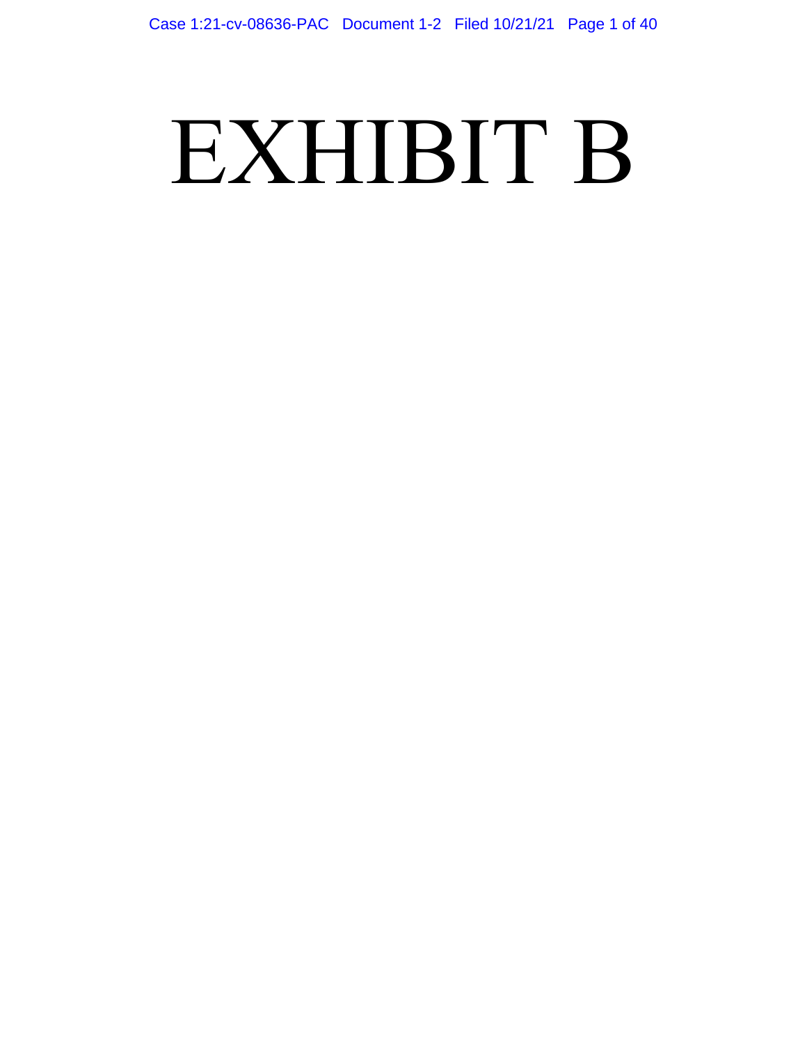# EXHIBIT B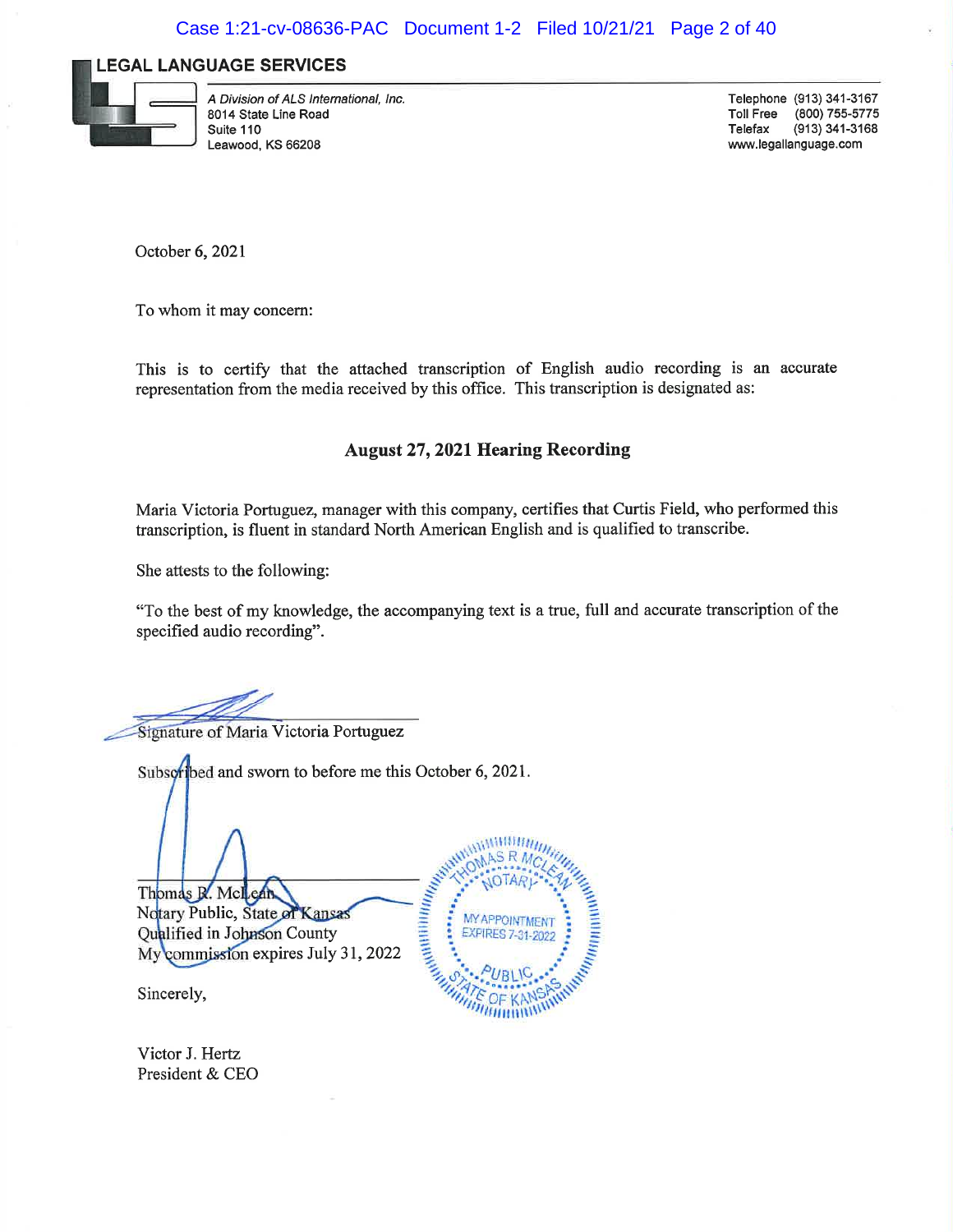**LEGAL LANGUAGE SERVICES**

*A Division of ALS International, Inc.*
8014 State Line Road
Suite 110
Leawood, KS 66208

Telephone (913) 341-3167
Toll Free (800) 755-5775
Telefax (913) 341-3168
www.legallanguage.com

October 6, 2021

To whom it may concern:

This is to certify that the attached transcription of English audio recording is an accurate representation from the media received by this office. This transcription is designated as:

**August 27, 2021 Hearing Recording**

Maria Victoria Portuguez, manager with this company, certifies that Curtis Field, who performed this transcription, is fluent in standard North American English and is qualified to transcribe.

She attests to the following:

"To the best of my knowledge, the accompanying text is a true, full and accurate transcription of the specified audio recording".

Signature of Maria Victoria Portuguez

Subscribed and sworn to before me this October 6, 2021.

Thomas R. McLean
Notary Public, State of Kansas
Qualified in Johnson County
My commission expires July 31, 2022

THOMAS R MCLEAN NOTARY MY APPOINTMENT EXPIRES 7-31-2022 PUBLIC STATE OF KANSAS

Sincerely,

Victor J. Hertz
President & CEO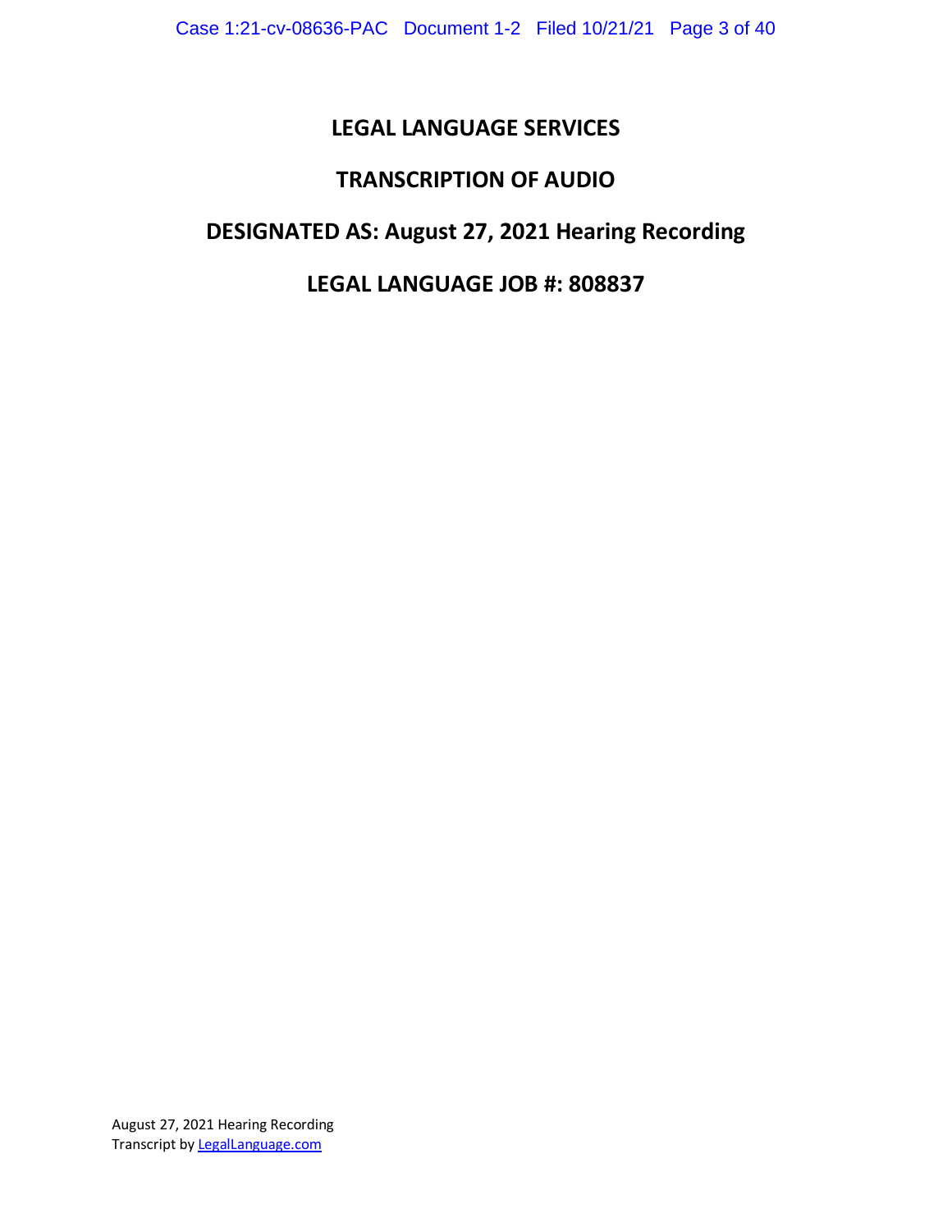# LEGAL LANGUAGE SERVICES

# TRANSCRIPTION OF AUDIO

# DESIGNATED AS: August 27, 2021 Hearing Recording

# LEGAL LANGUAGE JOB #: 808837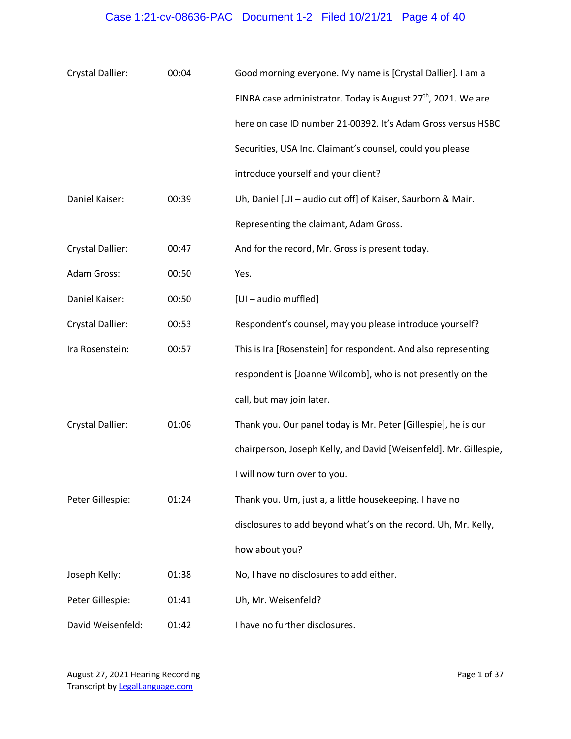| | | |
|---|---|---|
| Crystal Dallier: | 00:04 | Good morning everyone. My name is [Crystal Dallier]. I am a FINRA case administrator. Today is August 27th, 2021. We are here on case ID number 21-00392. It's Adam Gross versus HSBC Securities, USA Inc. Claimant's counsel, could you please introduce yourself and your client? |
| Daniel Kaiser: | 00:39 | Uh, Daniel [UI – audio cut off] of Kaiser, Saurborn & Mair. Representing the claimant, Adam Gross. |
| Crystal Dallier: | 00:47 | And for the record, Mr. Gross is present today. |
| Adam Gross: | 00:50 | Yes. |
| Daniel Kaiser: | 00:50 | [UI – audio muffled] |
| Crystal Dallier: | 00:53 | Respondent's counsel, may you please introduce yourself? |
| Ira Rosenstein: | 00:57 | This is Ira [Rosenstein] for respondent. And also representing respondent is [Joanne Wilcomb], who is not presently on the call, but may join later. |
| Crystal Dallier: | 01:06 | Thank you. Our panel today is Mr. Peter [Gillespie], he is our chairperson, Joseph Kelly, and David [Weisenfeld]. Mr. Gillespie, I will now turn over to you. |
| Peter Gillespie: | 01:24 | Thank you. Um, just a, a little housekeeping. I have no disclosures to add beyond what's on the record. Uh, Mr. Kelly, how about you? |
| Joseph Kelly: | 01:38 | No, I have no disclosures to add either. |
| Peter Gillespie: | 01:41 | Uh, Mr. Weisenfeld? |
| David Weisenfeld: | 01:42 | I have no further disclosures. |

August 27, 2021 Hearing Recording
Transcript by LegalLanguage.com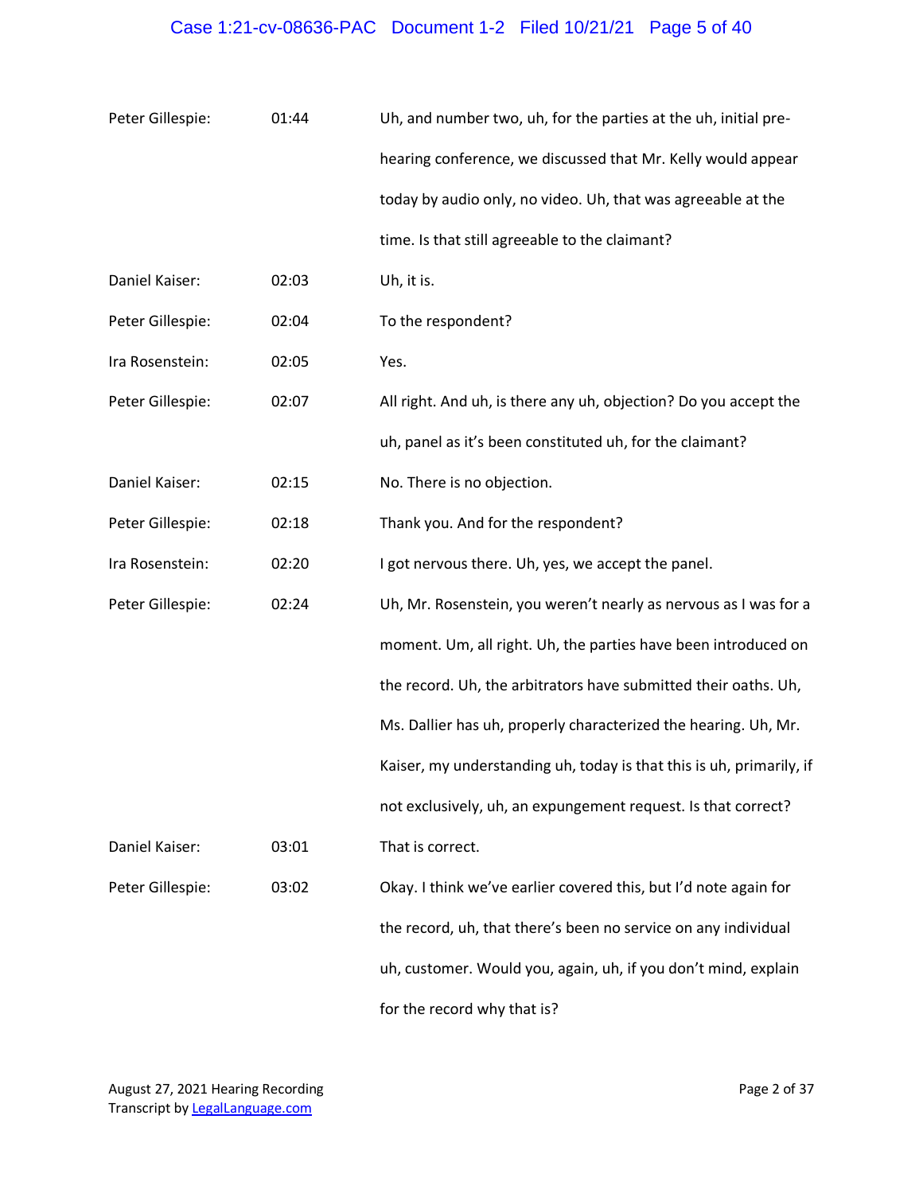| | | |
|---|---|---|
| Peter Gillespie: | 01:44 | Uh, and number two, uh, for the parties at the uh, initial pre-hearing conference, we discussed that Mr. Kelly would appear today by audio only, no video. Uh, that was agreeable at the time. Is that still agreeable to the claimant? |
| Daniel Kaiser: | 02:03 | Uh, it is. |
| Peter Gillespie: | 02:04 | To the respondent? |
| Ira Rosenstein: | 02:05 | Yes. |
| Peter Gillespie: | 02:07 | All right. And uh, is there any uh, objection? Do you accept the uh, panel as it's been constituted uh, for the claimant? |
| Daniel Kaiser: | 02:15 | No. There is no objection. |
| Peter Gillespie: | 02:18 | Thank you. And for the respondent? |
| Ira Rosenstein: | 02:20 | I got nervous there. Uh, yes, we accept the panel. |
| Peter Gillespie: | 02:24 | Uh, Mr. Rosenstein, you weren't nearly as nervous as I was for a moment. Um, all right. Uh, the parties have been introduced on the record. Uh, the arbitrators have submitted their oaths. Uh, Ms. Dallier has uh, properly characterized the hearing. Uh, Mr. Kaiser, my understanding uh, today is that this is uh, primarily, if not exclusively, uh, an expungement request. Is that correct? |
| Daniel Kaiser: | 03:01 | That is correct. |
| Peter Gillespie: | 03:02 | Okay. I think we've earlier covered this, but I'd note again for the record, uh, that there's been no service on any individual uh, customer. Would you, again, uh, if you don't mind, explain for the record why that is? |

August 27, 2021 Hearing Recording
Transcript by LegalLanguage.com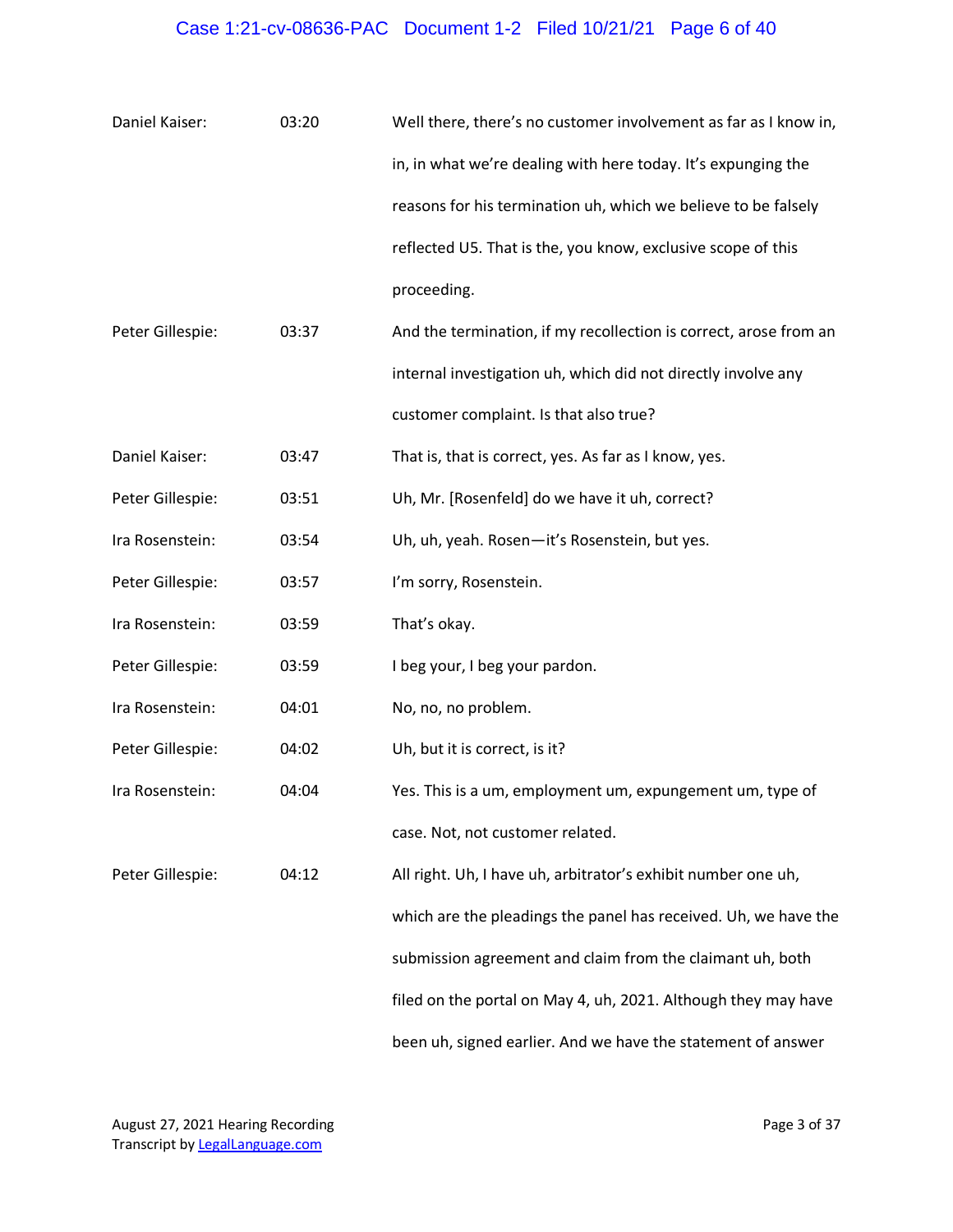| | | |
|---|---|---|
| Daniel Kaiser: | 03:20 | Well there, there's no customer involvement as far as I know in, in, in what we're dealing with here today. It's expunging the reasons for his termination uh, which we believe to be falsely reflected U5. That is the, you know, exclusive scope of this proceeding. |
| Peter Gillespie: | 03:37 | And the termination, if my recollection is correct, arose from an internal investigation uh, which did not directly involve any customer complaint. Is that also true? |
| Daniel Kaiser: | 03:47 | That is, that is correct, yes. As far as I know, yes. |
| Peter Gillespie: | 03:51 | Uh, Mr. [Rosenfeld] do we have it uh, correct? |
| Ira Rosenstein: | 03:54 | Uh, uh, yeah. Rosen—it's Rosenstein, but yes. |
| Peter Gillespie: | 03:57 | I'm sorry, Rosenstein. |
| Ira Rosenstein: | 03:59 | That's okay. |
| Peter Gillespie: | 03:59 | I beg your, I beg your pardon. |
| Ira Rosenstein: | 04:01 | No, no, no problem. |
| Peter Gillespie: | 04:02 | Uh, but it is correct, is it? |
| Ira Rosenstein: | 04:04 | Yes. This is a um, employment um, expungement um, type of case. Not, not customer related. |
| Peter Gillespie: | 04:12 | All right. Uh, I have uh, arbitrator's exhibit number one uh, which are the pleadings the panel has received. Uh, we have the submission agreement and claim from the claimant uh, both filed on the portal on May 4, uh, 2021. Although they may have been uh, signed earlier. And we have the statement of answer |

August 27, 2021 Hearing Recording
Transcript by LegalLanguage.com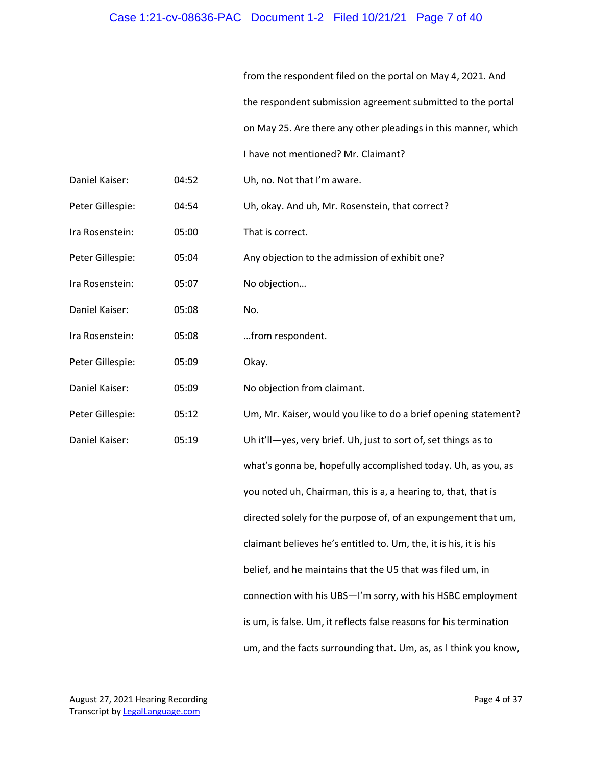from the respondent filed on the portal on May 4, 2021. And the respondent submission agreement submitted to the portal on May 25. Are there any other pleadings in this manner, which I have not mentioned? Mr. Claimant?

| | | |
|---|---|---|
| Daniel Kaiser: | 04:52 | Uh, no. Not that I'm aware. |
| Peter Gillespie: | 04:54 | Uh, okay. And uh, Mr. Rosenstein, that correct? |
| Ira Rosenstein: | 05:00 | That is correct. |
| Peter Gillespie: | 05:04 | Any objection to the admission of exhibit one? |
| Ira Rosenstein: | 05:07 | No objection… |
| Daniel Kaiser: | 05:08 | No. |
| Ira Rosenstein: | 05:08 | …from respondent. |
| Peter Gillespie: | 05:09 | Okay. |
| Daniel Kaiser: | 05:09 | No objection from claimant. |
| Peter Gillespie: | 05:12 | Um, Mr. Kaiser, would you like to do a brief opening statement? |
| Daniel Kaiser: | 05:19 | Uh it'll—yes, very brief. Uh, just to sort of, set things as to what's gonna be, hopefully accomplished today. Uh, as you, as you noted uh, Chairman, this is a, a hearing to, that, that is directed solely for the purpose of, of an expungement that um, claimant believes he's entitled to. Um, the, it is his, it is his belief, and he maintains that the U5 that was filed um, in connection with his UBS—I'm sorry, with his HSBC employment is um, is false. Um, it reflects false reasons for his termination um, and the facts surrounding that. Um, as, as I think you know, |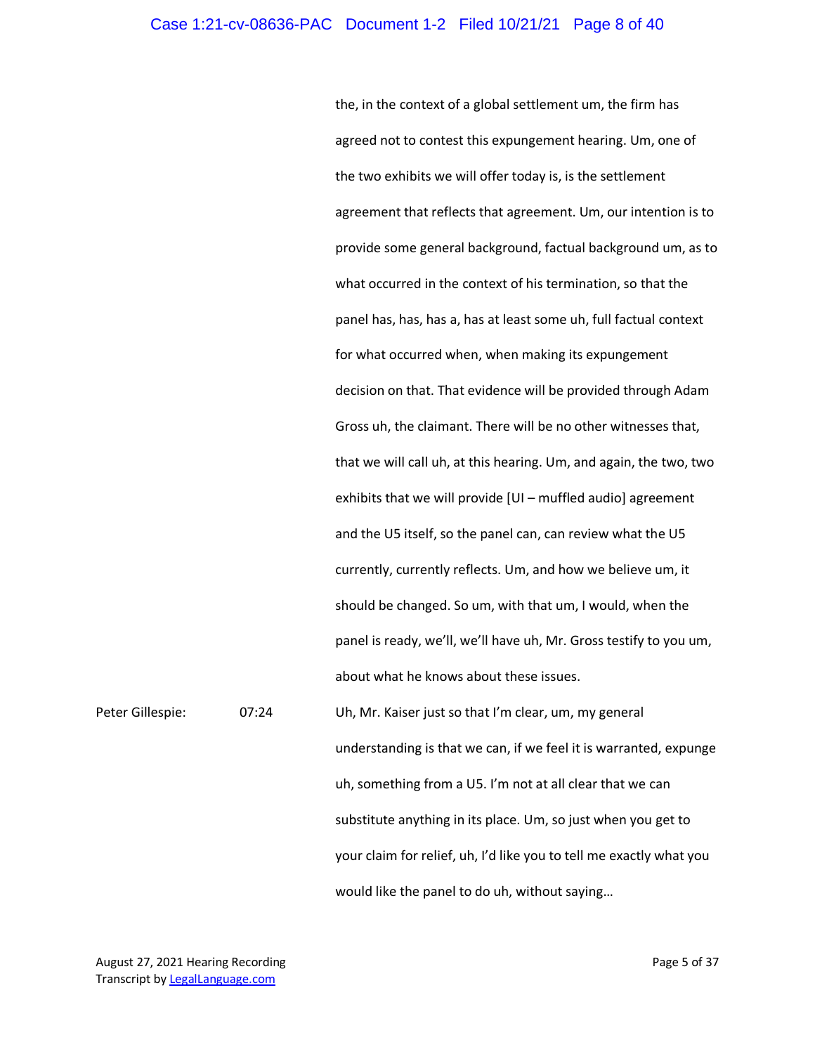the, in the context of a global settlement um, the firm has agreed not to contest this expungement hearing. Um, one of the two exhibits we will offer today is, is the settlement agreement that reflects that agreement. Um, our intention is to provide some general background, factual background um, as to what occurred in the context of his termination, so that the panel has, has, has a, has at least some uh, full factual context for what occurred when, when making its expungement decision on that. That evidence will be provided through Adam Gross uh, the claimant. There will be no other witnesses that, that we will call uh, at this hearing. Um, and again, the two, two exhibits that we will provide [UI – muffled audio] agreement and the U5 itself, so the panel can, can review what the U5 currently, currently reflects. Um, and how we believe um, it should be changed. So um, with that um, I would, when the panel is ready, we'll, we'll have uh, Mr. Gross testify to you um, about what he knows about these issues.

Peter Gillespie: 07:24 Uh, Mr. Kaiser just so that I'm clear, um, my general understanding is that we can, if we feel it is warranted, expunge uh, something from a U5. I'm not at all clear that we can substitute anything in its place. Um, so just when you get to your claim for relief, uh, I'd like you to tell me exactly what you would like the panel to do uh, without saying…

August 27, 2021 Hearing Recording
Transcript by LegalLanguage.com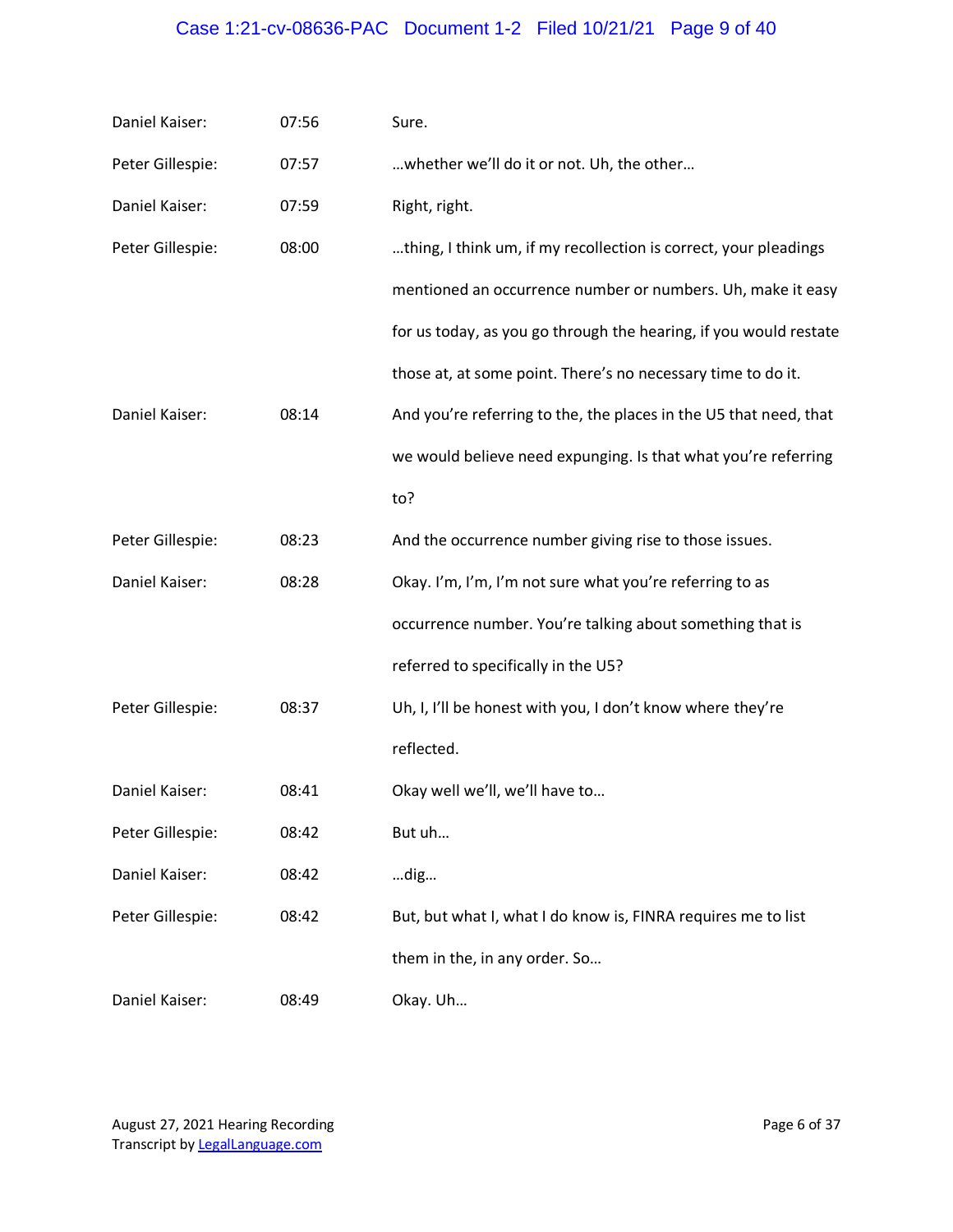| | | |
|---|---|---|
| Daniel Kaiser: | 07:56 | Sure. |
| Peter Gillespie: | 07:57 | …whether we'll do it or not. Uh, the other… |
| Daniel Kaiser: | 07:59 | Right, right. |
| Peter Gillespie: | 08:00 | …thing, I think um, if my recollection is correct, your pleadings mentioned an occurrence number or numbers. Uh, make it easy for us today, as you go through the hearing, if you would restate those at, at some point. There's no necessary time to do it. |
| Daniel Kaiser: | 08:14 | And you're referring to the, the places in the U5 that need, that we would believe need expunging. Is that what you're referring to? |
| Peter Gillespie: | 08:23 | And the occurrence number giving rise to those issues. |
| Daniel Kaiser: | 08:28 | Okay. I'm, I'm, I'm not sure what you're referring to as occurrence number. You're talking about something that is referred to specifically in the U5? |
| Peter Gillespie: | 08:37 | Uh, I, I'll be honest with you, I don't know where they're reflected. |
| Daniel Kaiser: | 08:41 | Okay well we'll, we'll have to… |
| Peter Gillespie: | 08:42 | But uh… |
| Daniel Kaiser: | 08:42 | …dig… |
| Peter Gillespie: | 08:42 | But, but what I, what I do know is, FINRA requires me to list them in the, in any order. So… |
| Daniel Kaiser: | 08:49 | Okay. Uh… |

August 27, 2021 Hearing Recording
Transcript by LegalLanguage.com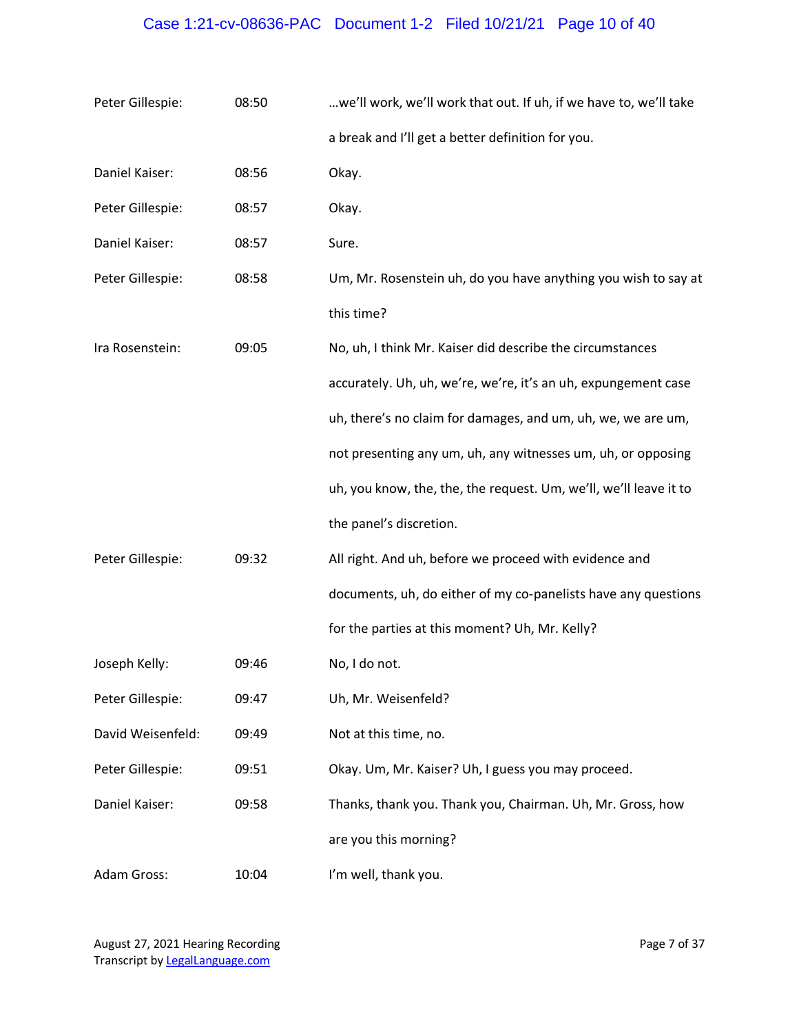| | | |
|---|---|---|
| Peter Gillespie: | 08:50 | …we'll work, we'll work that out. If uh, if we have to, we'll take a break and I'll get a better definition for you. |
| Daniel Kaiser: | 08:56 | Okay. |
| Peter Gillespie: | 08:57 | Okay. |
| Daniel Kaiser: | 08:57 | Sure. |
| Peter Gillespie: | 08:58 | Um, Mr. Rosenstein uh, do you have anything you wish to say at this time? |
| Ira Rosenstein: | 09:05 | No, uh, I think Mr. Kaiser did describe the circumstances accurately. Uh, uh, we're, we're, it's an uh, expungement case uh, there's no claim for damages, and um, uh, we, we are um, not presenting any um, uh, any witnesses um, uh, or opposing uh, you know, the, the, the request. Um, we'll, we'll leave it to the panel's discretion. |
| Peter Gillespie: | 09:32 | All right. And uh, before we proceed with evidence and documents, uh, do either of my co-panelists have any questions for the parties at this moment? Uh, Mr. Kelly? |
| Joseph Kelly: | 09:46 | No, I do not. |
| Peter Gillespie: | 09:47 | Uh, Mr. Weisenfeld? |
| David Weisenfeld: | 09:49 | Not at this time, no. |
| Peter Gillespie: | 09:51 | Okay. Um, Mr. Kaiser? Uh, I guess you may proceed. |
| Daniel Kaiser: | 09:58 | Thanks, thank you. Thank you, Chairman. Uh, Mr. Gross, how are you this morning? |
| Adam Gross: | 10:04 | I'm well, thank you. |

August 27, 2021 Hearing Recording
Transcript by LegalLanguage.com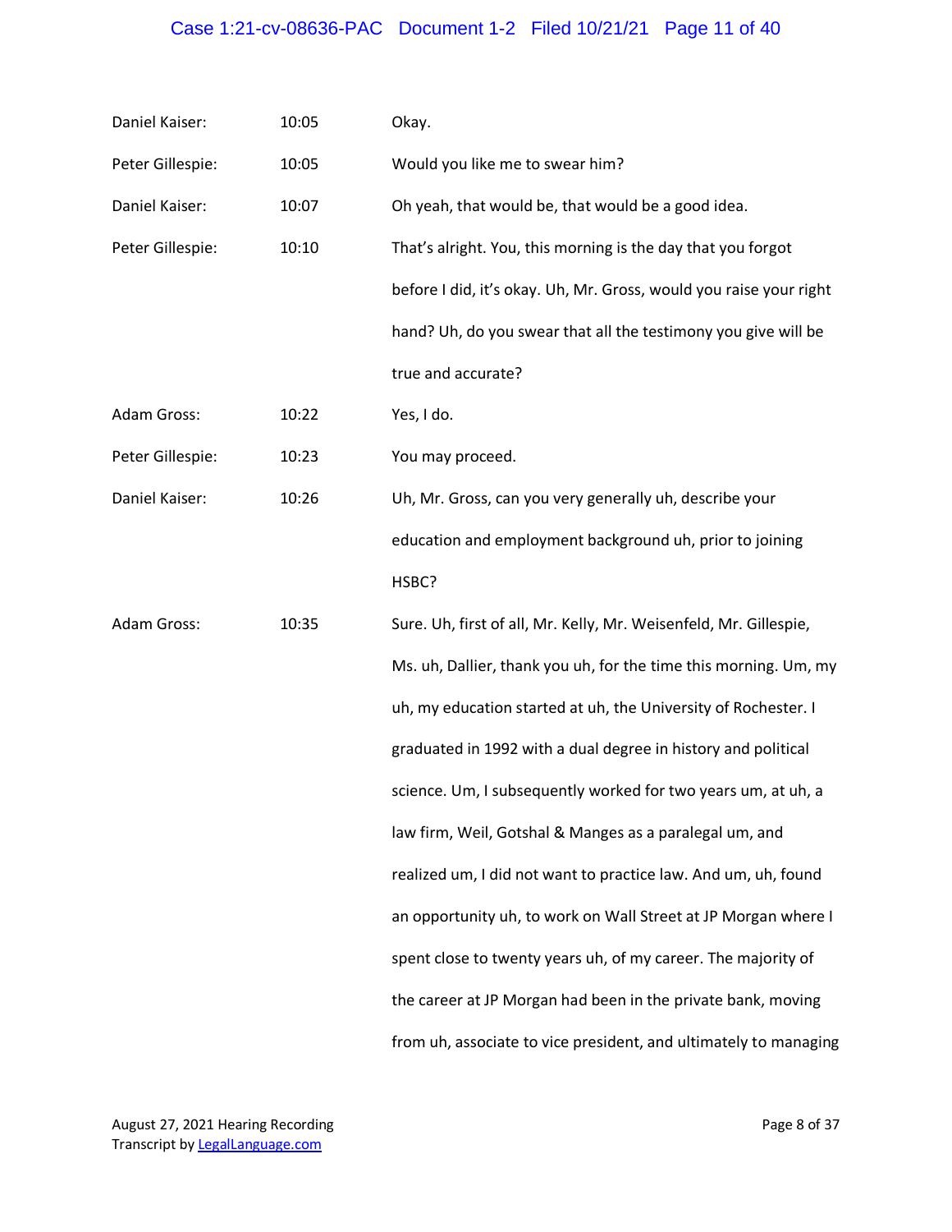| | | |
|---|---|---|
| Daniel Kaiser: | 10:05 | Okay. |
| Peter Gillespie: | 10:05 | Would you like me to swear him? |
| Daniel Kaiser: | 10:07 | Oh yeah, that would be, that would be a good idea. |
| Peter Gillespie: | 10:10 | That's alright. You, this morning is the day that you forgot before I did, it's okay. Uh, Mr. Gross, would you raise your right hand? Uh, do you swear that all the testimony you give will be true and accurate? |
| Adam Gross: | 10:22 | Yes, I do. |
| Peter Gillespie: | 10:23 | You may proceed. |
| Daniel Kaiser: | 10:26 | Uh, Mr. Gross, can you very generally uh, describe your education and employment background uh, prior to joining HSBC? |
| Adam Gross: | 10:35 | Sure. Uh, first of all, Mr. Kelly, Mr. Weisenfeld, Mr. Gillespie, Ms. uh, Dallier, thank you uh, for the time this morning. Um, my uh, my education started at uh, the University of Rochester. I graduated in 1992 with a dual degree in history and political science. Um, I subsequently worked for two years um, at uh, a law firm, Weil, Gotshal & Manges as a paralegal um, and realized um, I did not want to practice law. And um, uh, found an opportunity uh, to work on Wall Street at JP Morgan where I spent close to twenty years uh, of my career. The majority of the career at JP Morgan had been in the private bank, moving from uh, associate to vice president, and ultimately to managing |

August 27, 2021 Hearing Recording
Transcript by LegalLanguage.com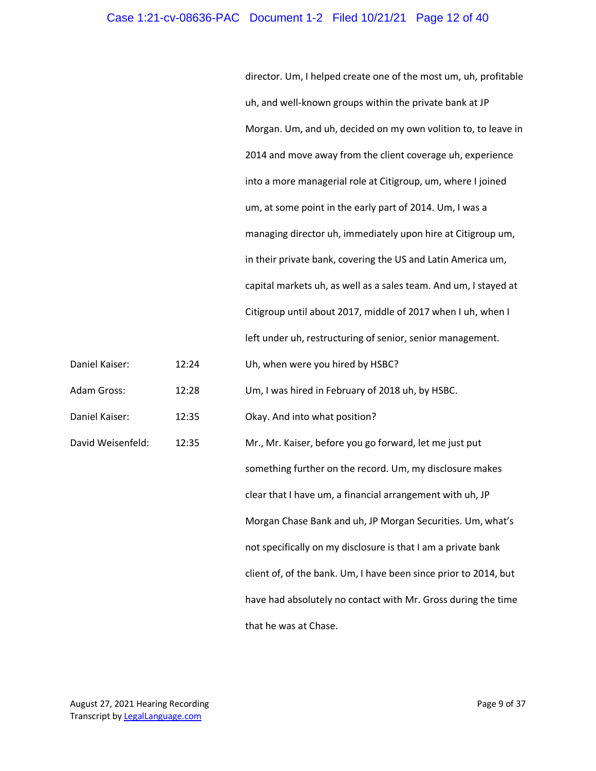director. Um, I helped create one of the most um, uh, profitable uh, and well-known groups within the private bank at JP Morgan. Um, and uh, decided on my own volition to, to leave in 2014 and move away from the client coverage uh, experience into a more managerial role at Citigroup, um, where I joined um, at some point in the early part of 2014. Um, I was a managing director uh, immediately upon hire at Citigroup um, in their private bank, covering the US and Latin America um, capital markets uh, as well as a sales team. And um, I stayed at Citigroup until about 2017, middle of 2017 when I uh, when I left under uh, restructuring of senior, senior management.

| | | |
|---|---|---|
| Daniel Kaiser: | 12:24 | Uh, when were you hired by HSBC? |
| Adam Gross: | 12:28 | Um, I was hired in February of 2018 uh, by HSBC. |
| Daniel Kaiser: | 12:35 | Okay. And into what position? |
| David Weisenfeld: | 12:35 | Mr., Mr. Kaiser, before you go forward, let me just put something further on the record. Um, my disclosure makes clear that I have um, a financial arrangement with uh, JP Morgan Chase Bank and uh, JP Morgan Securities. Um, what's not specifically on my disclosure is that I am a private bank client of, of the bank. Um, I have been since prior to 2014, but have had absolutely no contact with Mr. Gross during the time that he was at Chase. |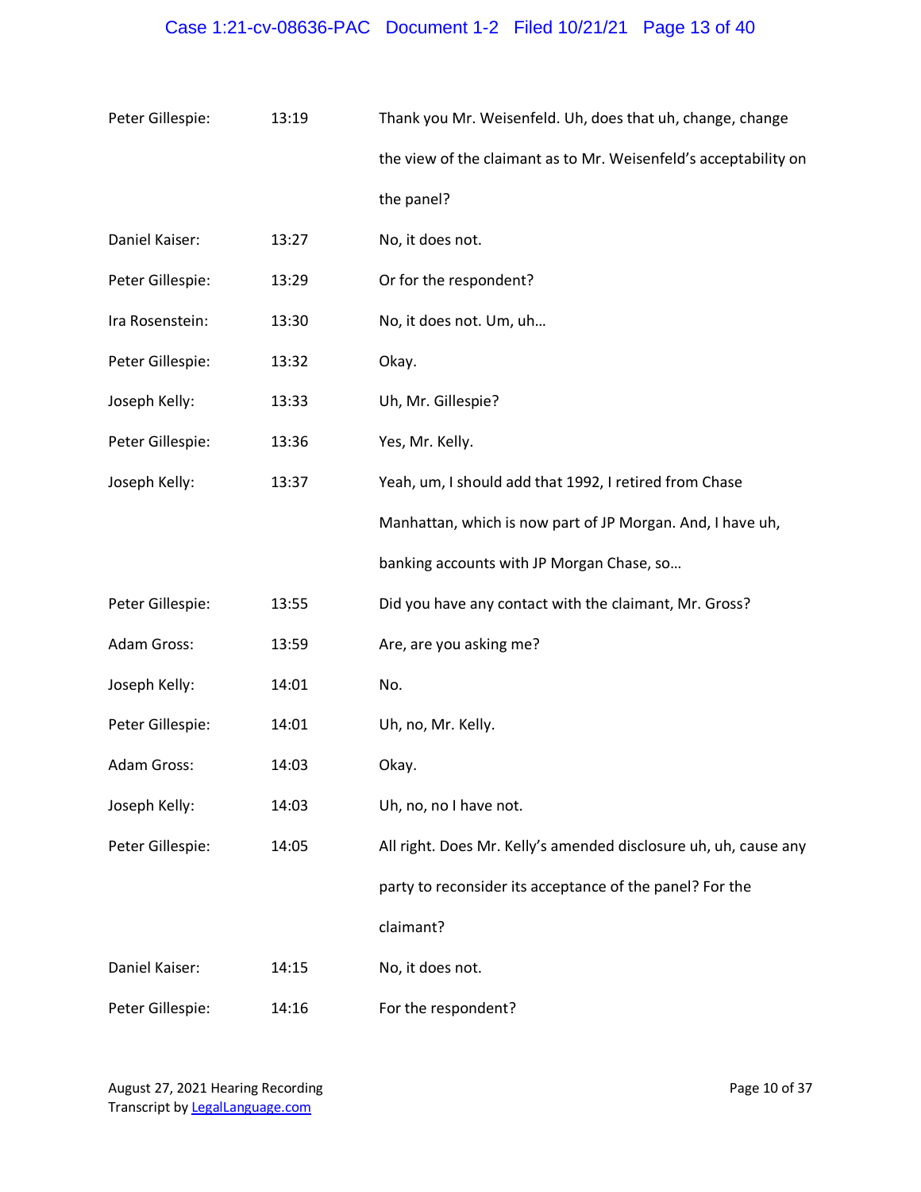| | | |
|---|---|---|
| Peter Gillespie: | 13:19 | Thank you Mr. Weisenfeld. Uh, does that uh, change, change the view of the claimant as to Mr. Weisenfeld's acceptability on the panel? |
| Daniel Kaiser: | 13:27 | No, it does not. |
| Peter Gillespie: | 13:29 | Or for the respondent? |
| Ira Rosenstein: | 13:30 | No, it does not. Um, uh… |
| Peter Gillespie: | 13:32 | Okay. |
| Joseph Kelly: | 13:33 | Uh, Mr. Gillespie? |
| Peter Gillespie: | 13:36 | Yes, Mr. Kelly. |
| Joseph Kelly: | 13:37 | Yeah, um, I should add that 1992, I retired from Chase Manhattan, which is now part of JP Morgan. And, I have uh, banking accounts with JP Morgan Chase, so… |
| Peter Gillespie: | 13:55 | Did you have any contact with the claimant, Mr. Gross? |
| Adam Gross: | 13:59 | Are, are you asking me? |
| Joseph Kelly: | 14:01 | No. |
| Peter Gillespie: | 14:01 | Uh, no, Mr. Kelly. |
| Adam Gross: | 14:03 | Okay. |
| Joseph Kelly: | 14:03 | Uh, no, no I have not. |
| Peter Gillespie: | 14:05 | All right. Does Mr. Kelly's amended disclosure uh, uh, cause any party to reconsider its acceptance of the panel? For the claimant? |
| Daniel Kaiser: | 14:15 | No, it does not. |
| Peter Gillespie: | 14:16 | For the respondent? |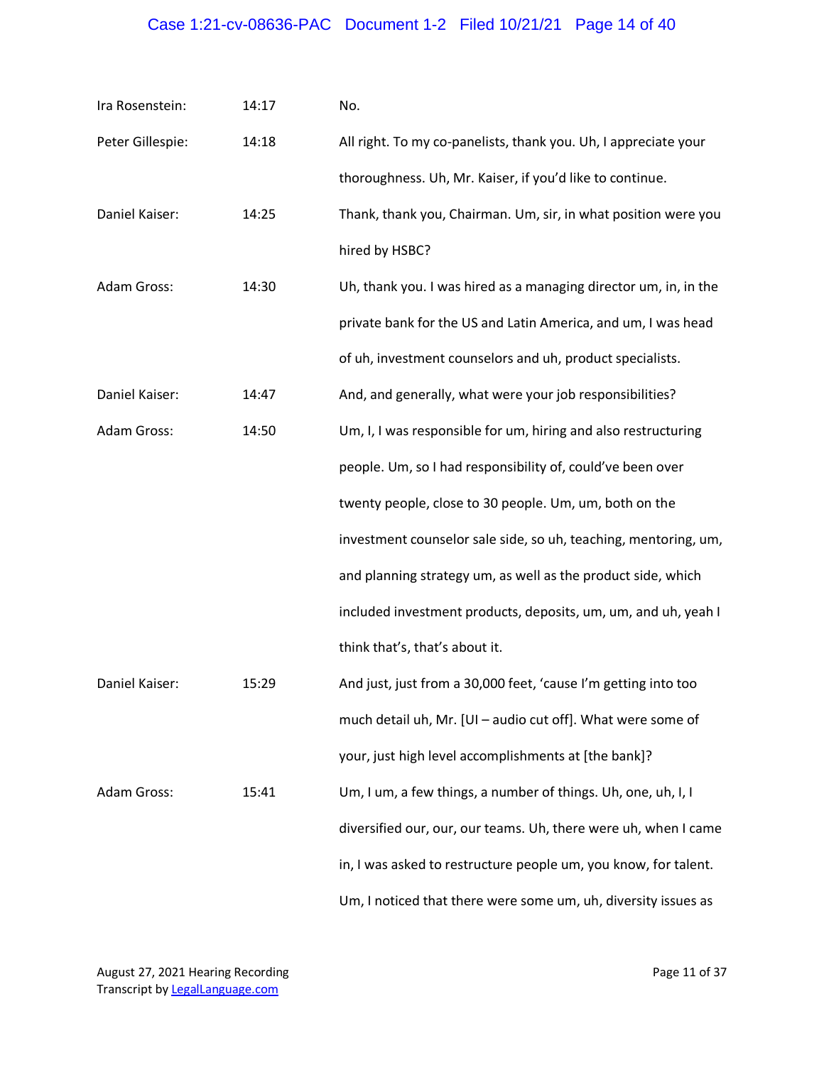| | | |
|---|---|---|
| Ira Rosenstein: | 14:17 | No. |
| Peter Gillespie: | 14:18 | All right. To my co-panelists, thank you. Uh, I appreciate your thoroughness. Uh, Mr. Kaiser, if you'd like to continue. |
| Daniel Kaiser: | 14:25 | Thank, thank you, Chairman. Um, sir, in what position were you hired by HSBC? |
| Adam Gross: | 14:30 | Uh, thank you. I was hired as a managing director um, in, in the private bank for the US and Latin America, and um, I was head of uh, investment counselors and uh, product specialists. |
| Daniel Kaiser: | 14:47 | And, and generally, what were your job responsibilities? |
| Adam Gross: | 14:50 | Um, I, I was responsible for um, hiring and also restructuring people. Um, so I had responsibility of, could've been over twenty people, close to 30 people. Um, um, both on the investment counselor sale side, so uh, teaching, mentoring, um, and planning strategy um, as well as the product side, which included investment products, deposits, um, um, and uh, yeah I think that's, that's about it. |
| Daniel Kaiser: | 15:29 | And just, just from a 30,000 feet, 'cause I'm getting into too much detail uh, Mr. [UI – audio cut off]. What were some of your, just high level accomplishments at [the bank]? |
| Adam Gross: | 15:41 | Um, I um, a few things, a number of things. Uh, one, uh, I, I diversified our, our, our teams. Uh, there were uh, when I came in, I was asked to restructure people um, you know, for talent. Um, I noticed that there were some um, uh, diversity issues as |

August 27, 2021 Hearing Recording
Transcript by LegalLanguage.com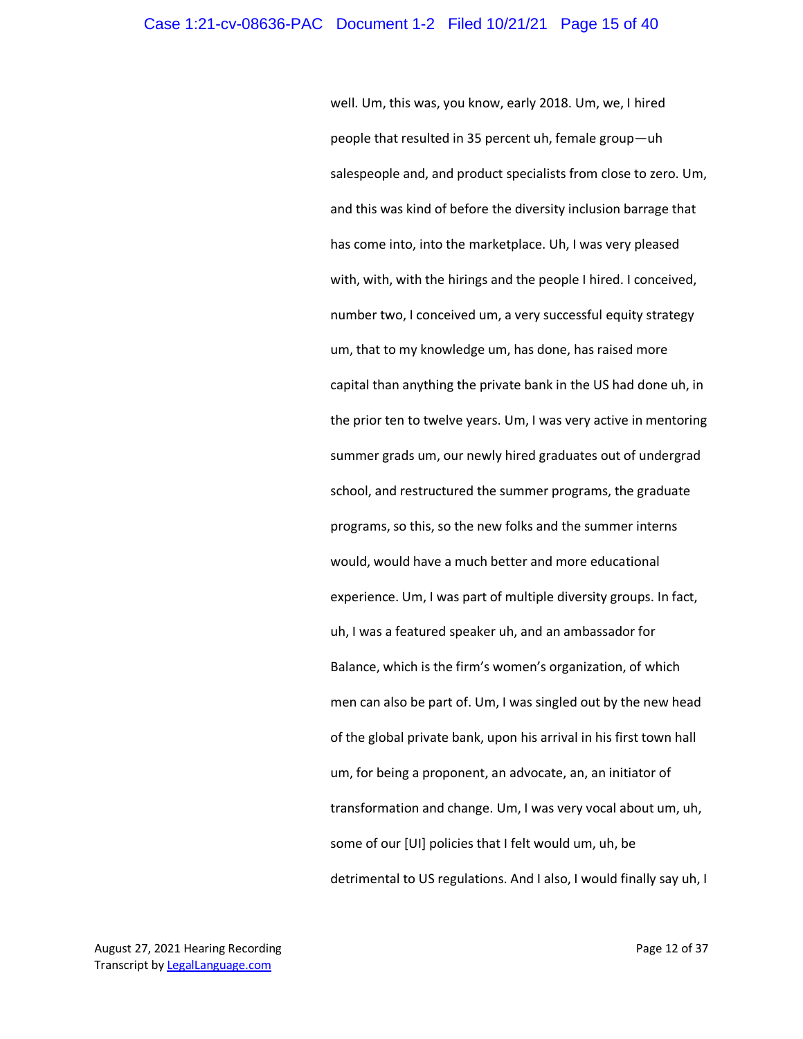well. Um, this was, you know, early 2018. Um, we, I hired people that resulted in 35 percent uh, female group—uh salespeople and, and product specialists from close to zero. Um, and this was kind of before the diversity inclusion barrage that has come into, into the marketplace. Uh, I was very pleased with, with, with the hirings and the people I hired. I conceived, number two, I conceived um, a very successful equity strategy um, that to my knowledge um, has done, has raised more capital than anything the private bank in the US had done uh, in the prior ten to twelve years. Um, I was very active in mentoring summer grads um, our newly hired graduates out of undergrad school, and restructured the summer programs, the graduate programs, so this, so the new folks and the summer interns would, would have a much better and more educational experience. Um, I was part of multiple diversity groups. In fact, uh, I was a featured speaker uh, and an ambassador for Balance, which is the firm's women's organization, of which men can also be part of. Um, I was singled out by the new head of the global private bank, upon his arrival in his first town hall um, for being a proponent, an advocate, an, an initiator of transformation and change. Um, I was very vocal about um, uh, some of our [UI] policies that I felt would um, uh, be detrimental to US regulations. And I also, I would finally say uh, I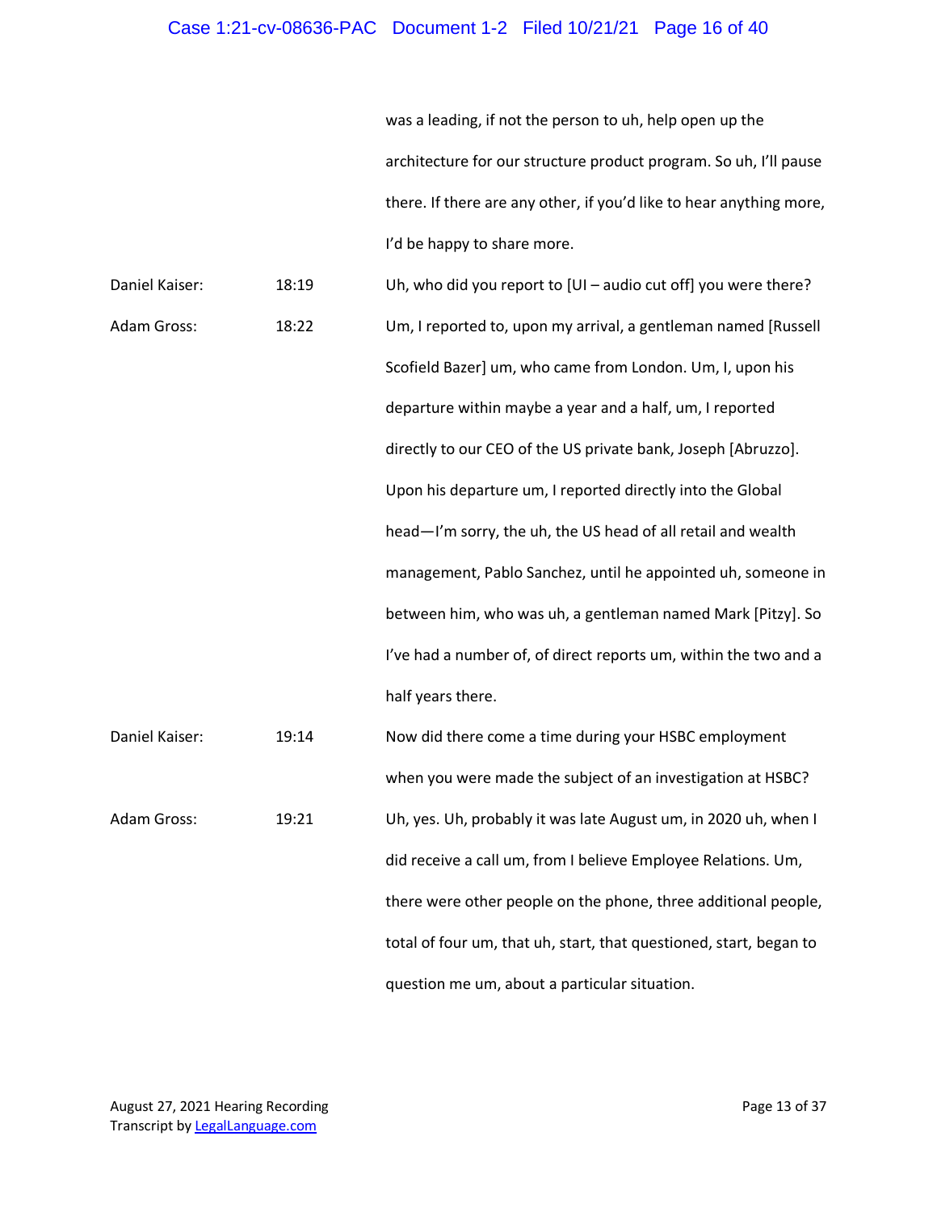| | | |
|---|---|---|
| | | was a leading, if not the person to uh, help open up the architecture for our structure product program. So uh, I'll pause there. If there are any other, if you'd like to hear anything more, I'd be happy to share more. |
| Daniel Kaiser: | 18:19 | Uh, who did you report to [UI – audio cut off] you were there? |
| Adam Gross: | 18:22 | Um, I reported to, upon my arrival, a gentleman named [Russell Scofield Bazer] um, who came from London. Um, I, upon his departure within maybe a year and a half, um, I reported directly to our CEO of the US private bank, Joseph [Abruzzo]. Upon his departure um, I reported directly into the Global head—I'm sorry, the uh, the US head of all retail and wealth management, Pablo Sanchez, until he appointed uh, someone in between him, who was uh, a gentleman named Mark [Pitzy]. So I've had a number of, of direct reports um, within the two and a half years there. |
| Daniel Kaiser: | 19:14 | Now did there come a time during your HSBC employment when you were made the subject of an investigation at HSBC? |
| Adam Gross: | 19:21 | Uh, yes. Uh, probably it was late August um, in 2020 uh, when I did receive a call um, from I believe Employee Relations. Um, there were other people on the phone, three additional people, total of four um, that uh, start, that questioned, start, began to question me um, about a particular situation. |

August 27, 2021 Hearing Recording
Transcript by LegalLanguage.com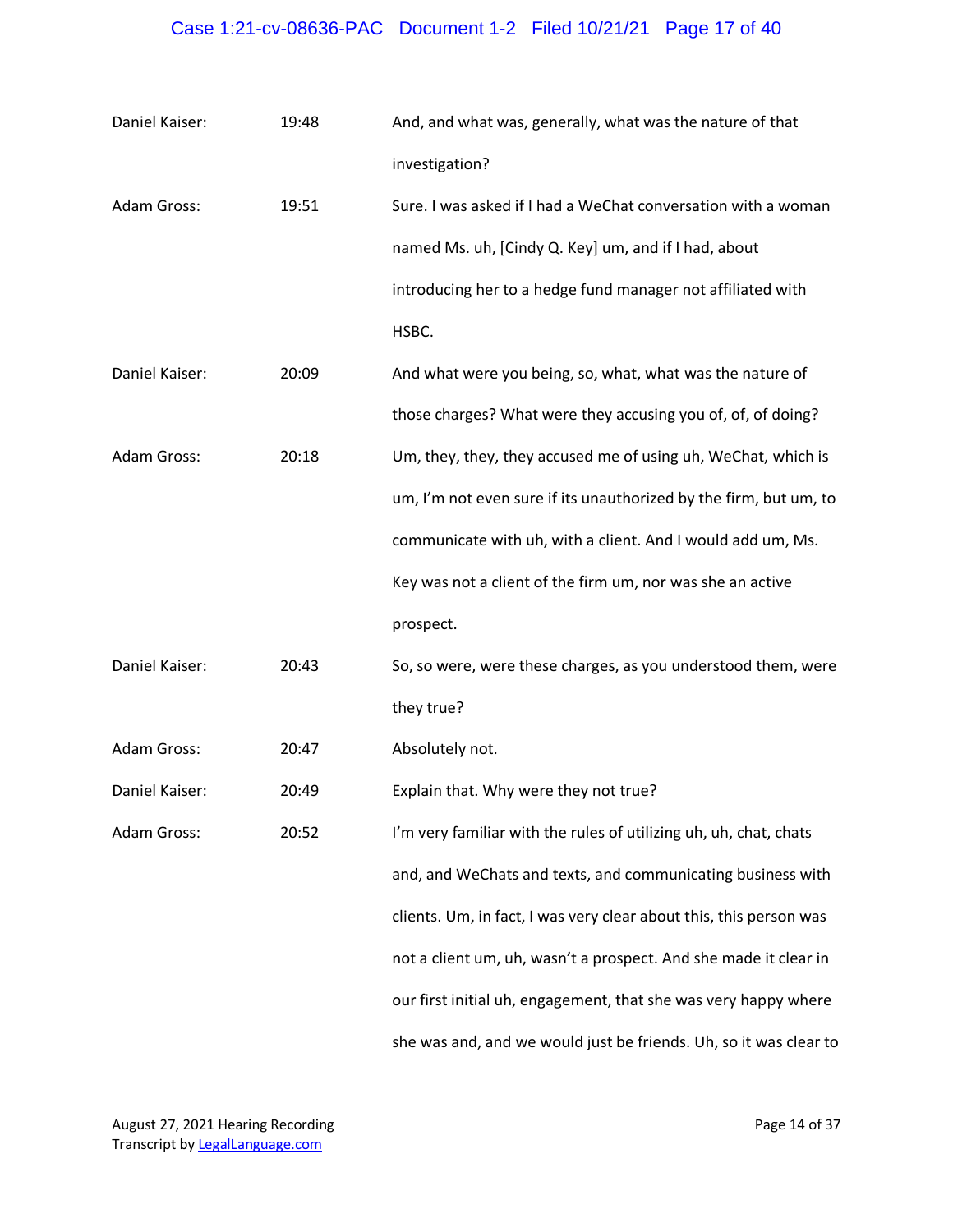| | | |
|---|---|---|
| Daniel Kaiser: | 19:48 | And, and what was, generally, what was the nature of that investigation? |
| Adam Gross: | 19:51 | Sure. I was asked if I had a WeChat conversation with a woman named Ms. uh, [Cindy Q. Key] um, and if I had, about introducing her to a hedge fund manager not affiliated with HSBC. |
| Daniel Kaiser: | 20:09 | And what were you being, so, what, what was the nature of those charges? What were they accusing you of, of, of doing? |
| Adam Gross: | 20:18 | Um, they, they, they accused me of using uh, WeChat, which is um, I'm not even sure if its unauthorized by the firm, but um, to communicate with uh, with a client. And I would add um, Ms. Key was not a client of the firm um, nor was she an active prospect. |
| Daniel Kaiser: | 20:43 | So, so were, were these charges, as you understood them, were they true? |
| Adam Gross: | 20:47 | Absolutely not. |
| Daniel Kaiser: | 20:49 | Explain that. Why were they not true? |
| Adam Gross: | 20:52 | I'm very familiar with the rules of utilizing uh, uh, chat, chats and, and WeChats and texts, and communicating business with clients. Um, in fact, I was very clear about this, this person was not a client um, uh, wasn't a prospect. And she made it clear in our first initial uh, engagement, that she was very happy where she was and, and we would just be friends. Uh, so it was clear to |

August 27, 2021 Hearing Recording
Transcript by LegalLanguage.com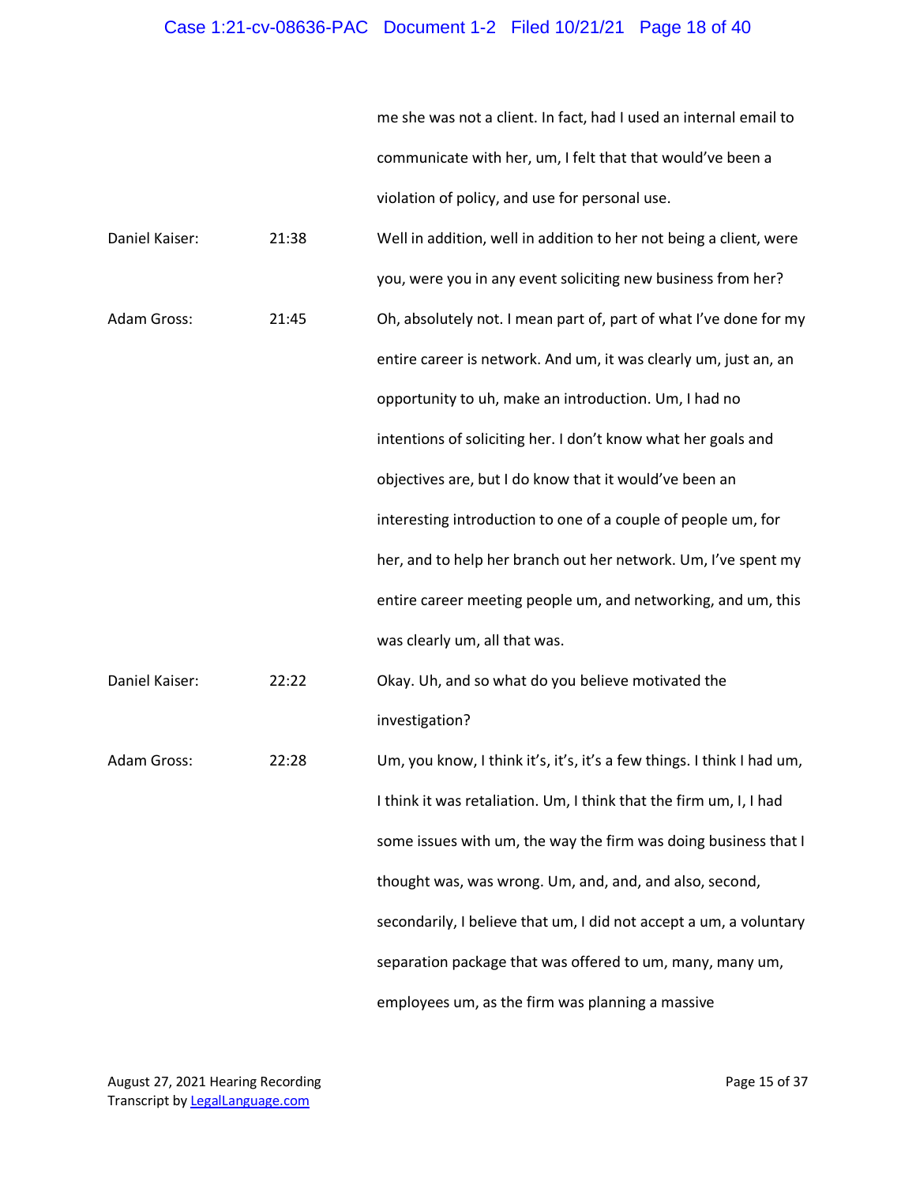| | | |
|---|---|---|
| | | me she was not a client. In fact, had I used an internal email to communicate with her, um, I felt that that would've been a violation of policy, and use for personal use. |
| Daniel Kaiser: | 21:38 | Well in addition, well in addition to her not being a client, were you, were you in any event soliciting new business from her? |
| Adam Gross: | 21:45 | Oh, absolutely not. I mean part of, part of what I've done for my entire career is network. And um, it was clearly um, just an, an opportunity to uh, make an introduction. Um, I had no intentions of soliciting her. I don't know what her goals and objectives are, but I do know that it would've been an interesting introduction to one of a couple of people um, for her, and to help her branch out her network. Um, I've spent my entire career meeting people um, and networking, and um, this was clearly um, all that was. |
| Daniel Kaiser: | 22:22 | Okay. Uh, and so what do you believe motivated the investigation? |
| Adam Gross: | 22:28 | Um, you know, I think it's, it's, it's a few things. I think I had um, I think it was retaliation. Um, I think that the firm um, I, I had some issues with um, the way the firm was doing business that I thought was, was wrong. Um, and, and, and also, second, secondarily, I believe that um, I did not accept a um, a voluntary separation package that was offered to um, many, many um, employees um, as the firm was planning a massive |

August 27, 2021 Hearing Recording
Transcript by LegalLanguage.com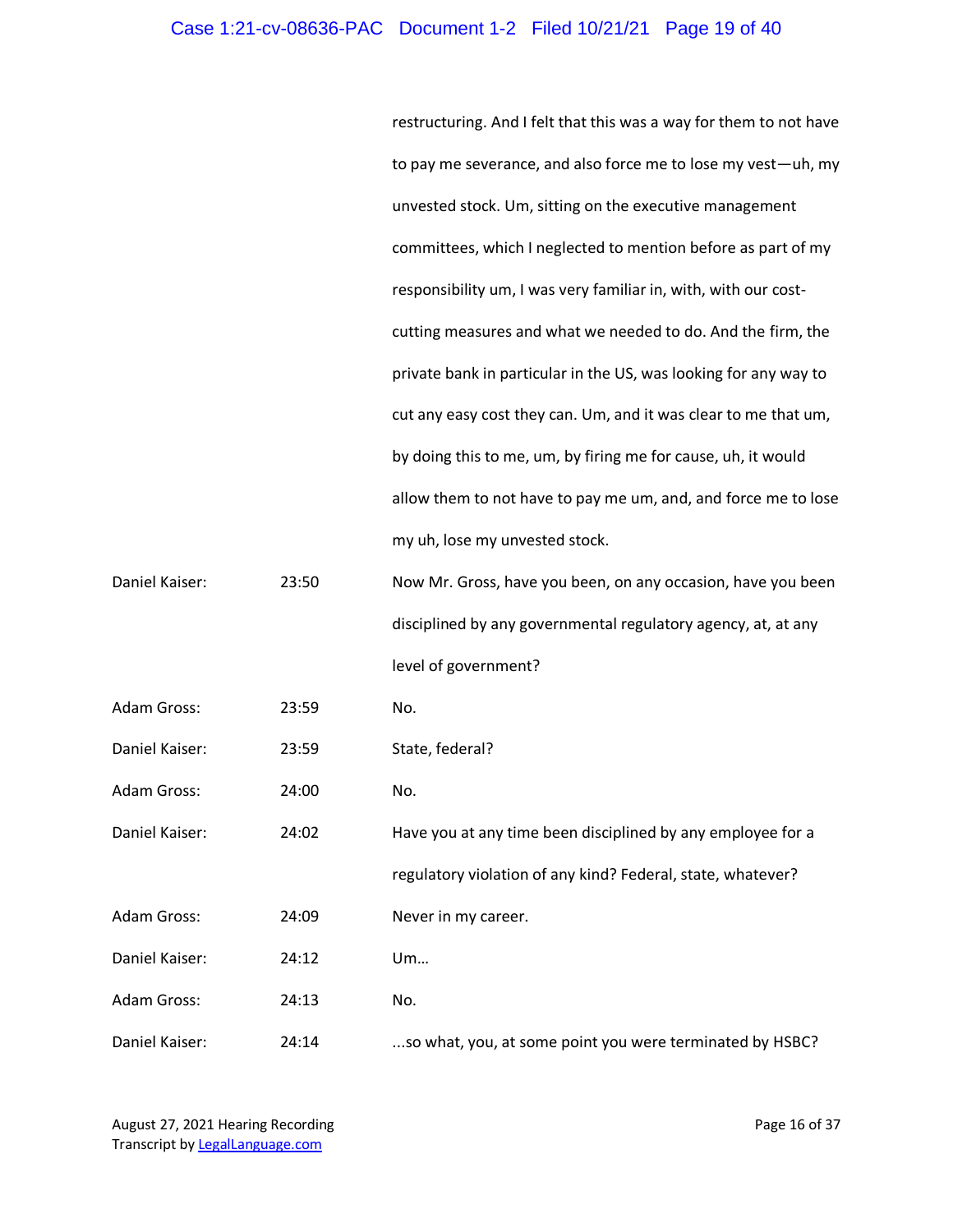| | | |
|---|---|---|
| | | restructuring. And I felt that this was a way for them to not have to pay me severance, and also force me to lose my vest—uh, my unvested stock. Um, sitting on the executive management committees, which I neglected to mention before as part of my responsibility um, I was very familiar in, with, with our cost-cutting measures and what we needed to do. And the firm, the private bank in particular in the US, was looking for any way to cut any easy cost they can. Um, and it was clear to me that um, by doing this to me, um, by firing me for cause, uh, it would allow them to not have to pay me um, and, and force me to lose my uh, lose my unvested stock. |
| Daniel Kaiser: | 23:50 | Now Mr. Gross, have you been, on any occasion, have you been disciplined by any governmental regulatory agency, at, at any level of government? |
| Adam Gross: | 23:59 | No. |
| Daniel Kaiser: | 23:59 | State, federal? |
| Adam Gross: | 24:00 | No. |
| Daniel Kaiser: | 24:02 | Have you at any time been disciplined by any employee for a regulatory violation of any kind? Federal, state, whatever? |
| Adam Gross: | 24:09 | Never in my career. |
| Daniel Kaiser: | 24:12 | Um… |
| Adam Gross: | 24:13 | No. |
| Daniel Kaiser: | 24:14 | …so what, you, at some point you were terminated by HSBC? |

August 27, 2021 Hearing Recording
Transcript by LegalLanguage.com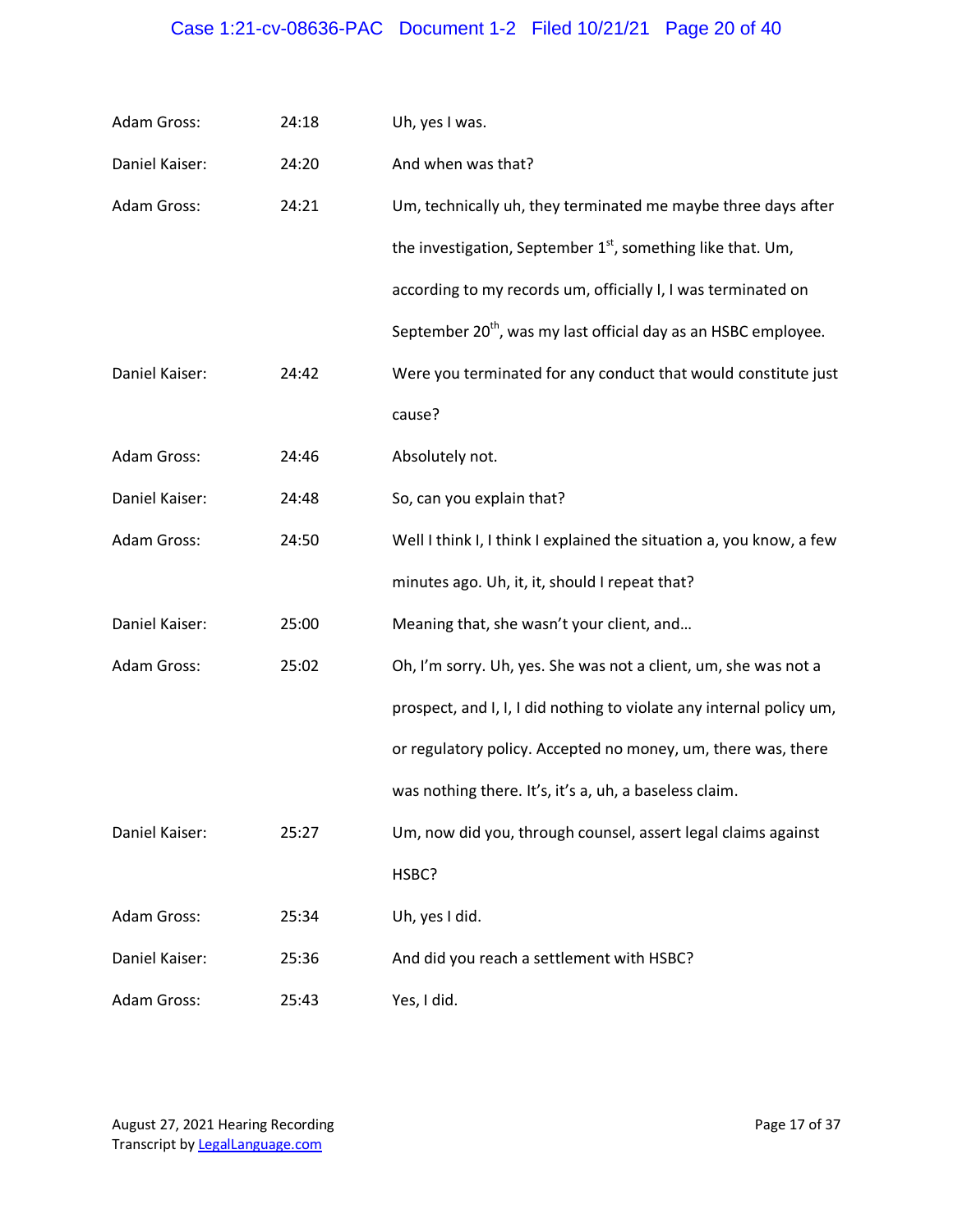| | | |
|---|---|---|
| Adam Gross: | 24:18 | Uh, yes I was. |
| Daniel Kaiser: | 24:20 | And when was that? |
| Adam Gross: | 24:21 | Um, technically uh, they terminated me maybe three days after the investigation, September 1st, something like that. Um, according to my records um, officially I, I was terminated on September 20th, was my last official day as an HSBC employee. |
| Daniel Kaiser: | 24:42 | Were you terminated for any conduct that would constitute just cause? |
| Adam Gross: | 24:46 | Absolutely not. |
| Daniel Kaiser: | 24:48 | So, can you explain that? |
| Adam Gross: | 24:50 | Well I think I, I think I explained the situation a, you know, a few minutes ago. Uh, it, it, should I repeat that? |
| Daniel Kaiser: | 25:00 | Meaning that, she wasn't your client, and… |
| Adam Gross: | 25:02 | Oh, I'm sorry. Uh, yes. She was not a client, um, she was not a prospect, and I, I, I did nothing to violate any internal policy um, or regulatory policy. Accepted no money, um, there was, there was nothing there. It's, it's a, uh, a baseless claim. |
| Daniel Kaiser: | 25:27 | Um, now did you, through counsel, assert legal claims against HSBC? |
| Adam Gross: | 25:34 | Uh, yes I did. |
| Daniel Kaiser: | 25:36 | And did you reach a settlement with HSBC? |
| Adam Gross: | 25:43 | Yes, I did. |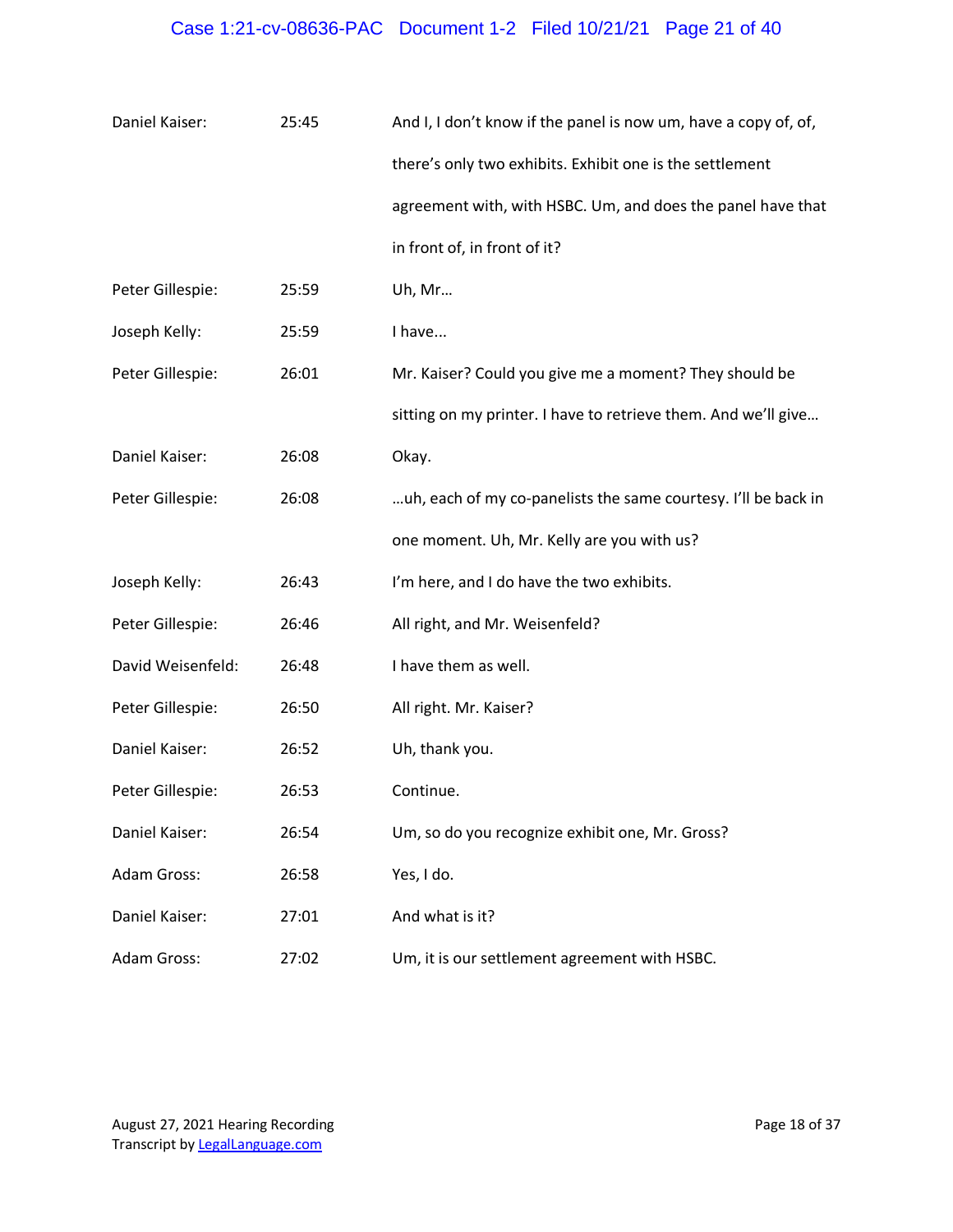| | | |
|---|---|---|
| Daniel Kaiser: | 25:45 | And I, I don't know if the panel is now um, have a copy of, of, there's only two exhibits. Exhibit one is the settlement agreement with, with HSBC. Um, and does the panel have that in front of, in front of it? |
| Peter Gillespie: | 25:59 | Uh, Mr… |
| Joseph Kelly: | 25:59 | I have... |
| Peter Gillespie: | 26:01 | Mr. Kaiser? Could you give me a moment? They should be sitting on my printer. I have to retrieve them. And we'll give… |
| Daniel Kaiser: | 26:08 | Okay. |
| Peter Gillespie: | 26:08 | …uh, each of my co-panelists the same courtesy. I'll be back in one moment. Uh, Mr. Kelly are you with us? |
| Joseph Kelly: | 26:43 | I'm here, and I do have the two exhibits. |
| Peter Gillespie: | 26:46 | All right, and Mr. Weisenfeld? |
| David Weisenfeld: | 26:48 | I have them as well. |
| Peter Gillespie: | 26:50 | All right. Mr. Kaiser? |
| Daniel Kaiser: | 26:52 | Uh, thank you. |
| Peter Gillespie: | 26:53 | Continue. |
| Daniel Kaiser: | 26:54 | Um, so do you recognize exhibit one, Mr. Gross? |
| Adam Gross: | 26:58 | Yes, I do. |
| Daniel Kaiser: | 27:01 | And what is it? |
| Adam Gross: | 27:02 | Um, it is our settlement agreement with HSBC. |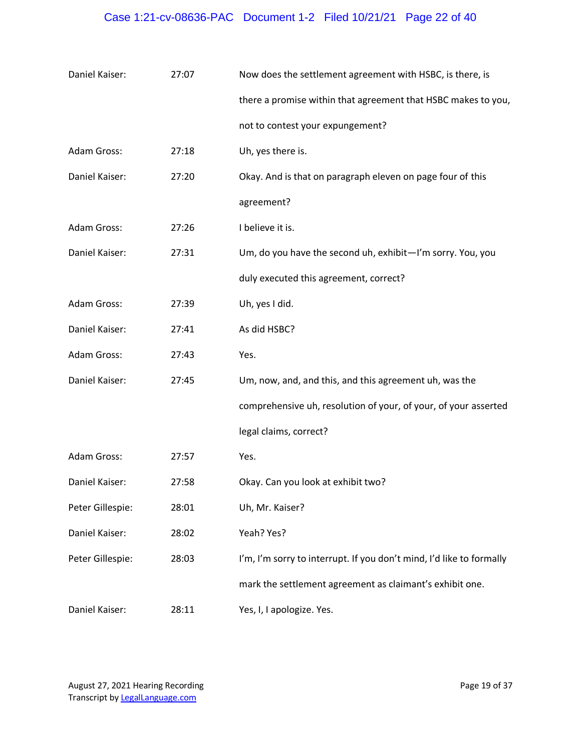| | | |
|---|---|---|
| Daniel Kaiser: | 27:07 | Now does the settlement agreement with HSBC, is there, is there a promise within that agreement that HSBC makes to you, not to contest your expungement? |
| Adam Gross: | 27:18 | Uh, yes there is. |
| Daniel Kaiser: | 27:20 | Okay. And is that on paragraph eleven on page four of this agreement? |
| Adam Gross: | 27:26 | I believe it is. |
| Daniel Kaiser: | 27:31 | Um, do you have the second uh, exhibit—I'm sorry. You, you duly executed this agreement, correct? |
| Adam Gross: | 27:39 | Uh, yes I did. |
| Daniel Kaiser: | 27:41 | As did HSBC? |
| Adam Gross: | 27:43 | Yes. |
| Daniel Kaiser: | 27:45 | Um, now, and, and this, and this agreement uh, was the comprehensive uh, resolution of your, of your, of your asserted legal claims, correct? |
| Adam Gross: | 27:57 | Yes. |
| Daniel Kaiser: | 27:58 | Okay. Can you look at exhibit two? |
| Peter Gillespie: | 28:01 | Uh, Mr. Kaiser? |
| Daniel Kaiser: | 28:02 | Yeah? Yes? |
| Peter Gillespie: | 28:03 | I'm, I'm sorry to interrupt. If you don't mind, I'd like to formally mark the settlement agreement as claimant's exhibit one. |
| Daniel Kaiser: | 28:11 | Yes, I, I apologize. Yes. |

August 27, 2021 Hearing Recording
Transcript by LegalLanguage.com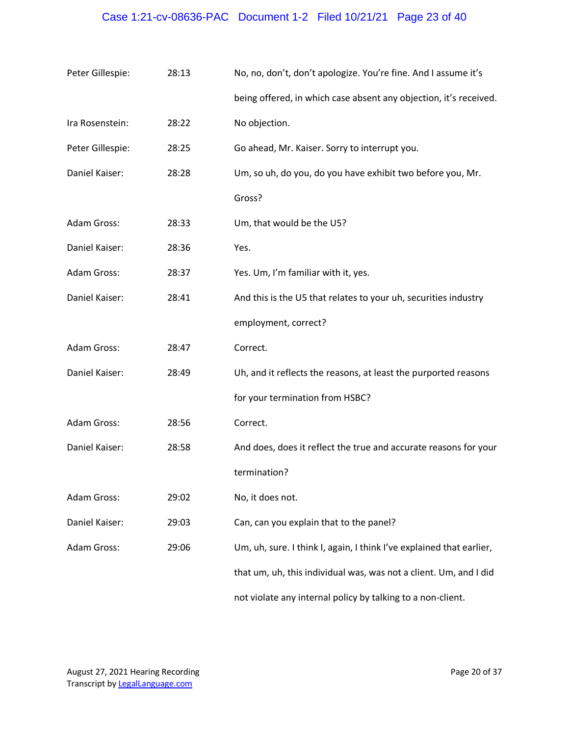| | | |
|---|---|---|
| Peter Gillespie: | 28:13 | No, no, don't, don't apologize. You're fine. And I assume it's being offered, in which case absent any objection, it's received. |
| Ira Rosenstein: | 28:22 | No objection. |
| Peter Gillespie: | 28:25 | Go ahead, Mr. Kaiser. Sorry to interrupt you. |
| Daniel Kaiser: | 28:28 | Um, so uh, do you, do you have exhibit two before you, Mr. Gross? |
| Adam Gross: | 28:33 | Um, that would be the U5? |
| Daniel Kaiser: | 28:36 | Yes. |
| Adam Gross: | 28:37 | Yes. Um, I'm familiar with it, yes. |
| Daniel Kaiser: | 28:41 | And this is the U5 that relates to your uh, securities industry employment, correct? |
| Adam Gross: | 28:47 | Correct. |
| Daniel Kaiser: | 28:49 | Uh, and it reflects the reasons, at least the purported reasons for your termination from HSBC? |
| Adam Gross: | 28:56 | Correct. |
| Daniel Kaiser: | 28:58 | And does, does it reflect the true and accurate reasons for your termination? |
| Adam Gross: | 29:02 | No, it does not. |
| Daniel Kaiser: | 29:03 | Can, can you explain that to the panel? |
| Adam Gross: | 29:06 | Um, uh, sure. I think I, again, I think I've explained that earlier, that um, uh, this individual was, was not a client. Um, and I did not violate any internal policy by talking to a non-client. |

August 27, 2021 Hearing Recording
Transcript by LegalLanguage.com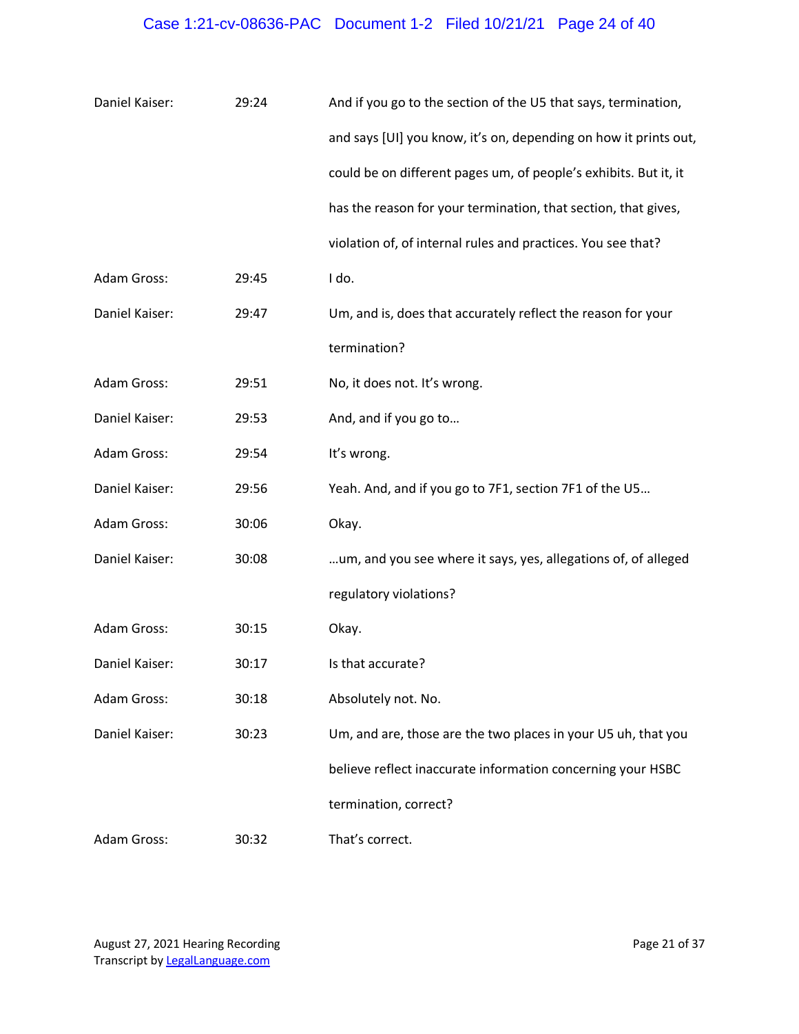| | | |
|---|---|---|
| Daniel Kaiser: | 29:24 | And if you go to the section of the U5 that says, termination, and says [UI] you know, it's on, depending on how it prints out, could be on different pages um, of people's exhibits. But it, it has the reason for your termination, that section, that gives, violation of, of internal rules and practices. You see that? |
| Adam Gross: | 29:45 | I do. |
| Daniel Kaiser: | 29:47 | Um, and is, does that accurately reflect the reason for your termination? |
| Adam Gross: | 29:51 | No, it does not. It's wrong. |
| Daniel Kaiser: | 29:53 | And, and if you go to… |
| Adam Gross: | 29:54 | It's wrong. |
| Daniel Kaiser: | 29:56 | Yeah. And, and if you go to 7F1, section 7F1 of the U5… |
| Adam Gross: | 30:06 | Okay. |
| Daniel Kaiser: | 30:08 | …um, and you see where it says, yes, allegations of, of alleged regulatory violations? |
| Adam Gross: | 30:15 | Okay. |
| Daniel Kaiser: | 30:17 | Is that accurate? |
| Adam Gross: | 30:18 | Absolutely not. No. |
| Daniel Kaiser: | 30:23 | Um, and are, those are the two places in your U5 uh, that you believe reflect inaccurate information concerning your HSBC termination, correct? |
| Adam Gross: | 30:32 | That's correct. |

August 27, 2021 Hearing Recording
Transcript by LegalLanguage.com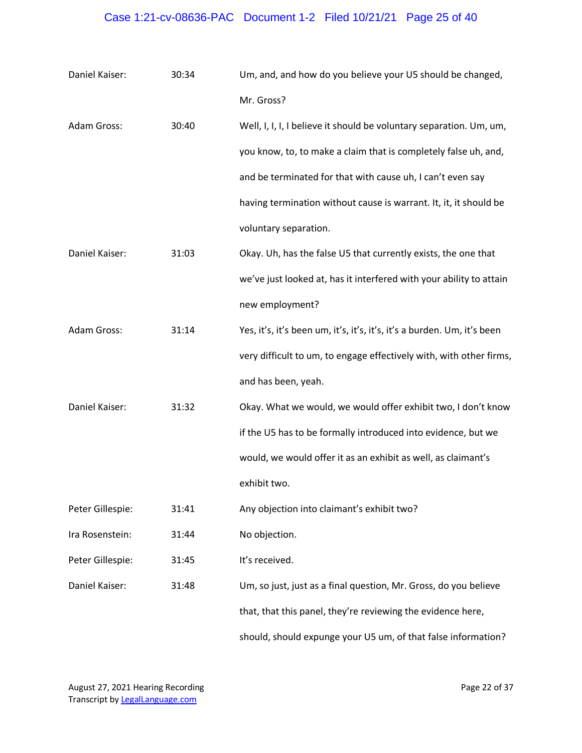| | | |
|---|---|---|
| Daniel Kaiser: | 30:34 | Um, and, and how do you believe your U5 should be changed, Mr. Gross? |
| Adam Gross: | 30:40 | Well, I, I, I, I believe it should be voluntary separation. Um, um, you know, to, to make a claim that is completely false uh, and, and be terminated for that with cause uh, I can't even say having termination without cause is warrant. It, it, it should be voluntary separation. |
| Daniel Kaiser: | 31:03 | Okay. Uh, has the false U5 that currently exists, the one that we've just looked at, has it interfered with your ability to attain new employment? |
| Adam Gross: | 31:14 | Yes, it's, it's been um, it's, it's, it's, it's a burden. Um, it's been very difficult to um, to engage effectively with, with other firms, and has been, yeah. |
| Daniel Kaiser: | 31:32 | Okay. What we would, we would offer exhibit two, I don't know if the U5 has to be formally introduced into evidence, but we would, we would offer it as an exhibit as well, as claimant's exhibit two. |
| Peter Gillespie: | 31:41 | Any objection into claimant's exhibit two? |
| Ira Rosenstein: | 31:44 | No objection. |
| Peter Gillespie: | 31:45 | It's received. |
| Daniel Kaiser: | 31:48 | Um, so just, just as a final question, Mr. Gross, do you believe that, that this panel, they're reviewing the evidence here, should, should expunge your U5 um, of that false information? |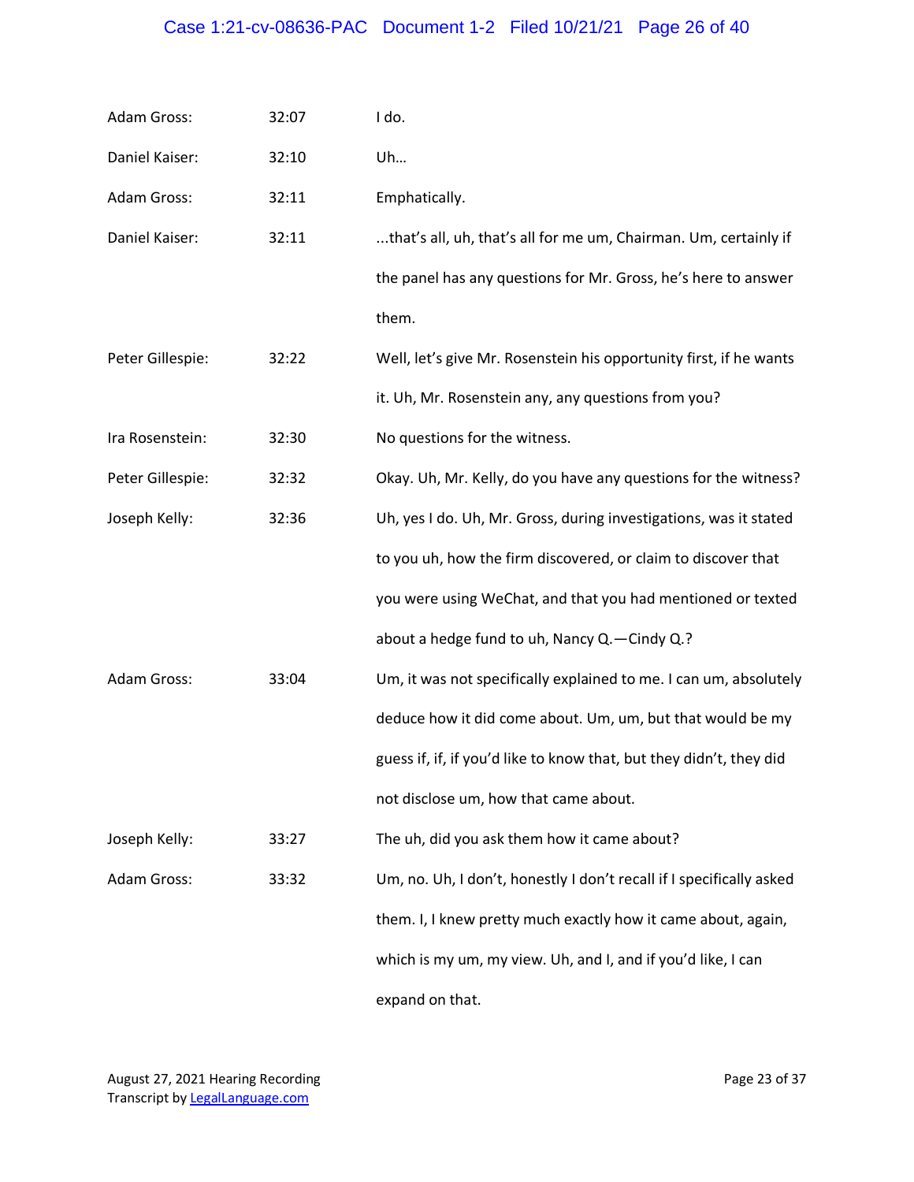| | | |
|---|---|---|
| Adam Gross: | 32:07 | I do. |
| Daniel Kaiser: | 32:10 | Uh… |
| Adam Gross: | 32:11 | Emphatically. |
| Daniel Kaiser: | 32:11 | ...that's all, uh, that's all for me um, Chairman. Um, certainly if the panel has any questions for Mr. Gross, he's here to answer them. |
| Peter Gillespie: | 32:22 | Well, let's give Mr. Rosenstein his opportunity first, if he wants it. Uh, Mr. Rosenstein any, any questions from you? |
| Ira Rosenstein: | 32:30 | No questions for the witness. |
| Peter Gillespie: | 32:32 | Okay. Uh, Mr. Kelly, do you have any questions for the witness? |
| Joseph Kelly: | 32:36 | Uh, yes I do. Uh, Mr. Gross, during investigations, was it stated to you uh, how the firm discovered, or claim to discover that you were using WeChat, and that you had mentioned or texted about a hedge fund to uh, Nancy Q.—Cindy Q.? |
| Adam Gross: | 33:04 | Um, it was not specifically explained to me. I can um, absolutely deduce how it did come about. Um, um, but that would be my guess if, if, if you'd like to know that, but they didn't, they did not disclose um, how that came about. |
| Joseph Kelly: | 33:27 | The uh, did you ask them how it came about? |
| Adam Gross: | 33:32 | Um, no. Uh, I don't, honestly I don't recall if I specifically asked them. I, I knew pretty much exactly how it came about, again, which is my um, my view. Uh, and I, and if you'd like, I can expand on that. |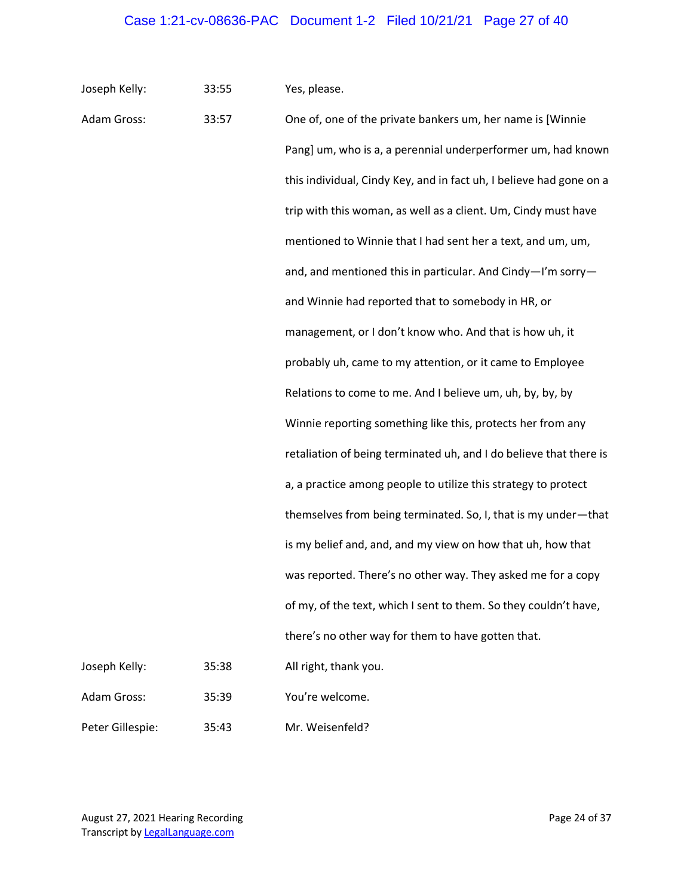| | | |
|---|---|---|
| Joseph Kelly: | 33:55 | Yes, please. |
| Adam Gross: | 33:57 | One of, one of the private bankers um, her name is [Winnie Pang] um, who is a, a perennial underperformer um, had known this individual, Cindy Key, and in fact uh, I believe had gone on a trip with this woman, as well as a client. Um, Cindy must have mentioned to Winnie that I had sent her a text, and um, um, and, and mentioned this in particular. And Cindy—I'm sorry—and Winnie had reported that to somebody in HR, or management, or I don't know who. And that is how uh, it probably uh, came to my attention, or it came to Employee Relations to come to me. And I believe um, uh, by, by, by Winnie reporting something like this, protects her from any retaliation of being terminated uh, and I do believe that there is a, a practice among people to utilize this strategy to protect themselves from being terminated. So, I, that is my under—that is my belief and, and, and my view on how that uh, how that was reported. There's no other way. They asked me for a copy of my, of the text, which I sent to them. So they couldn't have, there's no other way for them to have gotten that. |
| Joseph Kelly: | 35:38 | All right, thank you. |
| Adam Gross: | 35:39 | You're welcome. |
| Peter Gillespie: | 35:43 | Mr. Weisenfeld? |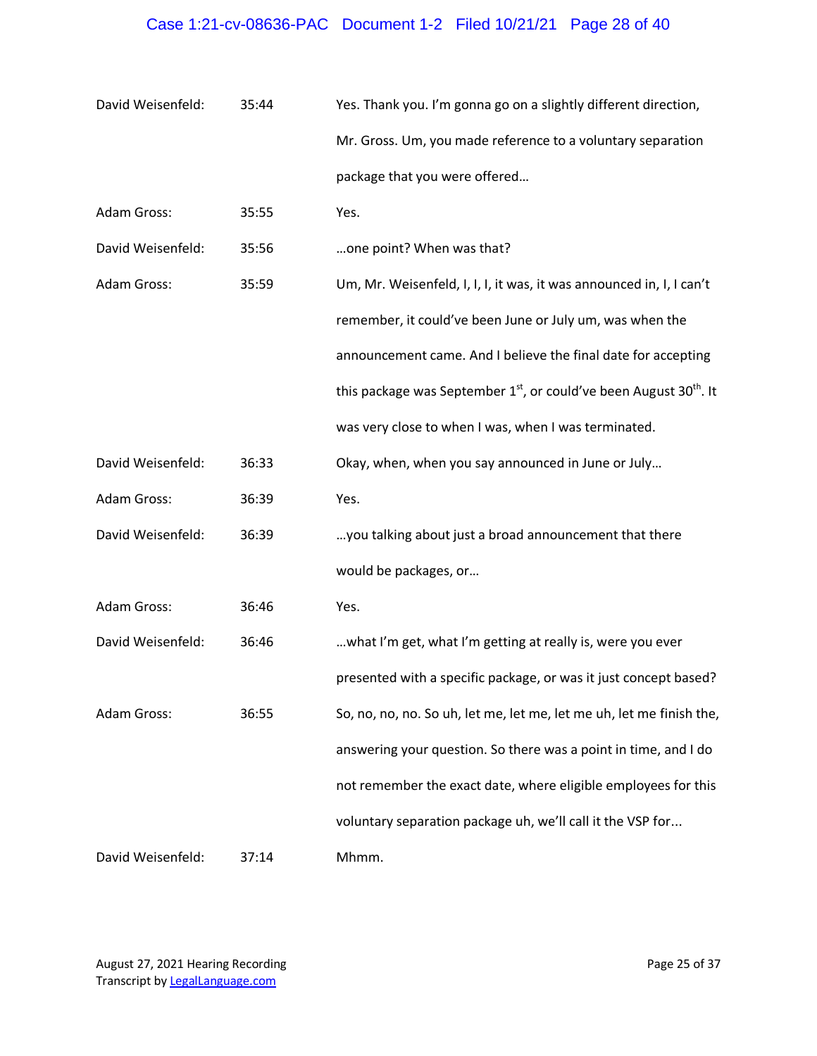| | | |
|---|---|---|
| David Weisenfeld: | 35:44 | Yes. Thank you. I'm gonna go on a slightly different direction, Mr. Gross. Um, you made reference to a voluntary separation package that you were offered… |
| Adam Gross: | 35:55 | Yes. |
| David Weisenfeld: | 35:56 | …one point? When was that? |
| Adam Gross: | 35:59 | Um, Mr. Weisenfeld, I, I, I, it was, it was announced in, I, I can't remember, it could've been June or July um, was when the announcement came. And I believe the final date for accepting this package was September 1st, or could've been August 30th. It was very close to when I was, when I was terminated. |
| David Weisenfeld: | 36:33 | Okay, when, when you say announced in June or July… |
| Adam Gross: | 36:39 | Yes. |
| David Weisenfeld: | 36:39 | …you talking about just a broad announcement that there would be packages, or… |
| Adam Gross: | 36:46 | Yes. |
| David Weisenfeld: | 36:46 | …what I'm get, what I'm getting at really is, were you ever presented with a specific package, or was it just concept based? |
| Adam Gross: | 36:55 | So, no, no, no. So uh, let me, let me, let me uh, let me finish the, answering your question. So there was a point in time, and I do not remember the exact date, where eligible employees for this voluntary separation package uh, we'll call it the VSP for... |
| David Weisenfeld: | 37:14 | Mhmm. |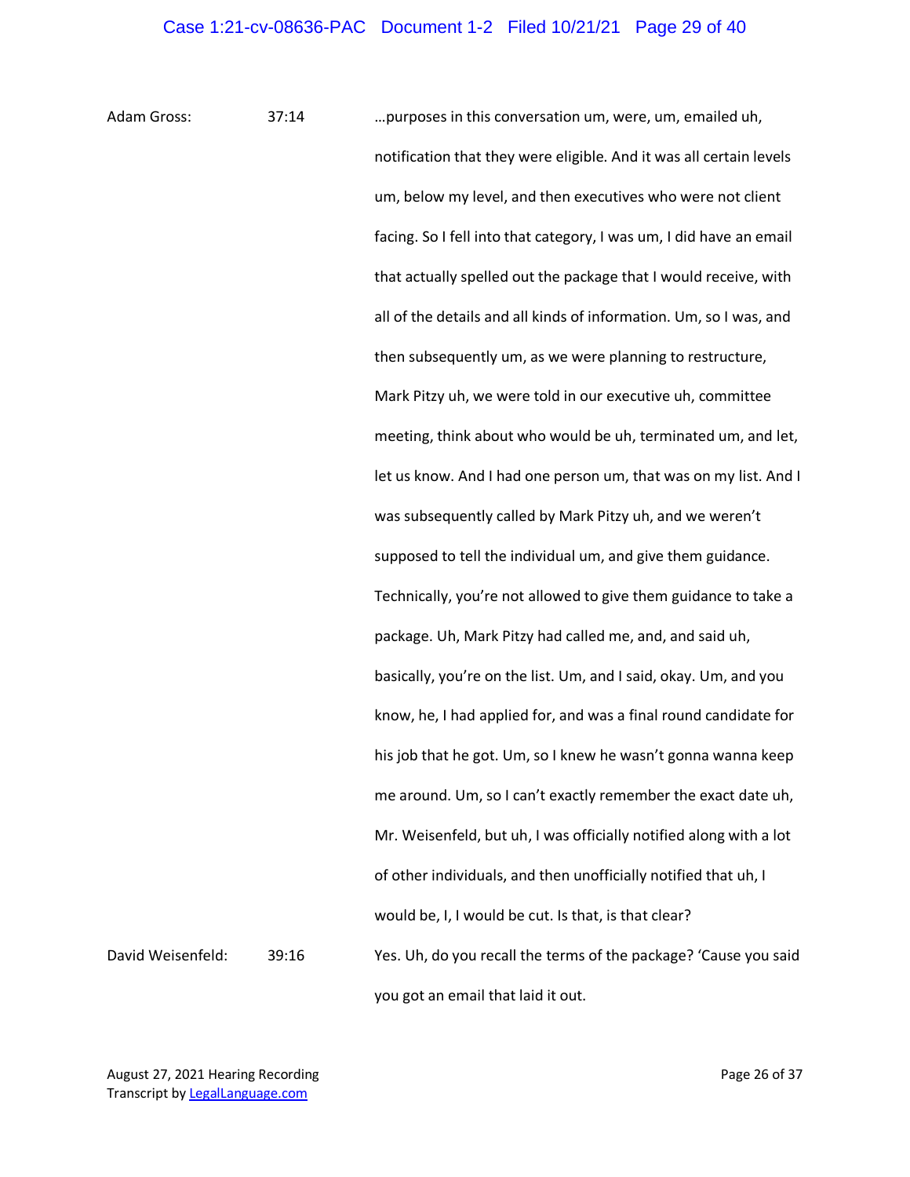Adam Gross: 37:14 …purposes in this conversation um, were, um, emailed uh, notification that they were eligible. And it was all certain levels um, below my level, and then executives who were not client facing. So I fell into that category, I was um, I did have an email that actually spelled out the package that I would receive, with all of the details and all kinds of information. Um, so I was, and then subsequently um, as we were planning to restructure, Mark Pitzy uh, we were told in our executive uh, committee meeting, think about who would be uh, terminated um, and let, let us know. And I had one person um, that was on my list. And I was subsequently called by Mark Pitzy uh, and we weren't supposed to tell the individual um, and give them guidance. Technically, you're not allowed to give them guidance to take a package. Uh, Mark Pitzy had called me, and, and said uh, basically, you're on the list. Um, and I said, okay. Um, and you know, he, I had applied for, and was a final round candidate for his job that he got. Um, so I knew he wasn't gonna wanna keep me around. Um, so I can't exactly remember the exact date uh, Mr. Weisenfeld, but uh, I was officially notified along with a lot of other individuals, and then unofficially notified that uh, I would be, I, I would be cut. Is that, is that clear?

David Weisenfeld: 39:16 Yes. Uh, do you recall the terms of the package? 'Cause you said you got an email that laid it out.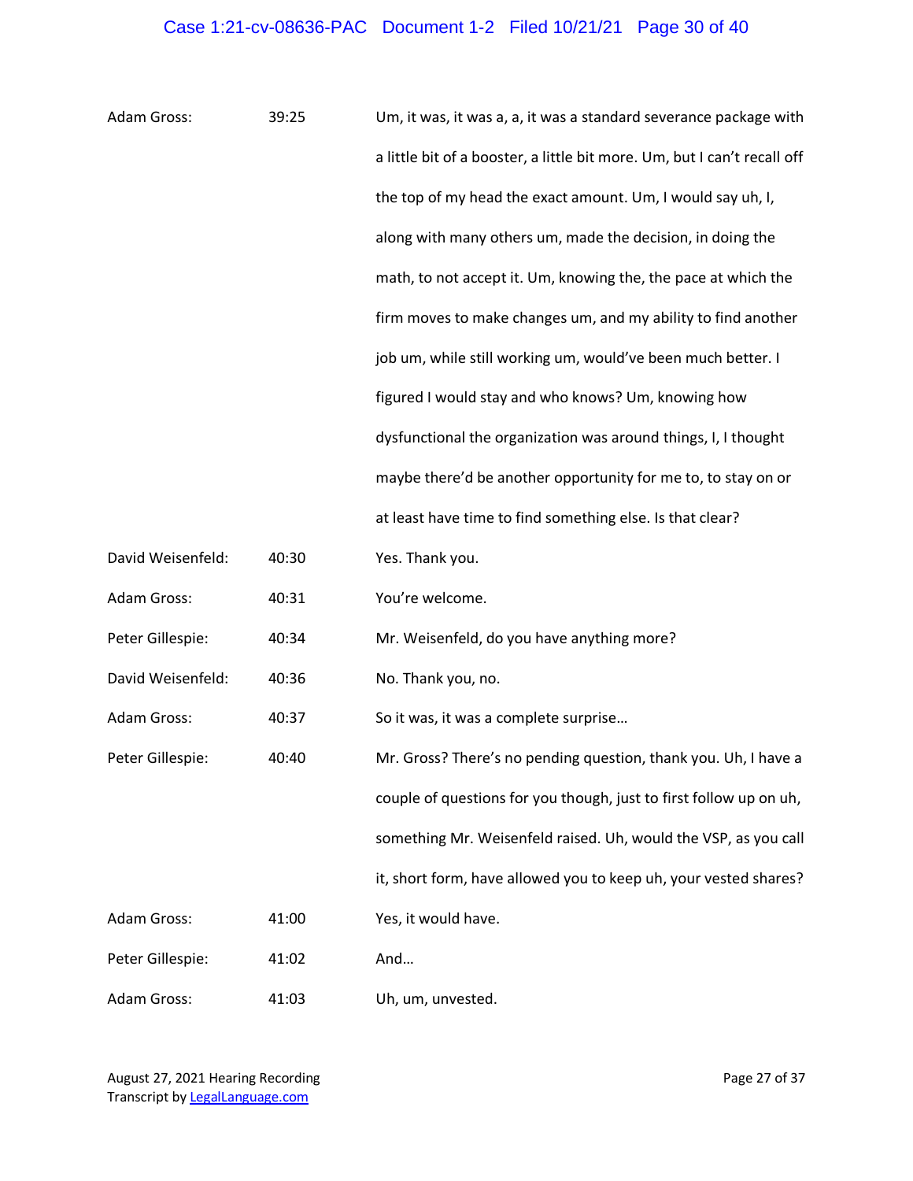| | | |
|---|---|---|
| Adam Gross: | 39:25 | Um, it was, it was a, a, it was a standard severance package with a little bit of a booster, a little bit more. Um, but I can't recall off the top of my head the exact amount. Um, I would say uh, I, along with many others um, made the decision, in doing the math, to not accept it. Um, knowing the, the pace at which the firm moves to make changes um, and my ability to find another job um, while still working um, would've been much better. I figured I would stay and who knows? Um, knowing how dysfunctional the organization was around things, I, I thought maybe there'd be another opportunity for me to, to stay on or at least have time to find something else. Is that clear? |
| David Weisenfeld: | 40:30 | Yes. Thank you. |
| Adam Gross: | 40:31 | You're welcome. |
| Peter Gillespie: | 40:34 | Mr. Weisenfeld, do you have anything more? |
| David Weisenfeld: | 40:36 | No. Thank you, no. |
| Adam Gross: | 40:37 | So it was, it was a complete surprise… |
| Peter Gillespie: | 40:40 | Mr. Gross? There's no pending question, thank you. Uh, I have a couple of questions for you though, just to first follow up on uh, something Mr. Weisenfeld raised. Uh, would the VSP, as you call it, short form, have allowed you to keep uh, your vested shares? |
| Adam Gross: | 41:00 | Yes, it would have. |
| Peter Gillespie: | 41:02 | And… |
| Adam Gross: | 41:03 | Uh, um, unvested. |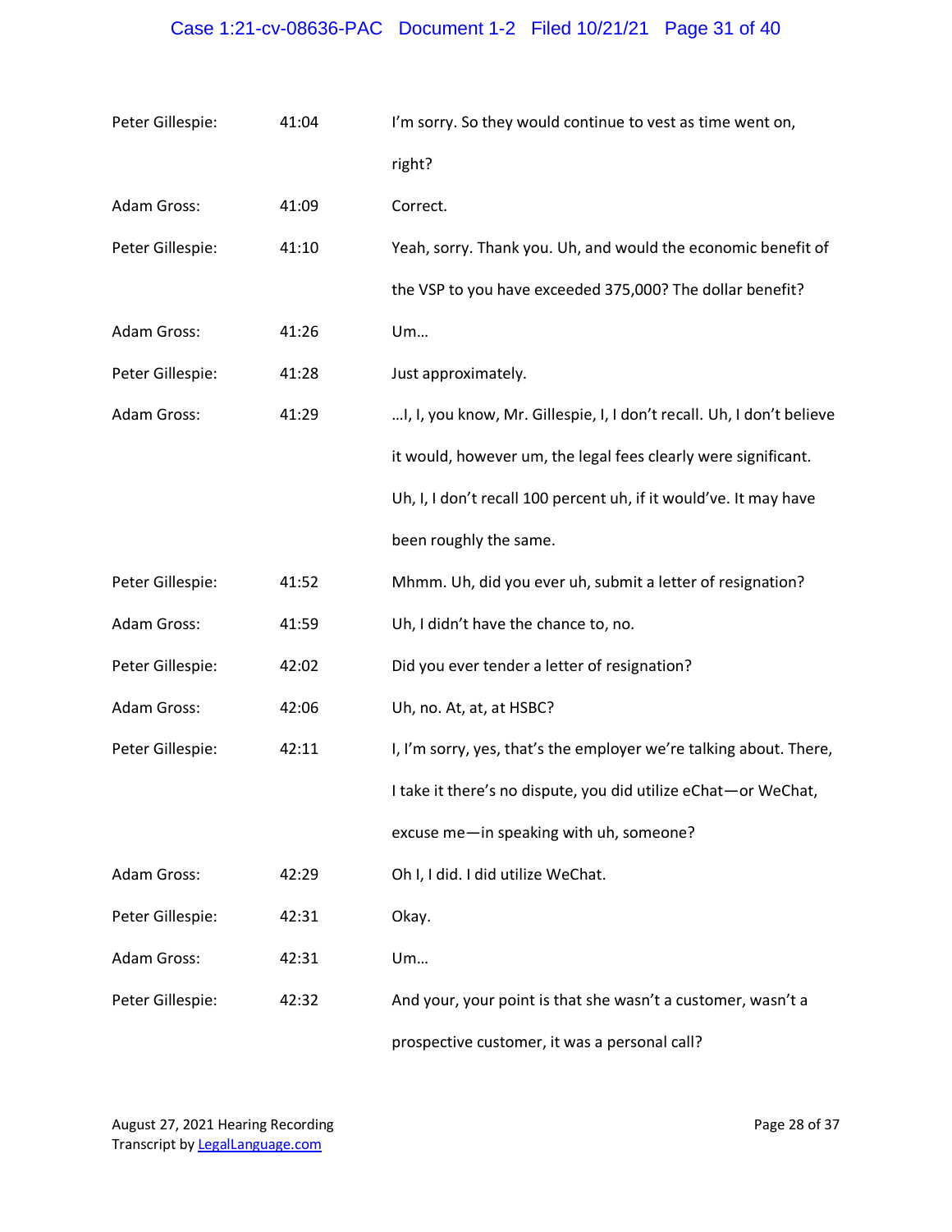| | | |
|---|---|---|
| Peter Gillespie: | 41:04 | I'm sorry. So they would continue to vest as time went on, right? |
| Adam Gross: | 41:09 | Correct. |
| Peter Gillespie: | 41:10 | Yeah, sorry. Thank you. Uh, and would the economic benefit of the VSP to you have exceeded 375,000? The dollar benefit? |
| Adam Gross: | 41:26 | Um… |
| Peter Gillespie: | 41:28 | Just approximately. |
| Adam Gross: | 41:29 | …I, I, you know, Mr. Gillespie, I, I don't recall. Uh, I don't believe it would, however um, the legal fees clearly were significant. Uh, I, I don't recall 100 percent uh, if it would've. It may have been roughly the same. |
| Peter Gillespie: | 41:52 | Mhmm. Uh, did you ever uh, submit a letter of resignation? |
| Adam Gross: | 41:59 | Uh, I didn't have the chance to, no. |
| Peter Gillespie: | 42:02 | Did you ever tender a letter of resignation? |
| Adam Gross: | 42:06 | Uh, no. At, at, at HSBC? |
| Peter Gillespie: | 42:11 | I, I'm sorry, yes, that's the employer we're talking about. There, I take it there's no dispute, you did utilize eChat—or WeChat, excuse me—in speaking with uh, someone? |
| Adam Gross: | 42:29 | Oh I, I did. I did utilize WeChat. |
| Peter Gillespie: | 42:31 | Okay. |
| Adam Gross: | 42:31 | Um… |
| Peter Gillespie: | 42:32 | And your, your point is that she wasn't a customer, wasn't a prospective customer, it was a personal call? |

August 27, 2021 Hearing Recording
Transcript by LegalLanguage.com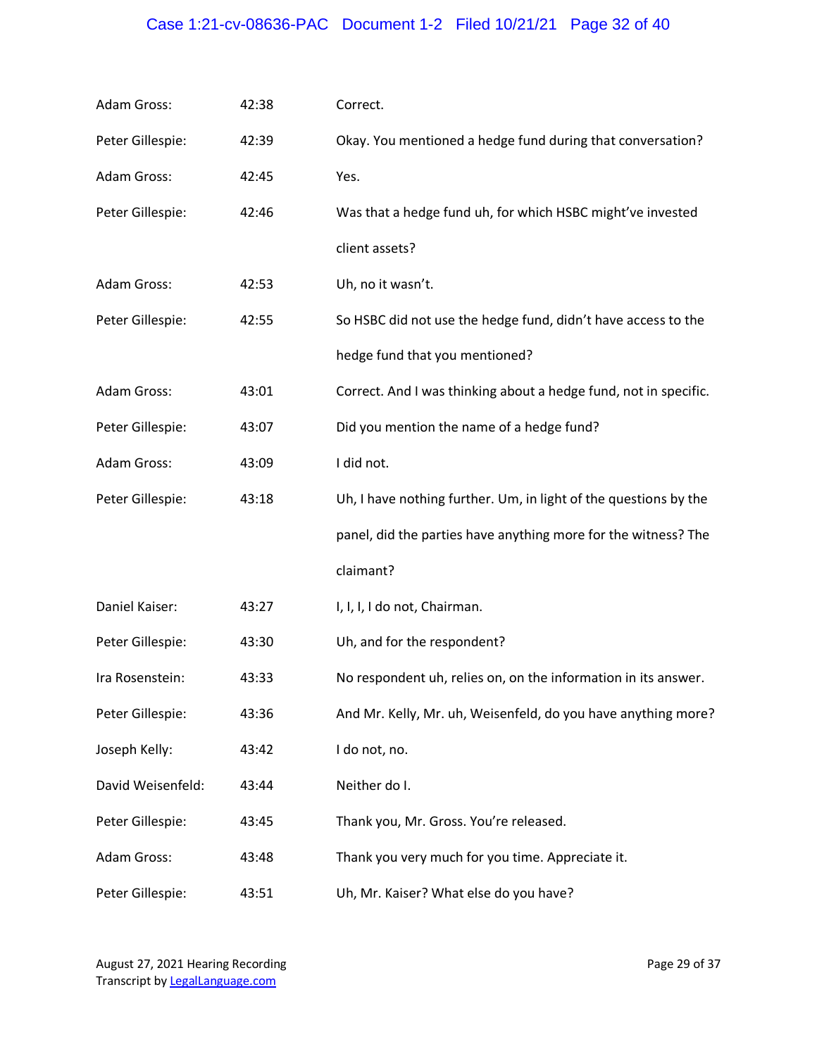| | | |
|---|---|---|
| Adam Gross: | 42:38 | Correct. |
| Peter Gillespie: | 42:39 | Okay. You mentioned a hedge fund during that conversation? |
| Adam Gross: | 42:45 | Yes. |
| Peter Gillespie: | 42:46 | Was that a hedge fund uh, for which HSBC might've invested client assets? |
| Adam Gross: | 42:53 | Uh, no it wasn't. |
| Peter Gillespie: | 42:55 | So HSBC did not use the hedge fund, didn't have access to the hedge fund that you mentioned? |
| Adam Gross: | 43:01 | Correct. And I was thinking about a hedge fund, not in specific. |
| Peter Gillespie: | 43:07 | Did you mention the name of a hedge fund? |
| Adam Gross: | 43:09 | I did not. |
| Peter Gillespie: | 43:18 | Uh, I have nothing further. Um, in light of the questions by the panel, did the parties have anything more for the witness? The claimant? |
| Daniel Kaiser: | 43:27 | I, I, I, I do not, Chairman. |
| Peter Gillespie: | 43:30 | Uh, and for the respondent? |
| Ira Rosenstein: | 43:33 | No respondent uh, relies on, on the information in its answer. |
| Peter Gillespie: | 43:36 | And Mr. Kelly, Mr. uh, Weisenfeld, do you have anything more? |
| Joseph Kelly: | 43:42 | I do not, no. |
| David Weisenfeld: | 43:44 | Neither do I. |
| Peter Gillespie: | 43:45 | Thank you, Mr. Gross. You're released. |
| Adam Gross: | 43:48 | Thank you very much for you time. Appreciate it. |
| Peter Gillespie: | 43:51 | Uh, Mr. Kaiser? What else do you have? |

August 27, 2021 Hearing Recording
Transcript by LegalLanguage.com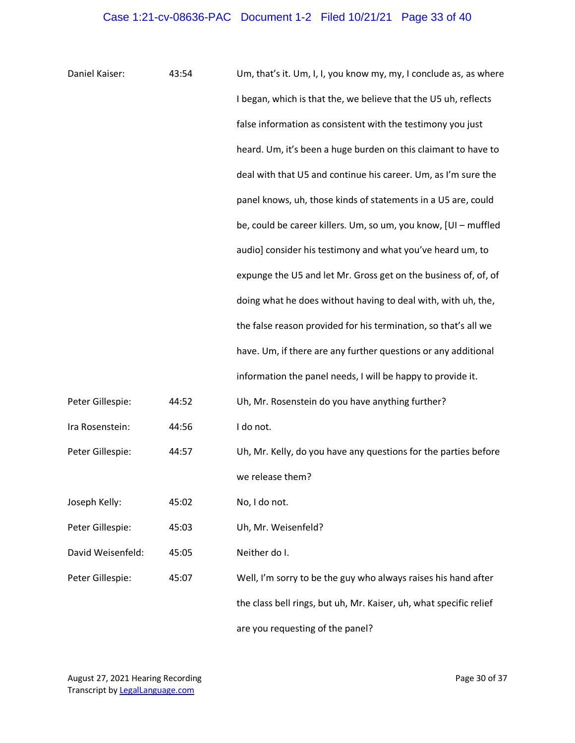| | | |
|---|---|---|
| Daniel Kaiser: | 43:54 | Um, that's it. Um, I, I, you know my, my, I conclude as, as where I began, which is that the, we believe that the U5 uh, reflects false information as consistent with the testimony you just heard. Um, it's been a huge burden on this claimant to have to deal with that U5 and continue his career. Um, as I'm sure the panel knows, uh, those kinds of statements in a U5 are, could be, could be career killers. Um, so um, you know, [UI – muffled audio] consider his testimony and what you've heard um, to expunge the U5 and let Mr. Gross get on the business of, of, of doing what he does without having to deal with, with uh, the, the false reason provided for his termination, so that's all we have. Um, if there are any further questions or any additional information the panel needs, I will be happy to provide it. |
| Peter Gillespie: | 44:52 | Uh, Mr. Rosenstein do you have anything further? |
| Ira Rosenstein: | 44:56 | I do not. |
| Peter Gillespie: | 44:57 | Uh, Mr. Kelly, do you have any questions for the parties before we release them? |
| Joseph Kelly: | 45:02 | No, I do not. |
| Peter Gillespie: | 45:03 | Uh, Mr. Weisenfeld? |
| David Weisenfeld: | 45:05 | Neither do I. |
| Peter Gillespie: | 45:07 | Well, I'm sorry to be the guy who always raises his hand after the class bell rings, but uh, Mr. Kaiser, uh, what specific relief are you requesting of the panel? |

August 27, 2021 Hearing Recording
Transcript by LegalLanguage.com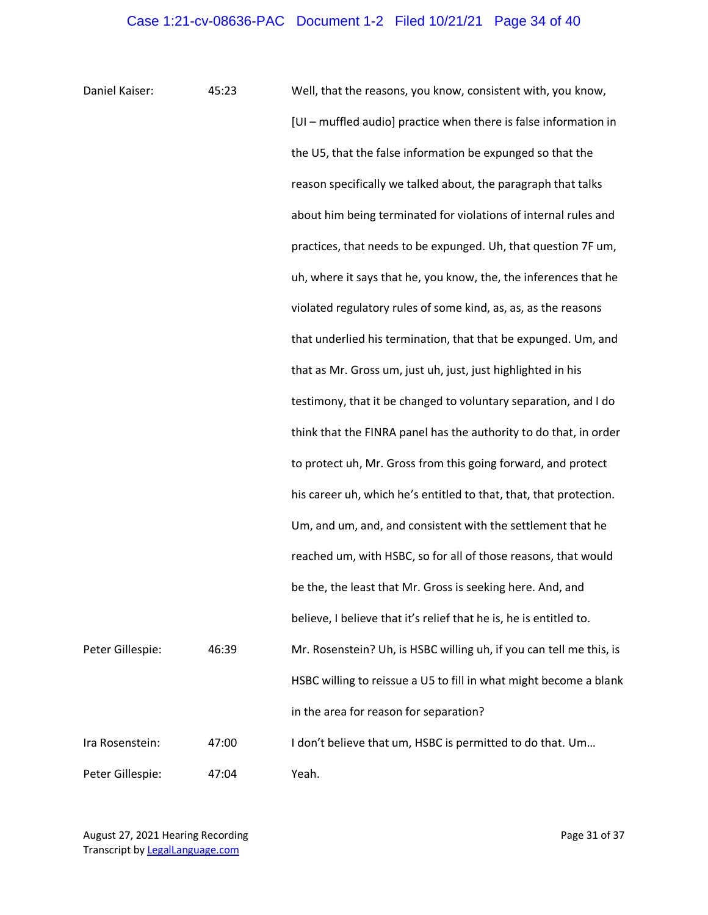| | | |
|---|---|---|
| Daniel Kaiser: | 45:23 | Well, that the reasons, you know, consistent with, you know, [UI – muffled audio] practice when there is false information in the U5, that the false information be expunged so that the reason specifically we talked about, the paragraph that talks about him being terminated for violations of internal rules and practices, that needs to be expunged. Uh, that question 7F um, uh, where it says that he, you know, the, the inferences that he violated regulatory rules of some kind, as, as, as the reasons that underlied his termination, that that be expunged. Um, and that as Mr. Gross um, just uh, just, just highlighted in his testimony, that it be changed to voluntary separation, and I do think that the FINRA panel has the authority to do that, in order to protect uh, Mr. Gross from this going forward, and protect his career uh, which he's entitled to that, that, that protection. Um, and um, and, and consistent with the settlement that he reached um, with HSBC, so for all of those reasons, that would be the, the least that Mr. Gross is seeking here. And, and believe, I believe that it's relief that he is, he is entitled to. |
| Peter Gillespie: | 46:39 | Mr. Rosenstein? Uh, is HSBC willing uh, if you can tell me this, is HSBC willing to reissue a U5 to fill in what might become a blank in the area for reason for separation? |
| Ira Rosenstein: | 47:00 | I don't believe that um, HSBC is permitted to do that. Um… |
| Peter Gillespie: | 47:04 | Yeah. |

August 27, 2021 Hearing Recording
Transcript by LegalLanguage.com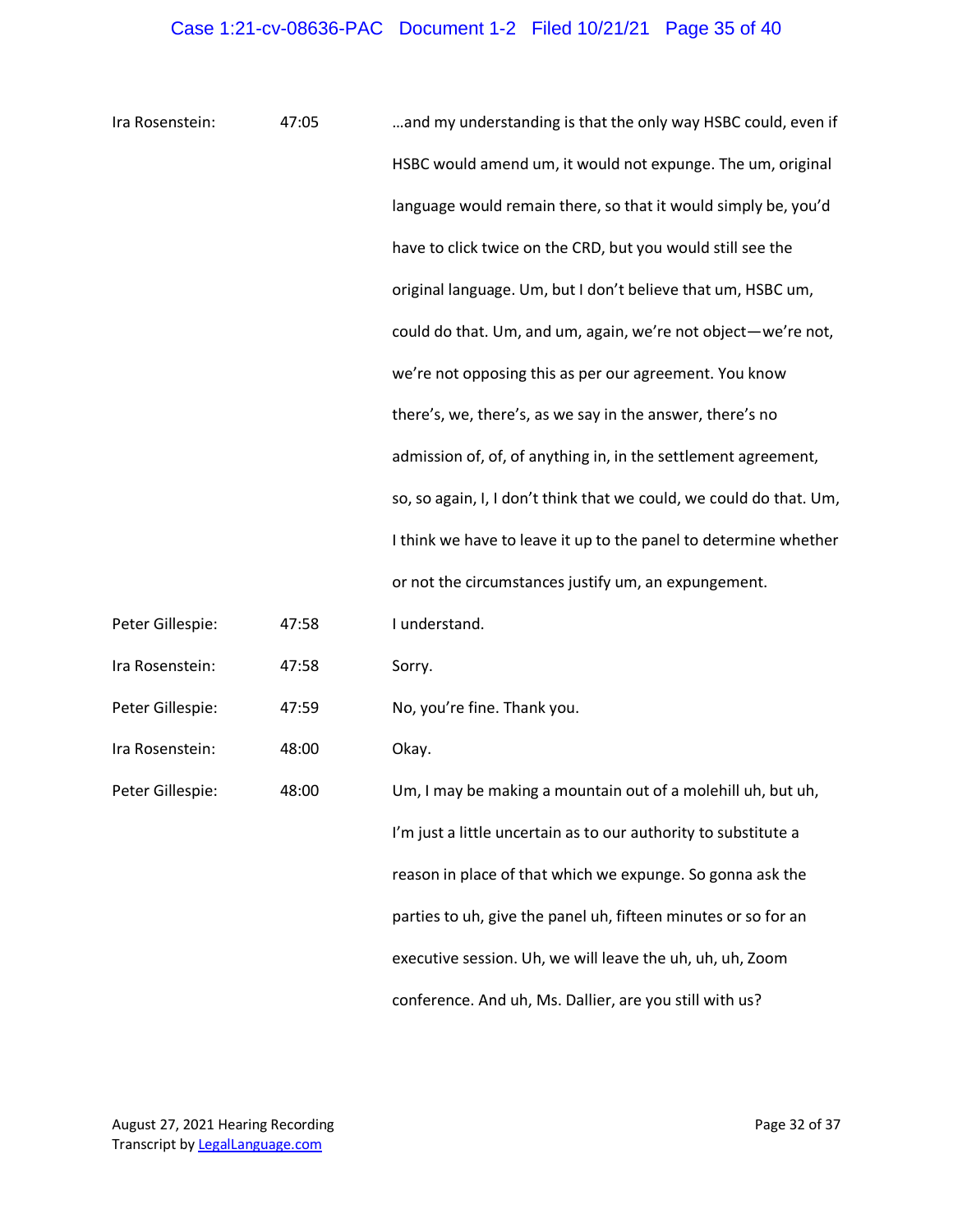| | | |
|---|---|---|
| Ira Rosenstein: | 47:05 | …and my understanding is that the only way HSBC could, even if HSBC would amend um, it would not expunge. The um, original language would remain there, so that it would simply be, you'd have to click twice on the CRD, but you would still see the original language. Um, but I don't believe that um, HSBC um, could do that. Um, and um, again, we're not object—we're not, we're not opposing this as per our agreement. You know there's, we, there's, as we say in the answer, there's no admission of, of, of anything in, in the settlement agreement, so, so again, I, I don't think that we could, we could do that. Um, I think we have to leave it up to the panel to determine whether or not the circumstances justify um, an expungement. |
| Peter Gillespie: | 47:58 | I understand. |
| Ira Rosenstein: | 47:58 | Sorry. |
| Peter Gillespie: | 47:59 | No, you're fine. Thank you. |
| Ira Rosenstein: | 48:00 | Okay. |
| Peter Gillespie: | 48:00 | Um, I may be making a mountain out of a molehill uh, but uh, I'm just a little uncertain as to our authority to substitute a reason in place of that which we expunge. So gonna ask the parties to uh, give the panel uh, fifteen minutes or so for an executive session. Uh, we will leave the uh, uh, uh, Zoom conference. And uh, Ms. Dallier, are you still with us? |

August 27, 2021 Hearing Recording
Transcript by LegalLanguage.com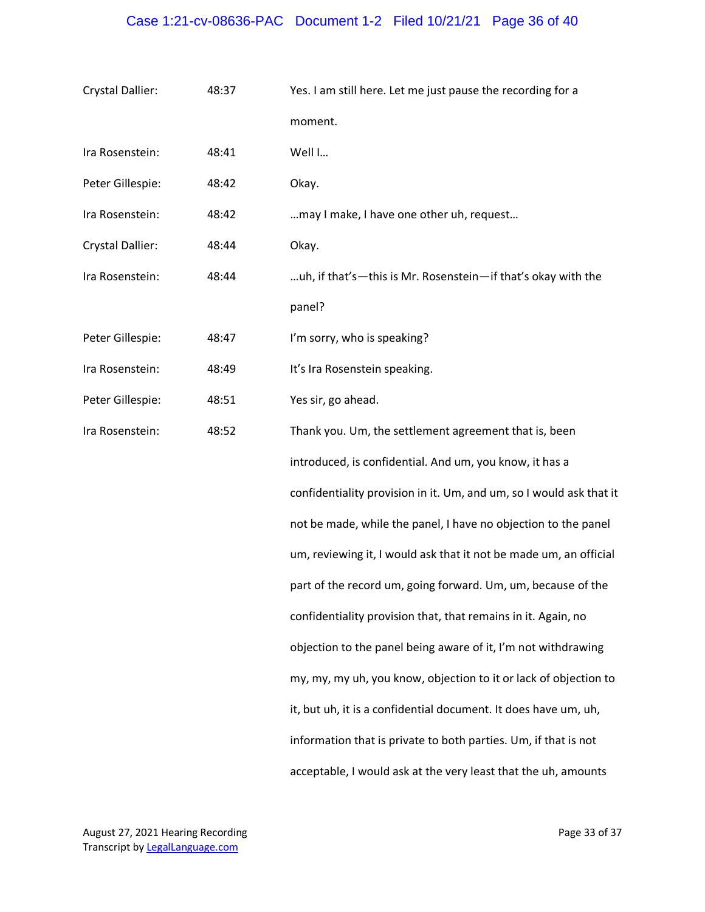| | | |
|---|---|---|
| Crystal Dallier: | 48:37 | Yes. I am still here. Let me just pause the recording for a moment. |
| Ira Rosenstein: | 48:41 | Well I… |
| Peter Gillespie: | 48:42 | Okay. |
| Ira Rosenstein: | 48:42 | …may I make, I have one other uh, request… |
| Crystal Dallier: | 48:44 | Okay. |
| Ira Rosenstein: | 48:44 | …uh, if that's—this is Mr. Rosenstein—if that's okay with the panel? |
| Peter Gillespie: | 48:47 | I'm sorry, who is speaking? |
| Ira Rosenstein: | 48:49 | It's Ira Rosenstein speaking. |
| Peter Gillespie: | 48:51 | Yes sir, go ahead. |
| Ira Rosenstein: | 48:52 | Thank you. Um, the settlement agreement that is, been introduced, is confidential. And um, you know, it has a confidentiality provision in it. Um, and um, so I would ask that it not be made, while the panel, I have no objection to the panel um, reviewing it, I would ask that it not be made um, an official part of the record um, going forward. Um, um, because of the confidentiality provision that, that remains in it. Again, no objection to the panel being aware of it, I'm not withdrawing my, my, my uh, you know, objection to it or lack of objection to it, but uh, it is a confidential document. It does have um, uh, information that is private to both parties. Um, if that is not acceptable, I would ask at the very least that the uh, amounts |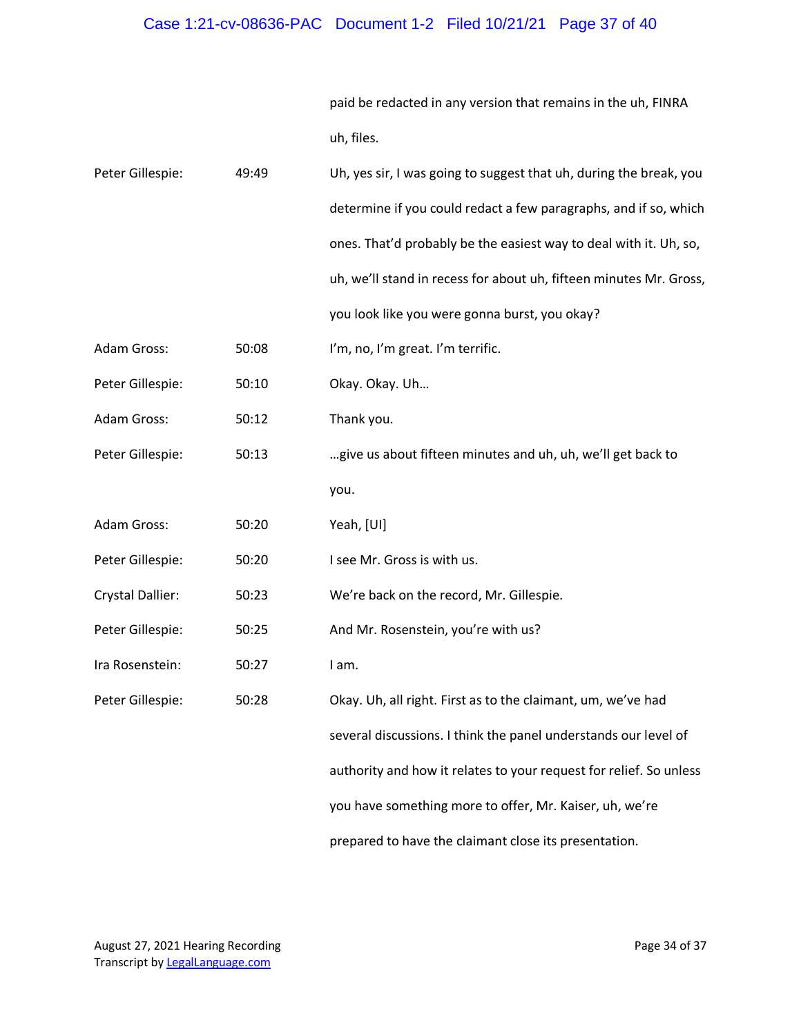| | | |
|---|---|---|
| | | paid be redacted in any version that remains in the uh, FINRA uh, files. |
| Peter Gillespie: | 49:49 | Uh, yes sir, I was going to suggest that uh, during the break, you determine if you could redact a few paragraphs, and if so, which ones. That'd probably be the easiest way to deal with it. Uh, so, uh, we'll stand in recess for about uh, fifteen minutes Mr. Gross, you look like you were gonna burst, you okay? |
| Adam Gross: | 50:08 | I'm, no, I'm great. I'm terrific. |
| Peter Gillespie: | 50:10 | Okay. Okay. Uh… |
| Adam Gross: | 50:12 | Thank you. |
| Peter Gillespie: | 50:13 | …give us about fifteen minutes and uh, uh, we'll get back to you. |
| Adam Gross: | 50:20 | Yeah, [UI] |
| Peter Gillespie: | 50:20 | I see Mr. Gross is with us. |
| Crystal Dallier: | 50:23 | We're back on the record, Mr. Gillespie. |
| Peter Gillespie: | 50:25 | And Mr. Rosenstein, you're with us? |
| Ira Rosenstein: | 50:27 | I am. |
| Peter Gillespie: | 50:28 | Okay. Uh, all right. First as to the claimant, um, we've had several discussions. I think the panel understands our level of authority and how it relates to your request for relief. So unless you have something more to offer, Mr. Kaiser, uh, we're prepared to have the claimant close its presentation. |

August 27, 2021 Hearing Recording
Transcript by LegalLanguage.com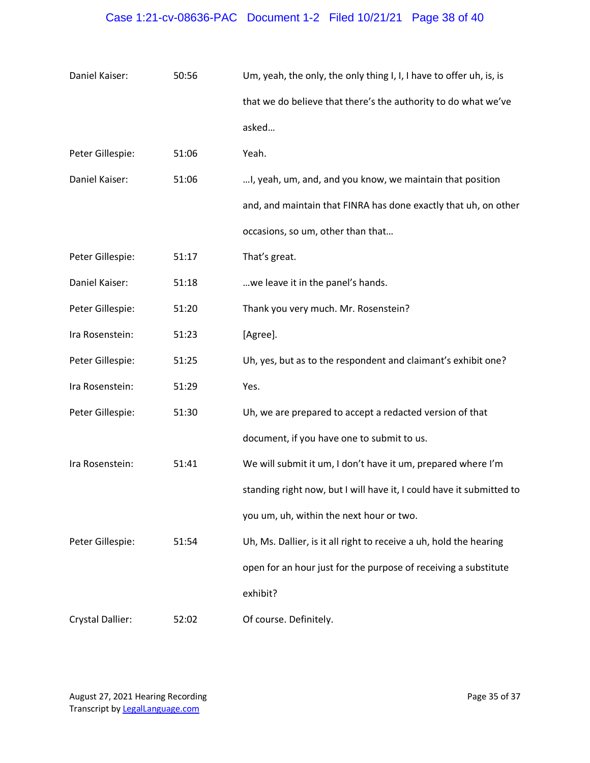| | | |
|---|---|---|
| Daniel Kaiser: | 50:56 | Um, yeah, the only, the only thing I, I, I have to offer uh, is, is that we do believe that there's the authority to do what we've asked… |
| Peter Gillespie: | 51:06 | Yeah. |
| Daniel Kaiser: | 51:06 | …I, yeah, um, and, and you know, we maintain that position and, and maintain that FINRA has done exactly that uh, on other occasions, so um, other than that… |
| Peter Gillespie: | 51:17 | That's great. |
| Daniel Kaiser: | 51:18 | …we leave it in the panel's hands. |
| Peter Gillespie: | 51:20 | Thank you very much. Mr. Rosenstein? |
| Ira Rosenstein: | 51:23 | [Agree]. |
| Peter Gillespie: | 51:25 | Uh, yes, but as to the respondent and claimant's exhibit one? |
| Ira Rosenstein: | 51:29 | Yes. |
| Peter Gillespie: | 51:30 | Uh, we are prepared to accept a redacted version of that document, if you have one to submit to us. |
| Ira Rosenstein: | 51:41 | We will submit it um, I don't have it um, prepared where I'm standing right now, but I will have it, I could have it submitted to you um, uh, within the next hour or two. |
| Peter Gillespie: | 51:54 | Uh, Ms. Dallier, is it all right to receive a uh, hold the hearing open for an hour just for the purpose of receiving a substitute exhibit? |
| Crystal Dallier: | 52:02 | Of course. Definitely. |

August 27, 2021 Hearing Recording
Transcript by LegalLanguage.com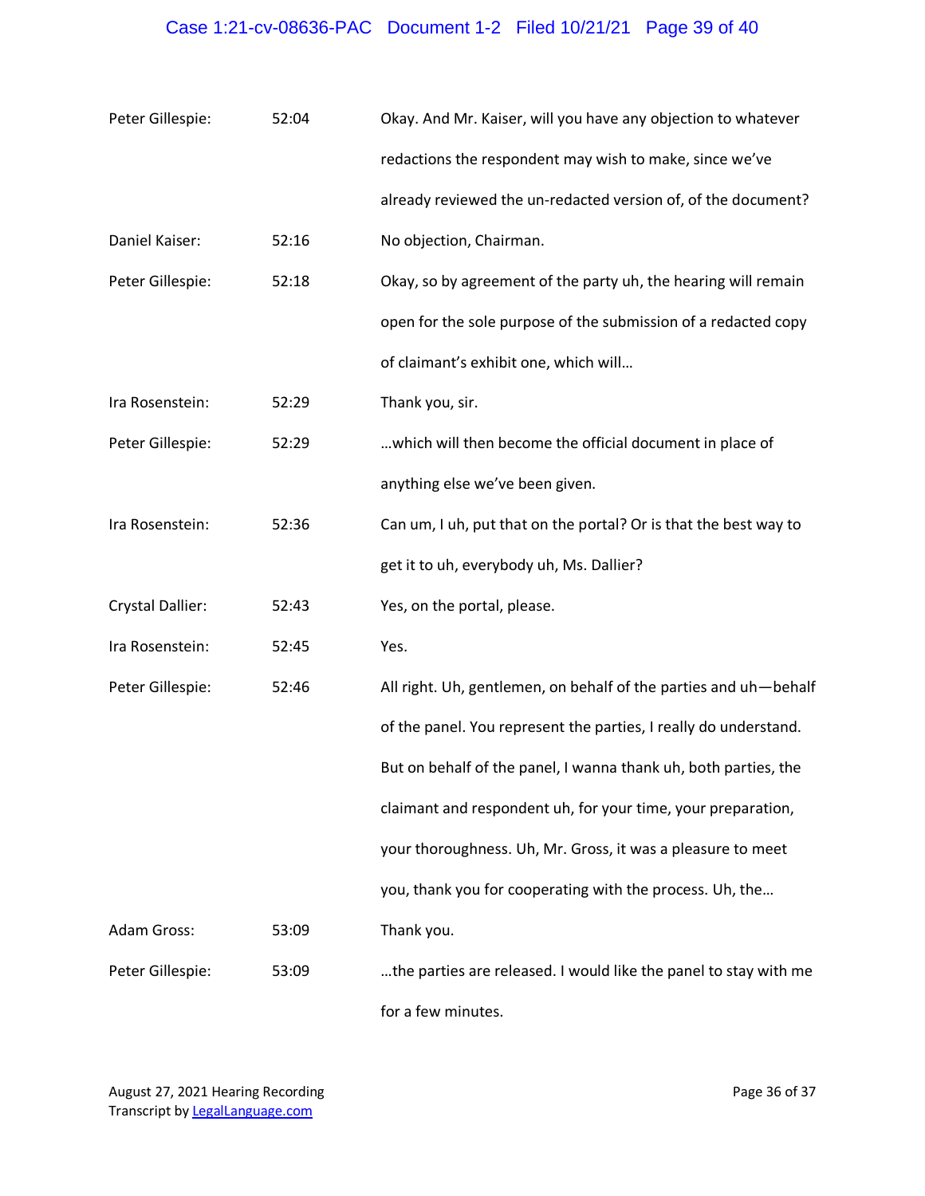| | | |
|---|---|---|
| Peter Gillespie: | 52:04 | Okay. And Mr. Kaiser, will you have any objection to whatever redactions the respondent may wish to make, since we've already reviewed the un-redacted version of, of the document? |
| Daniel Kaiser: | 52:16 | No objection, Chairman. |
| Peter Gillespie: | 52:18 | Okay, so by agreement of the party uh, the hearing will remain open for the sole purpose of the submission of a redacted copy of claimant's exhibit one, which will… |
| Ira Rosenstein: | 52:29 | Thank you, sir. |
| Peter Gillespie: | 52:29 | …which will then become the official document in place of anything else we've been given. |
| Ira Rosenstein: | 52:36 | Can um, I uh, put that on the portal? Or is that the best way to get it to uh, everybody uh, Ms. Dallier? |
| Crystal Dallier: | 52:43 | Yes, on the portal, please. |
| Ira Rosenstein: | 52:45 | Yes. |
| Peter Gillespie: | 52:46 | All right. Uh, gentlemen, on behalf of the parties and uh—behalf of the panel. You represent the parties, I really do understand. But on behalf of the panel, I wanna thank uh, both parties, the claimant and respondent uh, for your time, your preparation, your thoroughness. Uh, Mr. Gross, it was a pleasure to meet you, thank you for cooperating with the process. Uh, the… |
| Adam Gross: | 53:09 | Thank you. |
| Peter Gillespie: | 53:09 | …the parties are released. I would like the panel to stay with me for a few minutes. |

August 27, 2021 Hearing Recording
Transcript by LegalLanguage.com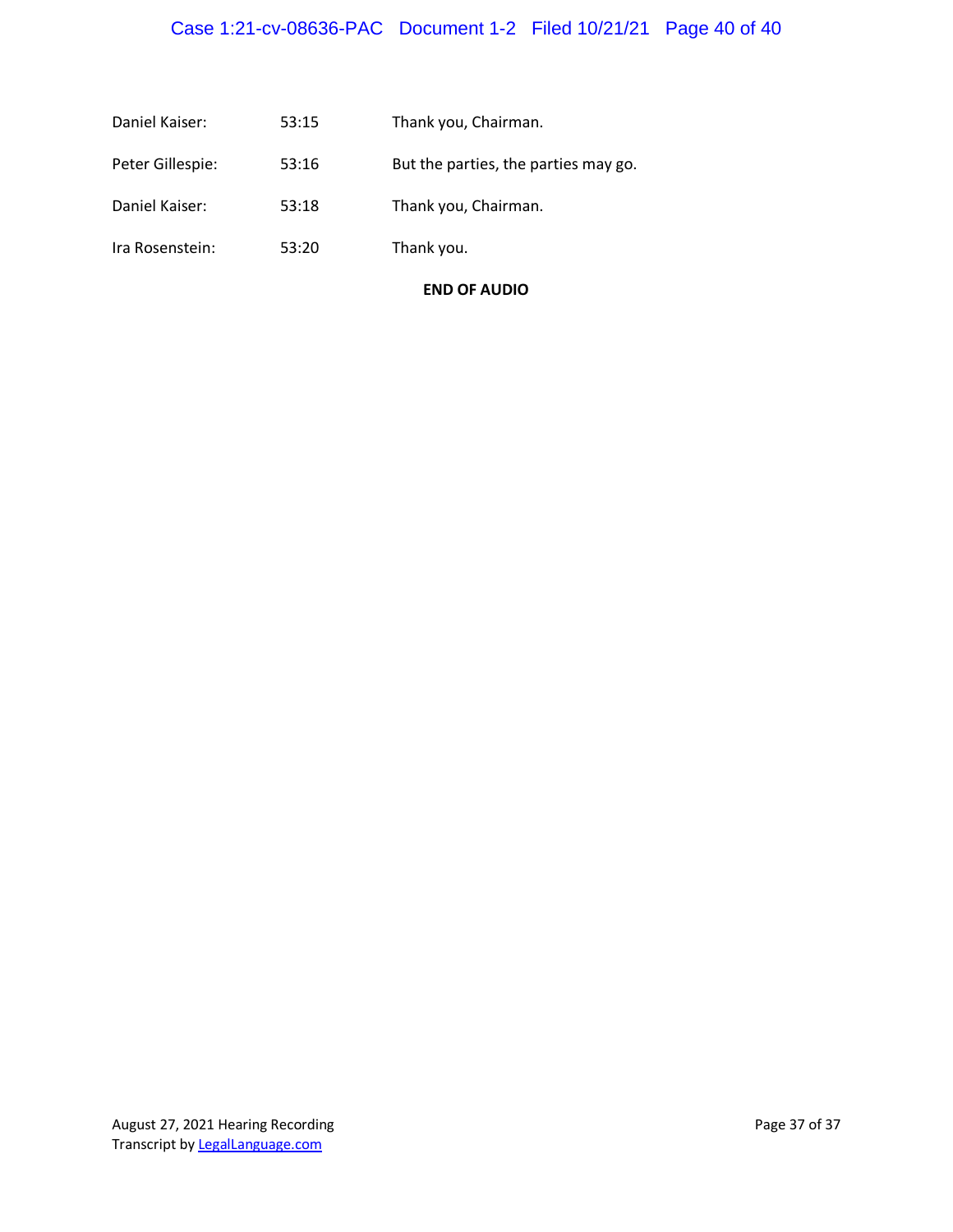| | | |
|---|---|---|
| Daniel Kaiser: | 53:15 | Thank you, Chairman. |
| Peter Gillespie: | 53:16 | But the parties, the parties may go. |
| Daniel Kaiser: | 53:18 | Thank you, Chairman. |
| Ira Rosenstein: | 53:20 | Thank you. |

**END OF AUDIO**